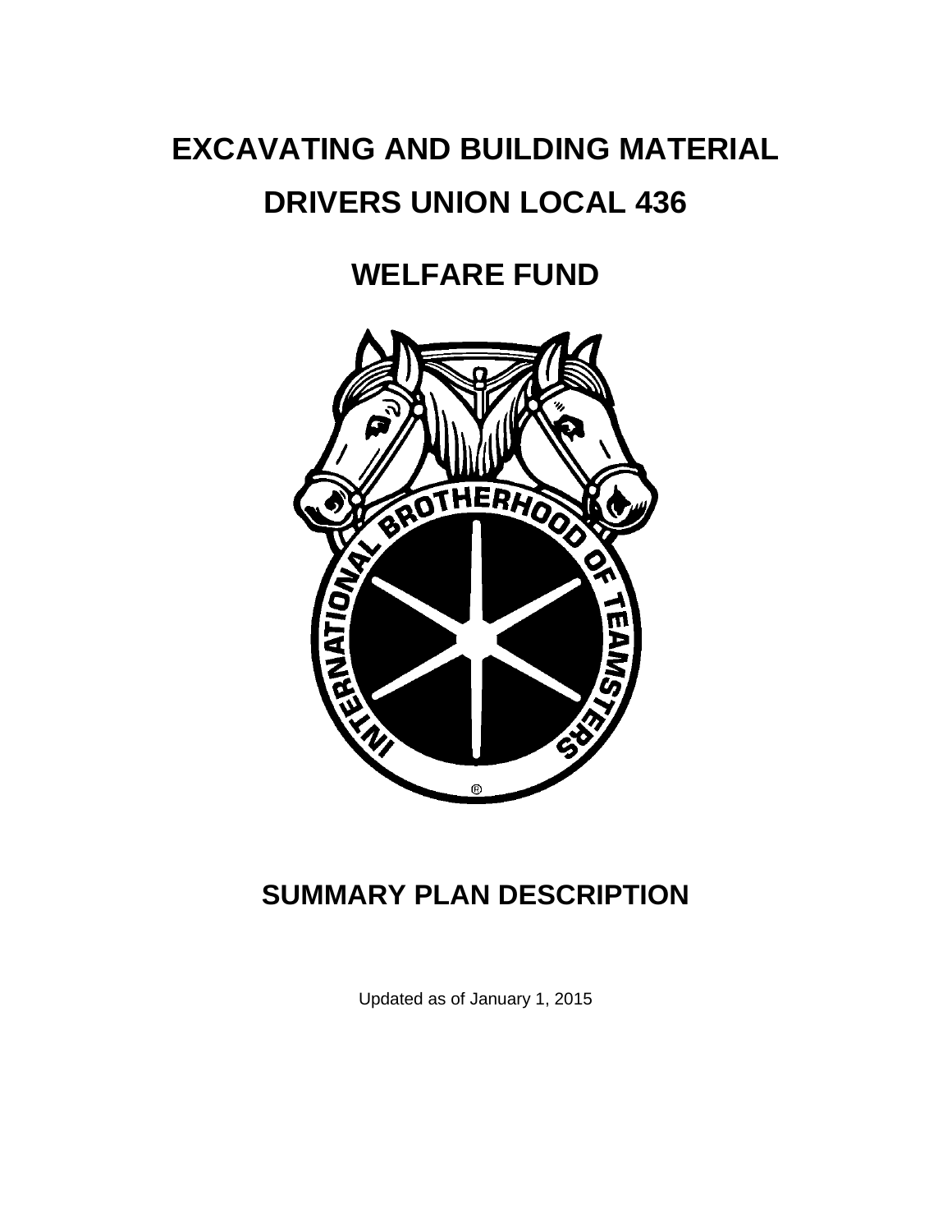# EXCAVATING AND BUILDING MATERIAL DRIVERS UNION LOCAL 436

# WELFARE FUND

# SUMMARY PLAN DESCRIPTION

Updated as of January 1, 2015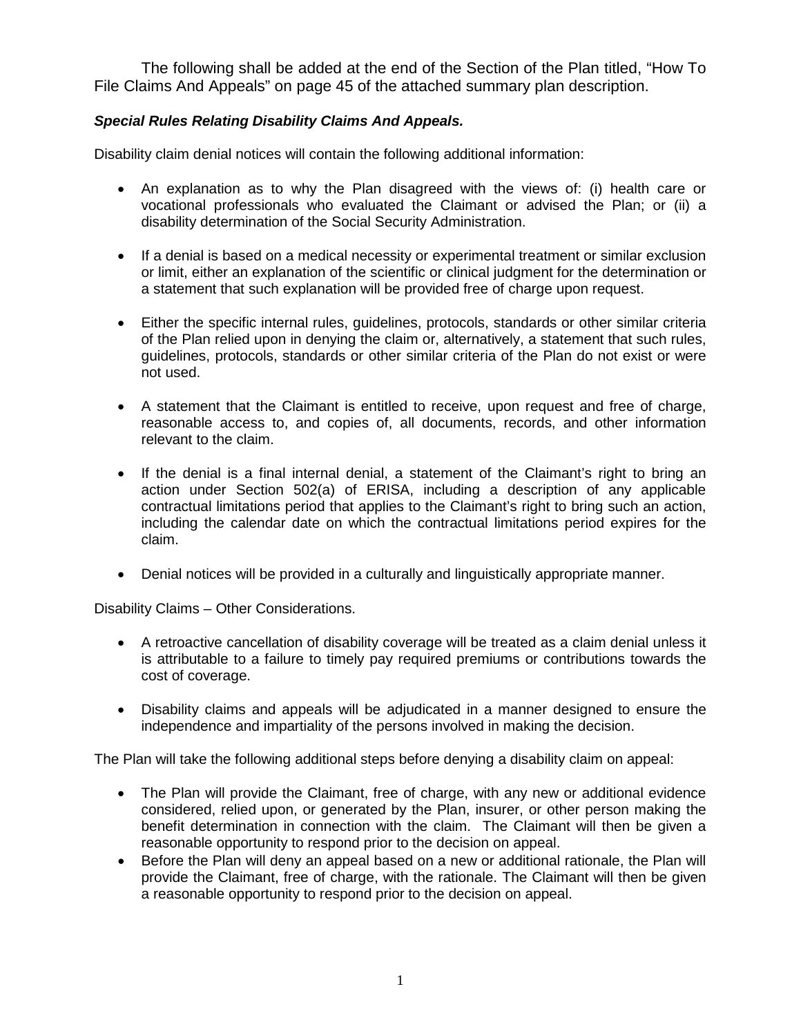The following shall be added at the end of the Section of the Plan titled, "How To File Claims And Appeals" on page 45 of the attached summary plan description.

***Special Rules Relating Disability Claims And Appeals.***

Disability claim denial notices will contain the following additional information:

- An explanation as to why the Plan disagreed with the views of: (i) health care or vocational professionals who evaluated the Claimant or advised the Plan; or (ii) a disability determination of the Social Security Administration.

- If a denial is based on a medical necessity or experimental treatment or similar exclusion or limit, either an explanation of the scientific or clinical judgment for the determination or a statement that such explanation will be provided free of charge upon request.

- Either the specific internal rules, guidelines, protocols, standards or other similar criteria of the Plan relied upon in denying the claim or, alternatively, a statement that such rules, guidelines, protocols, standards or other similar criteria of the Plan do not exist or were not used.

- A statement that the Claimant is entitled to receive, upon request and free of charge, reasonable access to, and copies of, all documents, records, and other information relevant to the claim.

- If the denial is a final internal denial, a statement of the Claimant's right to bring an action under Section 502(a) of ERISA, including a description of any applicable contractual limitations period that applies to the Claimant's right to bring such an action, including the calendar date on which the contractual limitations period expires for the claim.

- Denial notices will be provided in a culturally and linguistically appropriate manner.

Disability Claims – Other Considerations.

- A retroactive cancellation of disability coverage will be treated as a claim denial unless it is attributable to a failure to timely pay required premiums or contributions towards the cost of coverage.

- Disability claims and appeals will be adjudicated in a manner designed to ensure the independence and impartiality of the persons involved in making the decision.

The Plan will take the following additional steps before denying a disability claim on appeal:

- The Plan will provide the Claimant, free of charge, with any new or additional evidence considered, relied upon, or generated by the Plan, insurer, or other person making the benefit determination in connection with the claim. The Claimant will then be given a reasonable opportunity to respond prior to the decision on appeal.
- Before the Plan will deny an appeal based on a new or additional rationale, the Plan will provide the Claimant, free of charge, with the rationale. The Claimant will then be given a reasonable opportunity to respond prior to the decision on appeal.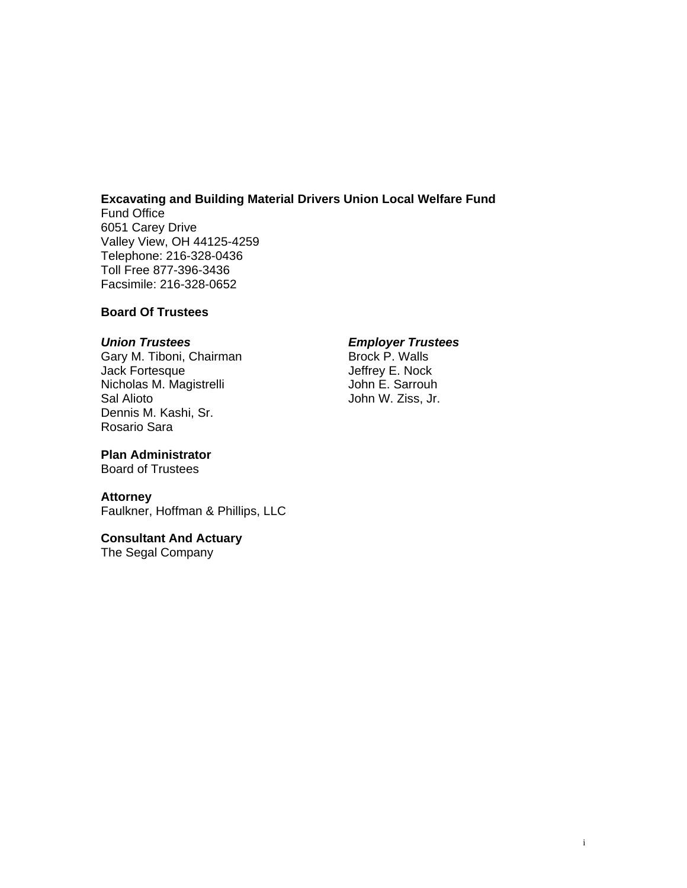**Excavating and Building Material Drivers Union Local Welfare Fund**
Fund Office
6051 Carey Drive
Valley View, OH 44125-4259
Telephone: 216-328-0436
Toll Free 877-396-3436
Facsimile: 216-328-0652

**Board Of Trustees**

***Union Trustees***
Gary M. Tiboni, Chairman
Jack Fortesque
Nicholas M. Magistrelli
Sal Alioto
Dennis M. Kashi, Sr.
Rosario Sara

***Employer Trustees***
Brock P. Walls
Jeffrey E. Nock
John E. Sarrouh
John W. Ziss, Jr.

**Plan Administrator**
Board of Trustees

**Attorney**
Faulkner, Hoffman & Phillips, LLC

**Consultant And Actuary**
The Segal Company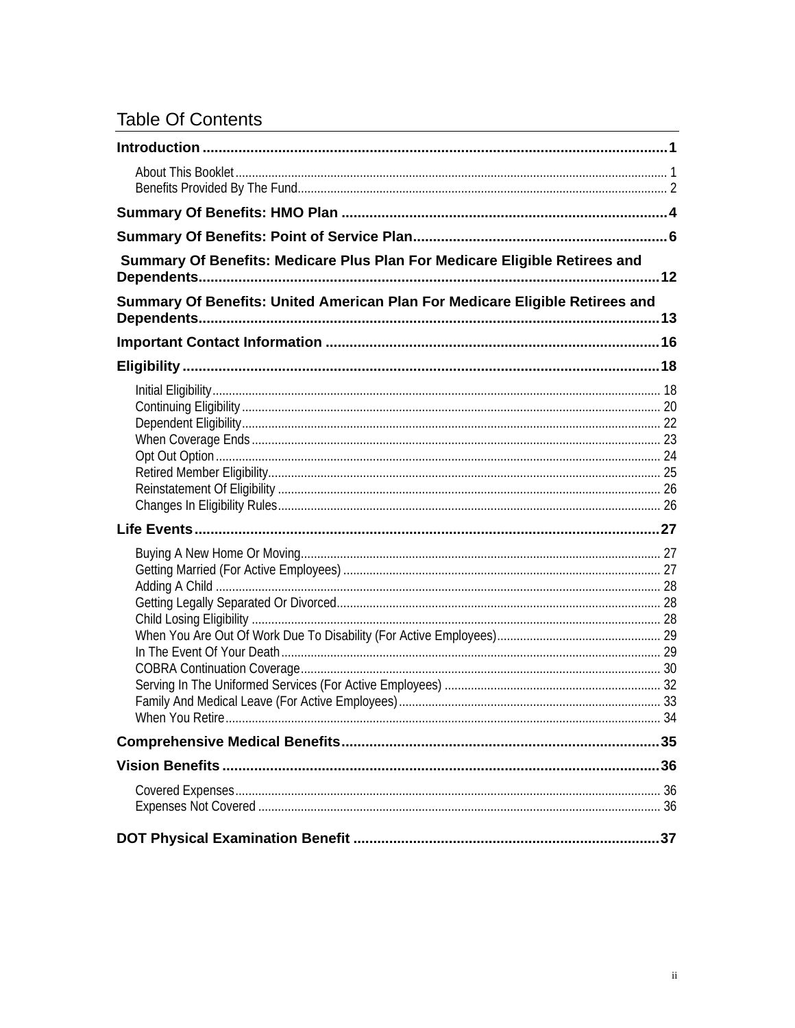# Table Of Contents

**Introduction** ... 1

- About This Booklet ... 1
- Benefits Provided By The Fund ... 2

**Summary Of Benefits: HMO Plan** ... 4

**Summary Of Benefits: Point of Service Plan** ... 6

**Summary Of Benefits: Medicare Plus Plan For Medicare Eligible Retirees and Dependents** ... 12

**Summary Of Benefits: United American Plan For Medicare Eligible Retirees and Dependents** ... 13

**Important Contact Information** ... 16

**Eligibility** ... 18

- Initial Eligibility ... 18
- Continuing Eligibility ... 20
- Dependent Eligibility ... 22
- When Coverage Ends ... 23
- Opt Out Option ... 24
- Retired Member Eligibility ... 25
- Reinstatement Of Eligibility ... 26
- Changes In Eligibility Rules ... 26

**Life Events** ... 27

- Buying A New Home Or Moving ... 27
- Getting Married (For Active Employees) ... 27
- Adding A Child ... 28
- Getting Legally Separated Or Divorced ... 28
- Child Losing Eligibility ... 28
- When You Are Out Of Work Due To Disability (For Active Employees) ... 29
- In The Event Of Your Death ... 29
- COBRA Continuation Coverage ... 30
- Serving In The Uniformed Services (For Active Employees) ... 32
- Family And Medical Leave (For Active Employees) ... 33
- When You Retire ... 34

**Comprehensive Medical Benefits** ... 35

**Vision Benefits** ... 36

- Covered Expenses ... 36
- Expenses Not Covered ... 36

**DOT Physical Examination Benefit** ... 37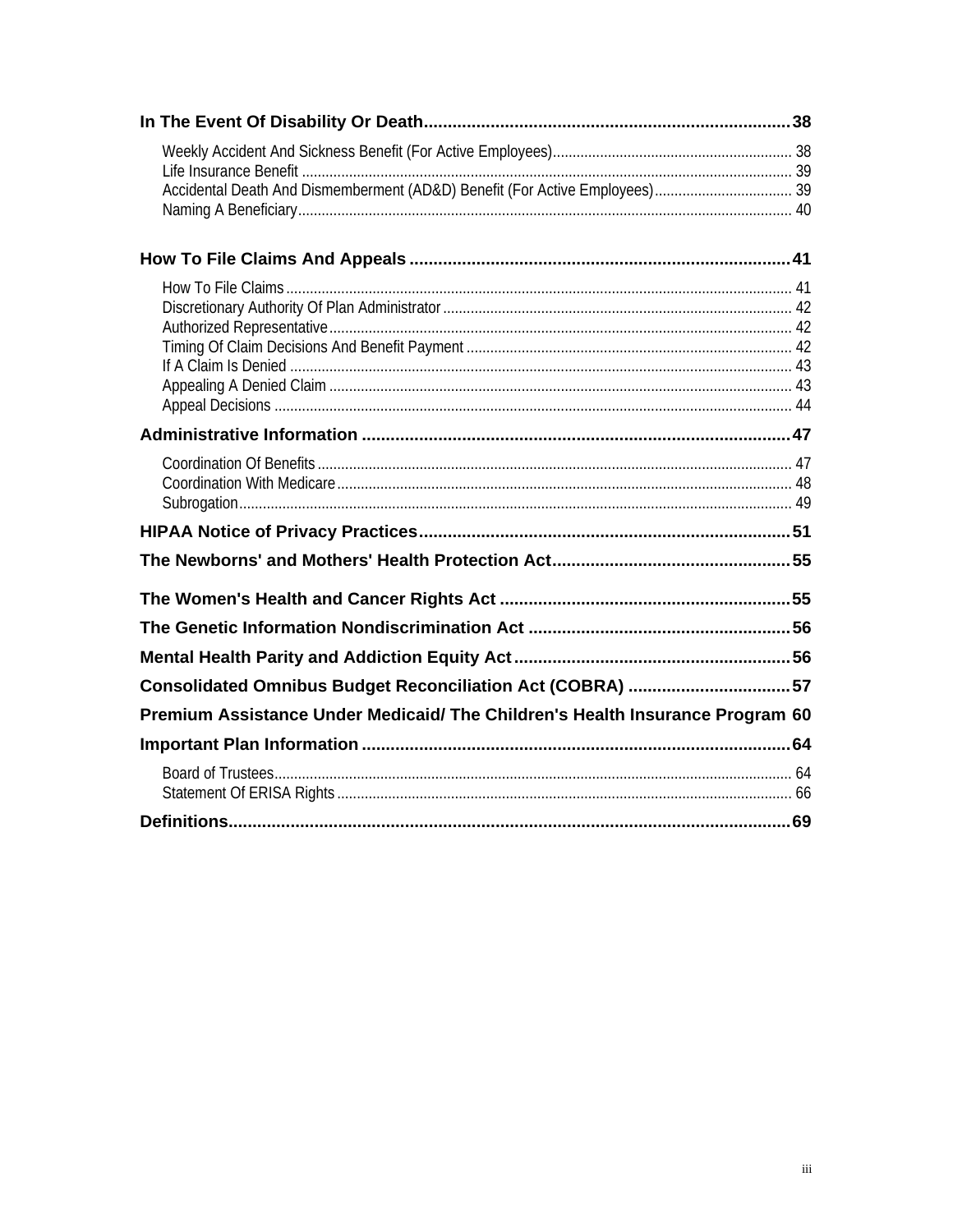**In The Event Of Disability Or Death** ... 38

- Weekly Accident And Sickness Benefit (For Active Employees) ... 38
- Life Insurance Benefit ... 39
- Accidental Death And Dismemberment (AD&D) Benefit (For Active Employees) ... 39
- Naming A Beneficiary ... 40

**How To File Claims And Appeals** ... 41

- How To File Claims ... 41
- Discretionary Authority Of Plan Administrator ... 42
- Authorized Representative ... 42
- Timing Of Claim Decisions And Benefit Payment ... 42
- If A Claim Is Denied ... 43
- Appealing A Denied Claim ... 43
- Appeal Decisions ... 44

**Administrative Information** ... 47

- Coordination Of Benefits ... 47
- Coordination With Medicare ... 48
- Subrogation ... 49

**HIPAA Notice of Privacy Practices** ... 51

**The Newborns' and Mothers' Health Protection Act** ... 55

**The Women's Health and Cancer Rights Act** ... 55

**The Genetic Information Nondiscrimination Act** ... 56

**Mental Health Parity and Addiction Equity Act** ... 56

**Consolidated Omnibus Budget Reconciliation Act (COBRA)** ... 57

**Premium Assistance Under Medicaid/ The Children's Health Insurance Program** 60

**Important Plan Information** ... 64

- Board of Trustees ... 64
- Statement Of ERISA Rights ... 66

**Definitions** ... 69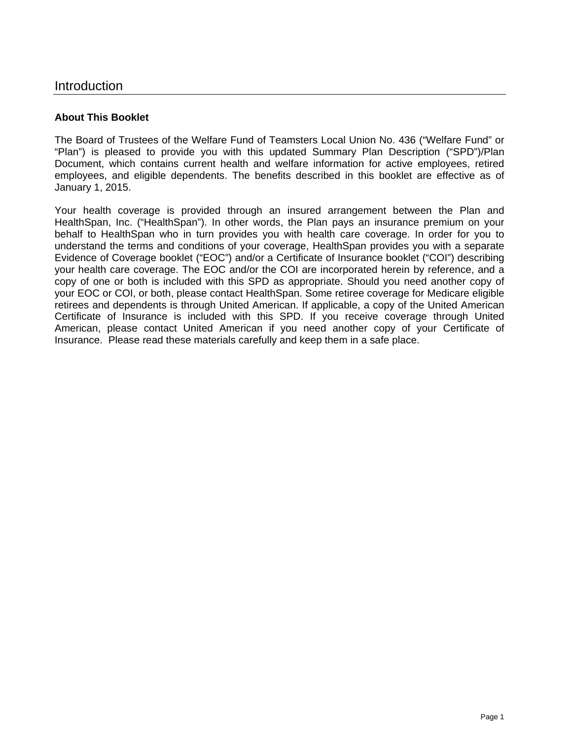# Introduction

## About This Booklet

The Board of Trustees of the Welfare Fund of Teamsters Local Union No. 436 ("Welfare Fund" or "Plan") is pleased to provide you with this updated Summary Plan Description ("SPD")/Plan Document, which contains current health and welfare information for active employees, retired employees, and eligible dependents. The benefits described in this booklet are effective as of January 1, 2015.

Your health coverage is provided through an insured arrangement between the Plan and HealthSpan, Inc. ("HealthSpan"). In other words, the Plan pays an insurance premium on your behalf to HealthSpan who in turn provides you with health care coverage. In order for you to understand the terms and conditions of your coverage, HealthSpan provides you with a separate Evidence of Coverage booklet ("EOC") and/or a Certificate of Insurance booklet ("COI") describing your health care coverage. The EOC and/or the COI are incorporated herein by reference, and a copy of one or both is included with this SPD as appropriate. Should you need another copy of your EOC or COI, or both, please contact HealthSpan. Some retiree coverage for Medicare eligible retirees and dependents is through United American. If applicable, a copy of the United American Certificate of Insurance is included with this SPD. If you receive coverage through United American, please contact United American if you need another copy of your Certificate of Insurance. Please read these materials carefully and keep them in a safe place.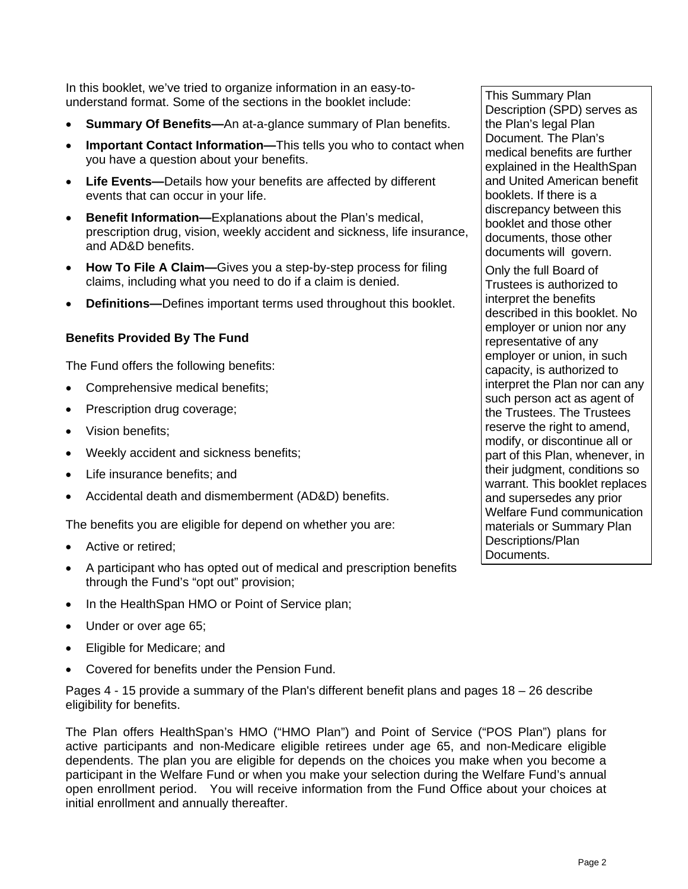In this booklet, we've tried to organize information in an easy-to-understand format. Some of the sections in the booklet include:

- **Summary Of Benefits—**An at-a-glance summary of Plan benefits.
- **Important Contact Information—**This tells you who to contact when you have a question about your benefits.
- **Life Events—**Details how your benefits are affected by different events that can occur in your life.
- **Benefit Information—**Explanations about the Plan's medical, prescription drug, vision, weekly accident and sickness, life insurance, and AD&D benefits.
- **How To File A Claim—**Gives you a step-by-step process for filing claims, including what you need to do if a claim is denied.
- **Definitions—**Defines important terms used throughout this booklet.

> This Summary Plan Description (SPD) serves as the Plan's legal Plan Document. The Plan's medical benefits are further explained in the HealthSpan and United American benefit booklets. If there is a discrepancy between this booklet and those other documents, those other documents will govern.
>
> Only the full Board of Trustees is authorized to interpret the benefits described in this booklet. No employer or union nor any representative of any employer or union, in such capacity, is authorized to interpret the Plan nor can any such person act as agent of the Trustees. The Trustees reserve the right to amend, modify, or discontinue all or part of this Plan, whenever, in their judgment, conditions so warrant. This booklet replaces and supersedes any prior Welfare Fund communication materials or Summary Plan Descriptions/Plan Documents.

### Benefits Provided By The Fund

The Fund offers the following benefits:

- Comprehensive medical benefits;
- Prescription drug coverage;
- Vision benefits;
- Weekly accident and sickness benefits;
- Life insurance benefits; and
- Accidental death and dismemberment (AD&D) benefits.

The benefits you are eligible for depend on whether you are:

- Active or retired;
- A participant who has opted out of medical and prescription benefits through the Fund's "opt out" provision;
- In the HealthSpan HMO or Point of Service plan;
- Under or over age 65;
- Eligible for Medicare; and
- Covered for benefits under the Pension Fund.

Pages 4 - 15 provide a summary of the Plan's different benefit plans and pages 18 – 26 describe eligibility for benefits.

The Plan offers HealthSpan's HMO ("HMO Plan") and Point of Service ("POS Plan") plans for active participants and non-Medicare eligible retirees under age 65, and non-Medicare eligible dependents. The plan you are eligible for depends on the choices you make when you become a participant in the Welfare Fund or when you make your selection during the Welfare Fund's annual open enrollment period. You will receive information from the Fund Office about your choices at initial enrollment and annually thereafter.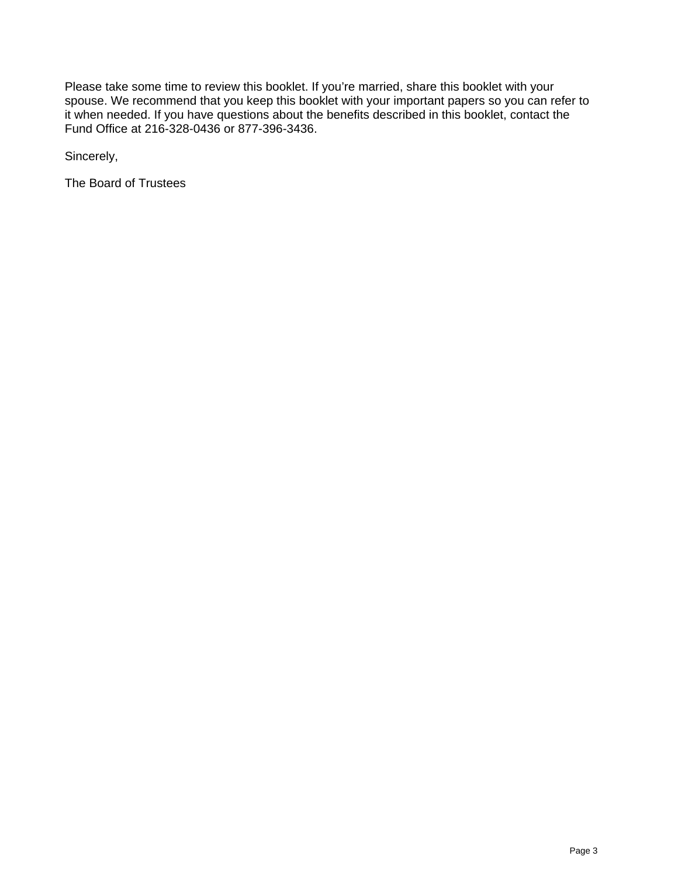Please take some time to review this booklet. If you're married, share this booklet with your spouse. We recommend that you keep this booklet with your important papers so you can refer to it when needed. If you have questions about the benefits described in this booklet, contact the Fund Office at 216-328-0436 or 877-396-3436.

Sincerely,

The Board of Trustees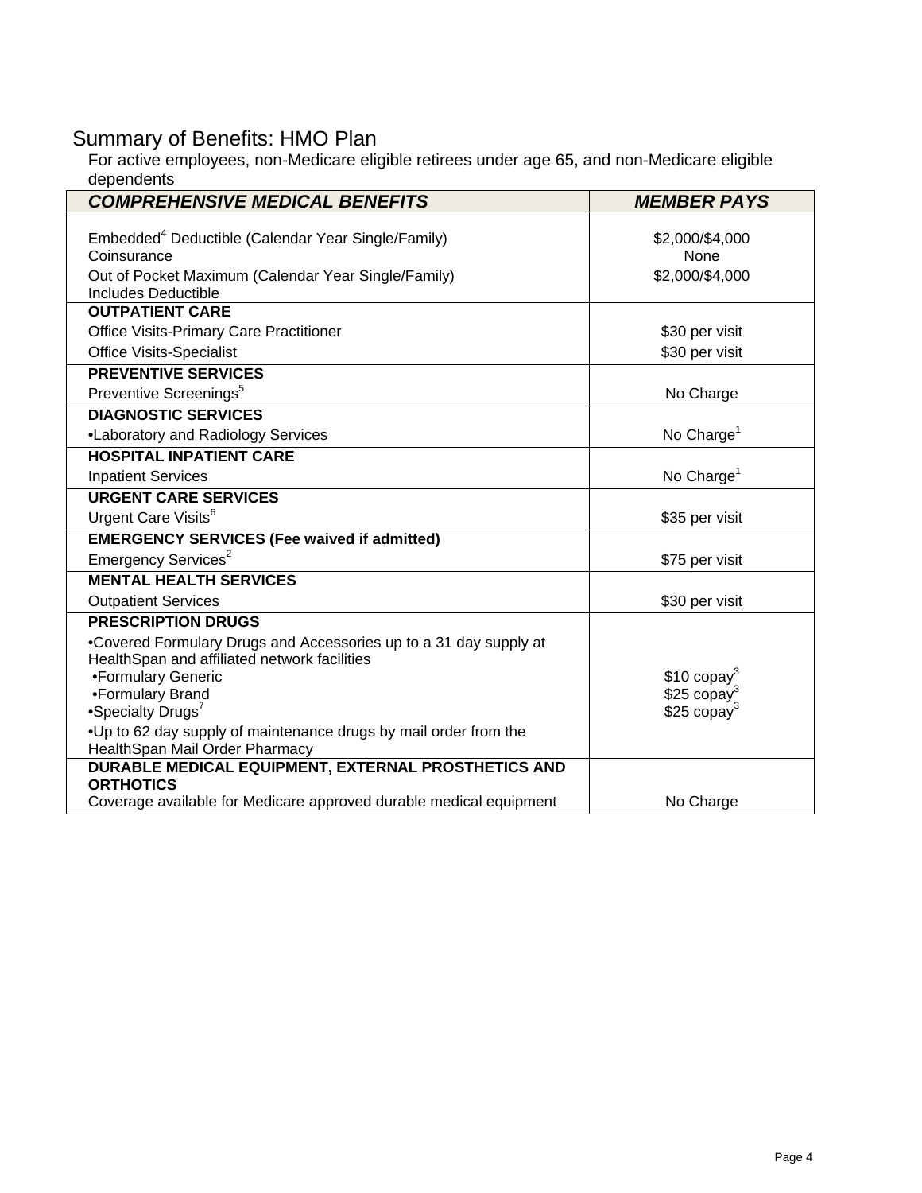## Summary of Benefits: HMO Plan

For active employees, non-Medicare eligible retirees under age 65, and non-Medicare eligible dependents

| ***COMPREHENSIVE MEDICAL BENEFITS*** | ***MEMBER PAYS*** |
|---|---|
| Embedded[4] Deductible (Calendar Year Single/Family)<br>Coinsurance<br>Out of Pocket Maximum (Calendar Year Single/Family)<br>Includes Deductible | \$2,000/\$4,000<br>None<br>\$2,000/\$4,000 |
| **OUTPATIENT CARE** | |
| Office Visits-Primary Care Practitioner | \$30 per visit |
| Office Visits-Specialist | \$30 per visit |
| **PREVENTIVE SERVICES** | |
| Preventive Screenings[5] | No Charge |
| **DIAGNOSTIC SERVICES** | |
| •Laboratory and Radiology Services | No Charge[1] |
| **HOSPITAL INPATIENT CARE** | |
| Inpatient Services | No Charge[1] |
| **URGENT CARE SERVICES** | |
| Urgent Care Visits[6] | \$35 per visit |
| **EMERGENCY SERVICES (Fee waived if admitted)** | |
| Emergency Services[2] | \$75 per visit |
| **MENTAL HEALTH SERVICES** | |
| Outpatient Services | \$30 per visit |
| **PRESCRIPTION DRUGS** | |
| •Covered Formulary Drugs and Accessories up to a 31 day supply at HealthSpan and affiliated network facilities<br>•Formulary Generic<br>•Formulary Brand<br>•Specialty Drugs[7]<br>•Up to 62 day supply of maintenance drugs by mail order from the HealthSpan Mail Order Pharmacy | <br>\$10 copay[3]<br>\$25 copay[3]<br>\$25 copay[3] |
| **DURABLE MEDICAL EQUIPMENT, EXTERNAL PROSTHETICS AND ORTHOTICS**<br>Coverage available for Medicare approved durable medical equipment | No Charge |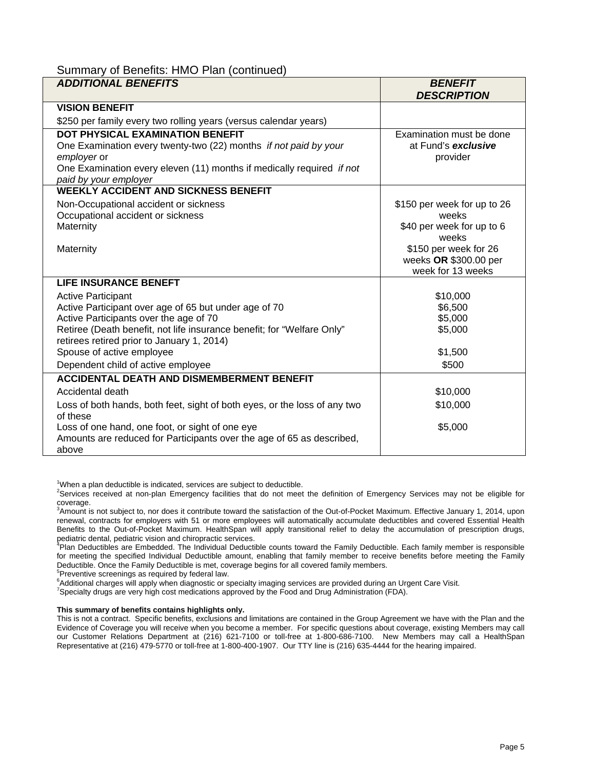Summary of Benefits: HMO Plan (continued)

| ***ADDITIONAL BENEFITS*** | ***BENEFIT DESCRIPTION*** |
|---|---|
| **VISION BENEFIT**<br>$250 per family every two rolling years (versus calendar years) | |
| **DOT PHYSICAL EXAMINATION BENEFIT**<br>One Examination every twenty-two (22) months *if not paid by your employer* or<br>One Examination every eleven (11) months if medically required *if not paid by your employer* | Examination must be done at Fund's ***exclusive*** provider |
| **WEEKLY ACCIDENT AND SICKNESS BENEFIT** | |
| Non-Occupational accident or sickness<br>Occupational accident or sickness | $150 per week for up to 26 weeks |
| Maternity | $40 per week for up to 6 weeks |
| Maternity | $150 per week for 26 weeks **OR** $300.00 per week for 13 weeks |
| **LIFE INSURANCE BENEFT** | |
| Active Participant | $10,000 |
| Active Participant over age of 65 but under age of 70 | $6,500 |
| Active Participants over the age of 70 | $5,000 |
| Retiree (Death benefit, not life insurance benefit; for "Welfare Only" retirees retired prior to January 1, 2014) | $5,000 |
| Spouse of active employee | $1,500 |
| Dependent child of active employee | $500 |
| **ACCIDENTAL DEATH AND DISMEMBERMENT BENEFIT** | |
| Accidental death | $10,000 |
| Loss of both hands, both feet, sight of both eyes, or the loss of any two of these | $10,000 |
| Loss of one hand, one foot, or sight of one eye | $5,000 |
| Amounts are reduced for Participants over the age of 65 as described, above | |

[1]When a plan deductible is indicated, services are subject to deductible.
[2]Services received at non-plan Emergency facilities that do not meet the definition of Emergency Services may not be eligible for coverage.
[3]Amount is not subject to, nor does it contribute toward the satisfaction of the Out-of-Pocket Maximum. Effective January 1, 2014, upon renewal, contracts for employers with 51 or more employees will automatically accumulate deductibles and covered Essential Health Benefits to the Out-of-Pocket Maximum. HealthSpan will apply transitional relief to delay the accumulation of prescription drugs, pediatric dental, pediatric vision and chiropractic services.
[4]Plan Deductibles are Embedded. The Individual Deductible counts toward the Family Deductible. Each family member is responsible for meeting the specified Individual Deductible amount, enabling that family member to receive benefits before meeting the Family Deductible. Once the Family Deductible is met, coverage begins for all covered family members.
[5]Preventive screenings as required by federal law.
[6]Additional charges will apply when diagnostic or specialty imaging services are provided during an Urgent Care Visit.
[7]Specialty drugs are very high cost medications approved by the Food and Drug Administration (FDA).

**This summary of benefits contains highlights only.**
This is not a contract. Specific benefits, exclusions and limitations are contained in the Group Agreement we have with the Plan and the Evidence of Coverage you will receive when you become a member. For specific questions about coverage, existing Members may call our Customer Relations Department at (216) 621-7100 or toll-free at 1-800-686-7100. New Members may call a HealthSpan Representative at (216) 479-5770 or toll-free at 1-800-400-1907. Our TTY line is (216) 635-4444 for the hearing impaired.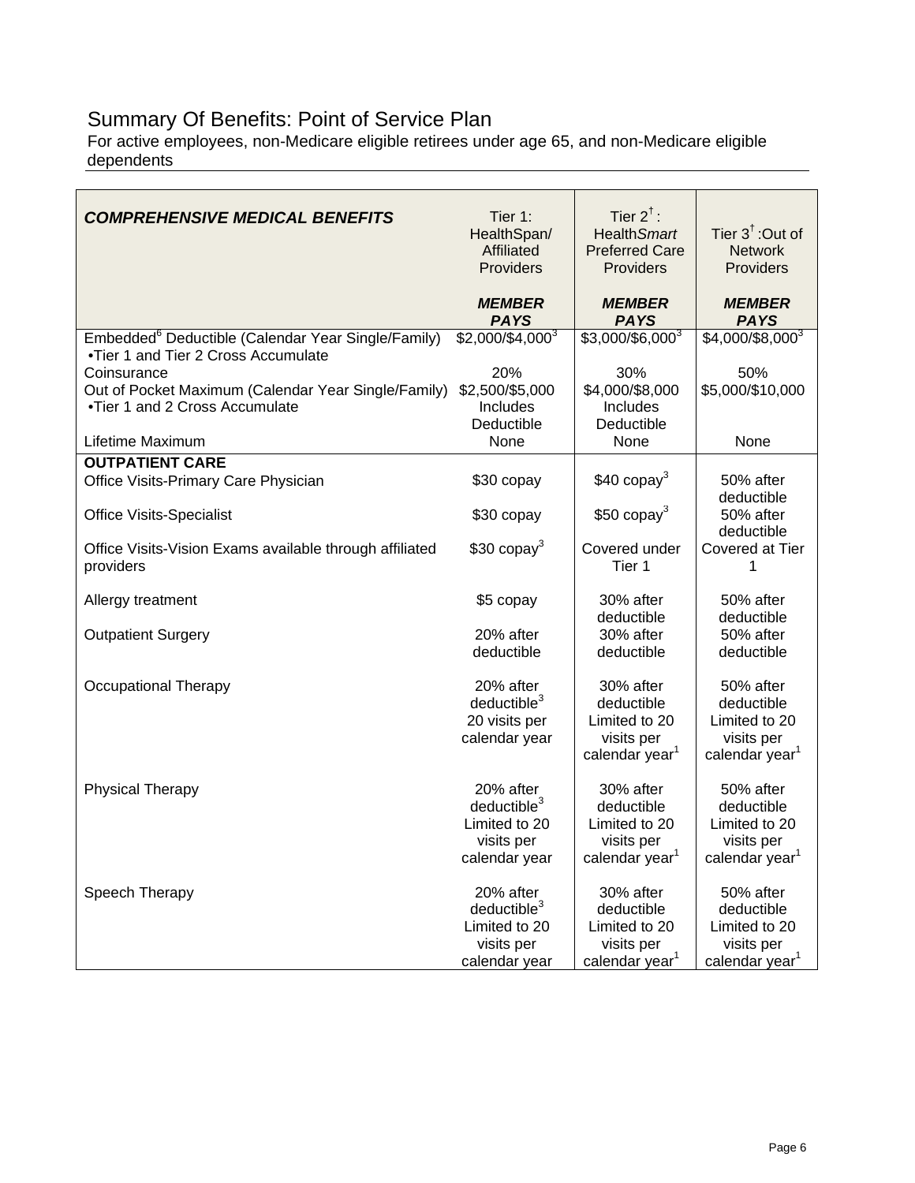# Summary Of Benefits: Point of Service Plan

For active employees, non-Medicare eligible retirees under age 65, and non-Medicare eligible dependents

| ***COMPREHENSIVE MEDICAL BENEFITS*** | Tier 1: HealthSpan/ Affiliated Providers<br><br>***MEMBER PAYS*** | Tier 2[†]: Health*Smart* Preferred Care Providers<br><br>***MEMBER PAYS*** | Tier 3[†]: Out of Network Providers<br><br>***MEMBER PAYS*** |
|---|---|---|---|
| Embedded[6] Deductible (Calendar Year Single/Family)<br>•Tier 1 and Tier 2 Cross Accumulate | $2,000/$4,000[3] | $3,000/$6,000[3] | $4,000/$8,000[3] |
| Coinsurance | 20% | 30% | 50% |
| Out of Pocket Maximum (Calendar Year Single/Family)<br>•Tier 1 and 2 Cross Accumulate | $2,500/$5,000 Includes Deductible | $4,000/$8,000 Includes Deductible | $5,000/$10,000 |
| Lifetime Maximum | None | None | None |
| **OUTPATIENT CARE** | | | |
| Office Visits-Primary Care Physician | $30 copay | $40 copay[3] | 50% after deductible |
| Office Visits-Specialist | $30 copay | $50 copay[3] | 50% after deductible |
| Office Visits-Vision Exams available through affiliated providers | $30 copay[3] | Covered under Tier 1 | Covered at Tier 1 |
| Allergy treatment | $5 copay | 30% after deductible | 50% after deductible |
| Outpatient Surgery | 20% after deductible | 30% after deductible | 50% after deductible |
| Occupational Therapy | 20% after deductible[3] 20 visits per calendar year | 30% after deductible Limited to 20 visits per calendar year[1] | 50% after deductible Limited to 20 visits per calendar year[1] |
| Physical Therapy | 20% after deductible[3] Limited to 20 visits per calendar year | 30% after deductible Limited to 20 visits per calendar year[1] | 50% after deductible Limited to 20 visits per calendar year[1] |
| Speech Therapy | 20% after deductible[3] Limited to 20 visits per calendar year | 30% after deductible Limited to 20 visits per calendar year[1] | 50% after deductible Limited to 20 visits per calendar year[1] |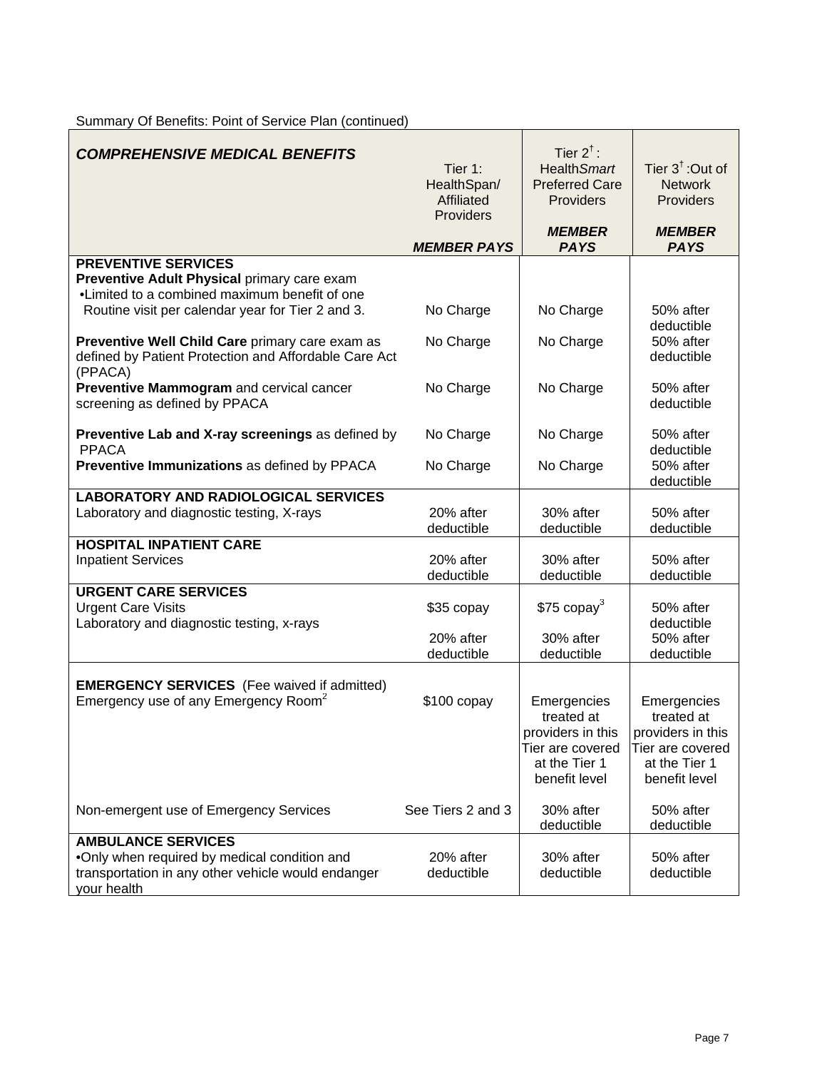Summary Of Benefits: Point of Service Plan (continued)

| ***COMPREHENSIVE MEDICAL BENEFITS*** | Tier 1: HealthSpan/ Affiliated Providers ***MEMBER PAYS*** | Tier 2[†]: Health*Smart* Preferred Care Providers ***MEMBER PAYS*** | Tier 3[†]:Out of Network Providers ***MEMBER PAYS*** |
|---|---|---|---|
| **PREVENTIVE SERVICES** | | | |
| **Preventive Adult Physical** primary care exam •Limited to a combined maximum benefit of one Routine visit per calendar year for Tier 2 and 3. | No Charge | No Charge | 50% after deductible |
| **Preventive Well Child Care** primary care exam as defined by Patient Protection and Affordable Care Act (PPACA) | No Charge | No Charge | 50% after deductible |
| **Preventive Mammogram** and cervical cancer screening as defined by PPACA | No Charge | No Charge | 50% after deductible |
| **Preventive Lab and X-ray screenings** as defined by PPACA | No Charge | No Charge | 50% after deductible |
| **Preventive Immunizations** as defined by PPACA | No Charge | No Charge | 50% after deductible |
| **LABORATORY AND RADIOLOGICAL SERVICES** | | | |
| Laboratory and diagnostic testing, X-rays | 20% after deductible | 30% after deductible | 50% after deductible |
| **HOSPITAL INPATIENT CARE** | | | |
| Inpatient Services | 20% after deductible | 30% after deductible | 50% after deductible |
| **URGENT CARE SERVICES** | | | |
| Urgent Care Visits | $35 copay | $75 copay[3] | 50% after deductible |
| Laboratory and diagnostic testing, x-rays | 20% after deductible | 30% after deductible | 50% after deductible |
| **EMERGENCY SERVICES** (Fee waived if admitted) | | | |
| Emergency use of any Emergency Room[2] | $100 copay | Emergencies treated at providers in this Tier are covered at the Tier 1 benefit level | Emergencies treated at providers in this Tier are covered at the Tier 1 benefit level |
| Non-emergent use of Emergency Services | See Tiers 2 and 3 | 30% after deductible | 50% after deductible |
| **AMBULANCE SERVICES** | | | |
| •Only when required by medical condition and transportation in any other vehicle would endanger your health | 20% after deductible | 30% after deductible | 50% after deductible |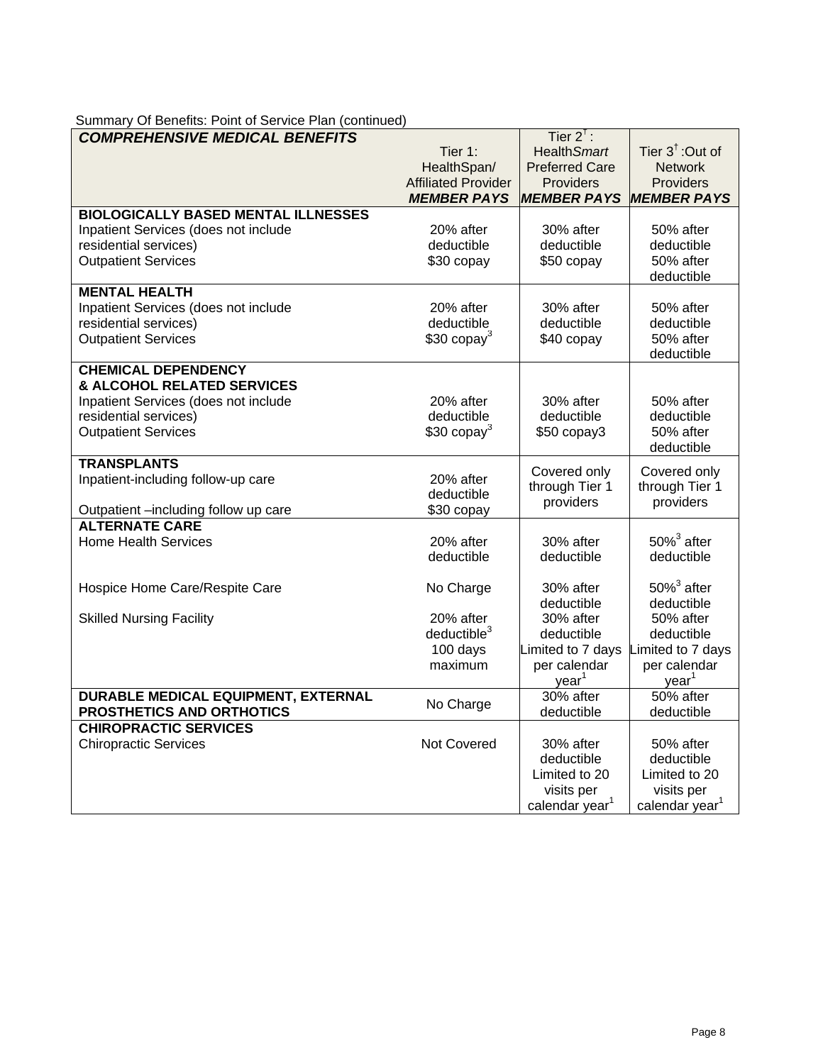Summary Of Benefits: Point of Service Plan (continued)

| ***COMPREHENSIVE MEDICAL BENEFITS*** | Tier 1: HealthSpan/ Affiliated Provider ***MEMBER PAYS*** | Tier 2[†]: Health*Smart* Preferred Care Providers ***MEMBER PAYS*** | Tier 3[†]: Out of Network Providers ***MEMBER PAYS*** |
|---|---|---|---|
| **BIOLOGICALLY BASED MENTAL ILLNESSES** | | | |
| Inpatient Services (does not include residential services) | 20% after deductible | 30% after deductible | 50% after deductible |
| Outpatient Services | $30 copay | $50 copay | 50% after deductible |
| **MENTAL HEALTH** | | | |
| Inpatient Services (does not include residential services) | 20% after deductible | 30% after deductible | 50% after deductible |
| Outpatient Services | $30 copay[3] | $40 copay | 50% after deductible |
| **CHEMICAL DEPENDENCY & ALCOHOL RELATED SERVICES** | | | |
| Inpatient Services (does not include residential services) | 20% after deductible | 30% after deductible | 50% after deductible |
| Outpatient Services | $30 copay[3] | $50 copay3 | 50% after deductible |
| **TRANSPLANTS** | | | |
| Inpatient-including follow-up care | 20% after deductible | Covered only through Tier 1 providers | Covered only through Tier 1 providers |
| Outpatient –including follow up care | $30 copay | | |
| **ALTERNATE CARE** | | | |
| Home Health Services | 20% after deductible | 30% after deductible | 50%[3] after deductible |
| Hospice Home Care/Respite Care | No Charge | 30% after deductible | 50%[3] after deductible |
| Skilled Nursing Facility | 20% after deductible[3] 100 days maximum | 30% after deductible Limited to 7 days per calendar year[1] | 50% after deductible Limited to 7 days per calendar year[1] |
| **DURABLE MEDICAL EQUIPMENT, EXTERNAL PROSTHETICS AND ORTHOTICS** | No Charge | 30% after deductible | 50% after deductible |
| **CHIROPRACTIC SERVICES** | | | |
| Chiropractic Services | Not Covered | 30% after deductible Limited to 20 visits per calendar year[1] | 50% after deductible Limited to 20 visits per calendar year[1] |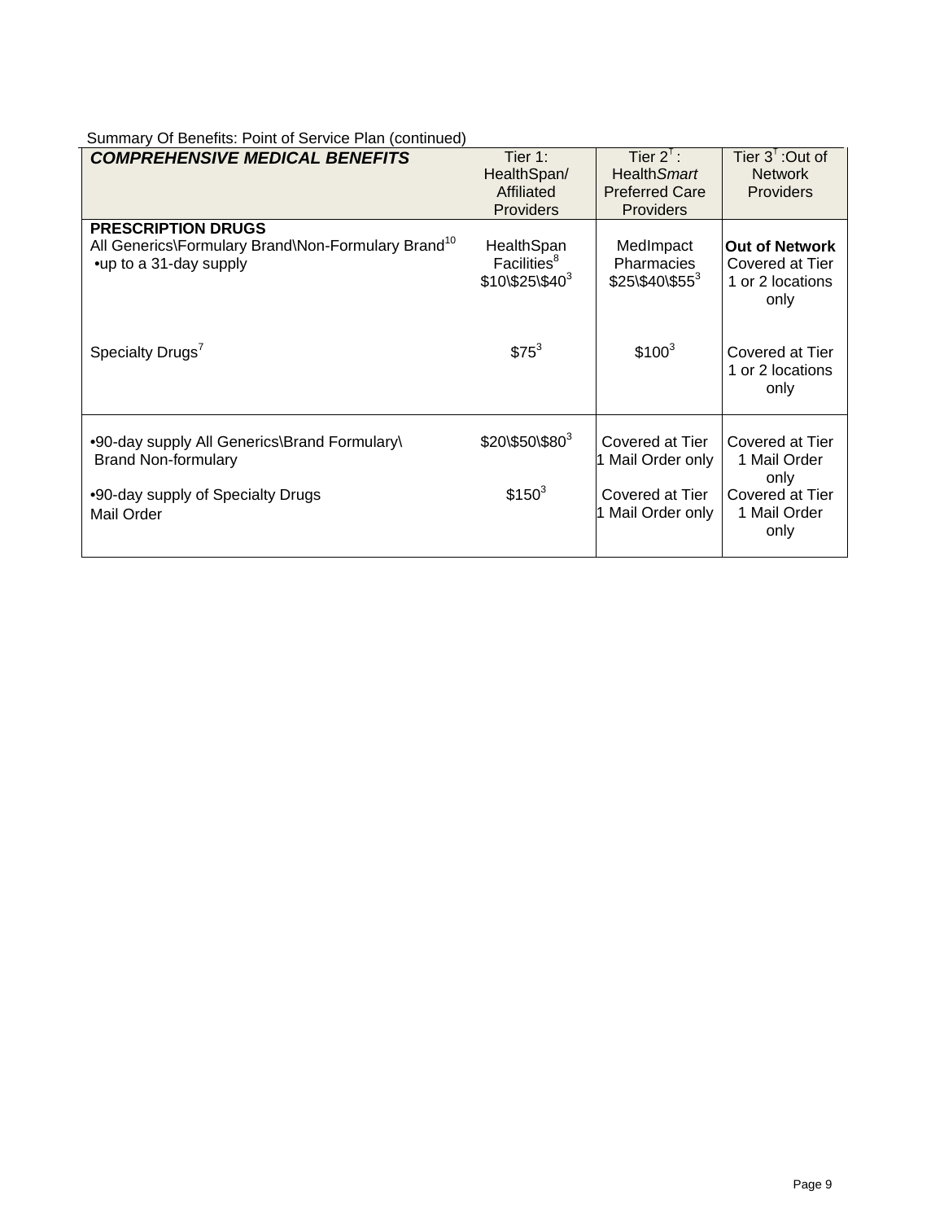Summary Of Benefits: Point of Service Plan (continued)

| ***COMPREHENSIVE MEDICAL BENEFITS*** | Tier 1: HealthSpan/ Affiliated Providers | Tier 2[↑]: Health*Smart* Preferred Care Providers | Tier 3[↑]:Out of Network Providers |
|---|---|---|---|
| **PRESCRIPTION DRUGS**<br>All Generics\Formulary Brand\Non-Formulary Brand[10]<br>•up to a 31-day supply | HealthSpan Facilities[8]<br>$10\$25\$40[3] | MedImpact Pharmacies<br>$25\$40\$55[3] | **Out of Network**<br>Covered at Tier 1 or 2 locations only |
| Specialty Drugs[7] | $75[3] | $100[3] | Covered at Tier 1 or 2 locations only |
| •90-day supply All Generics\Brand Formulary\ Brand Non-formulary | $20\$50\$80[3] | Covered at Tier 1 Mail Order only | Covered at Tier 1 Mail Order only |
| •90-day supply of Specialty Drugs<br>Mail Order | $150[3] | Covered at Tier 1 Mail Order only | Covered at Tier 1 Mail Order only |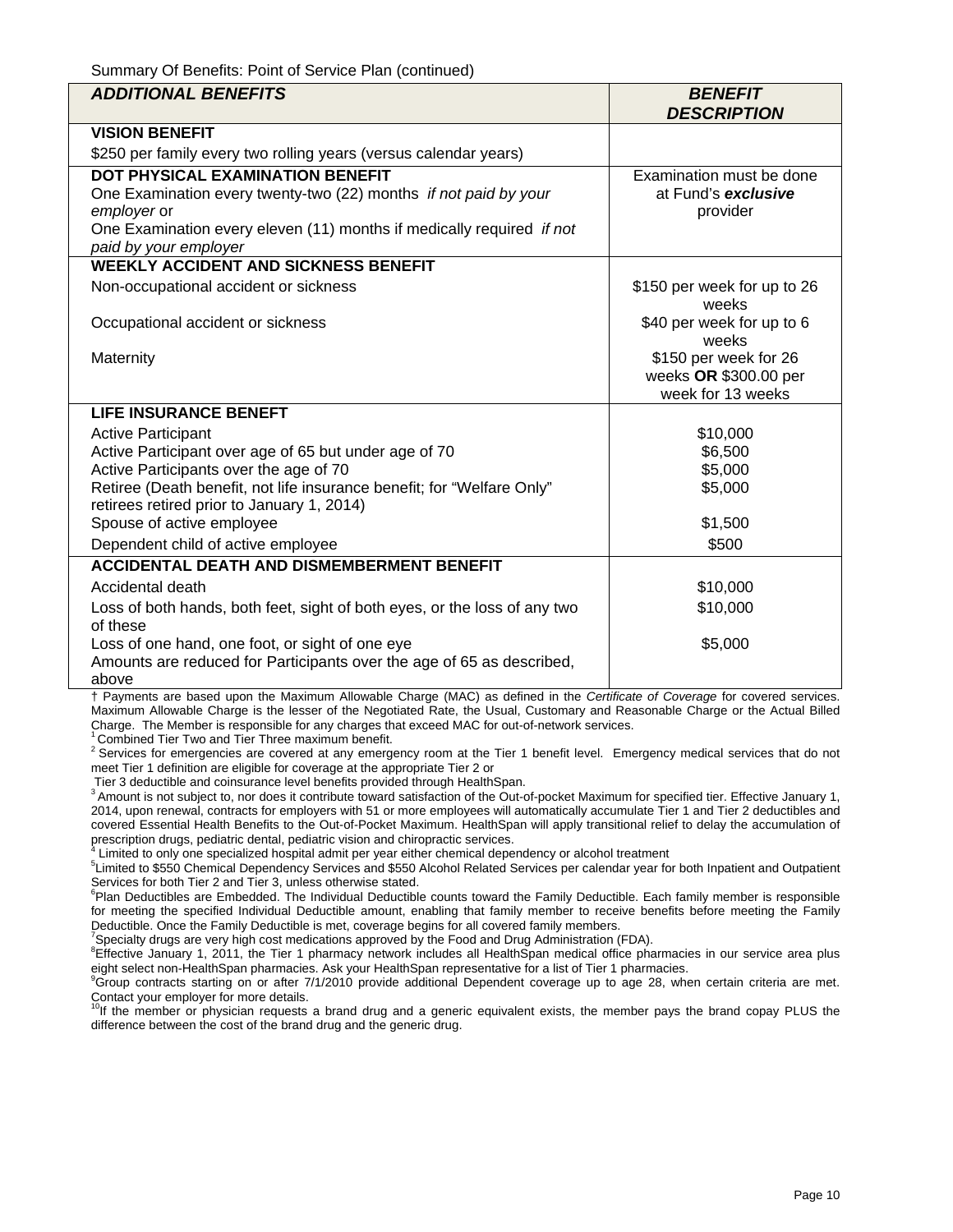Summary Of Benefits: Point of Service Plan (continued)

| *ADDITIONAL BENEFITS* | *BENEFIT DESCRIPTION* |
|---|---|
| **VISION BENEFIT** | |
| $250 per family every two rolling years (versus calendar years) | |
| **DOT PHYSICAL EXAMINATION BENEFIT** | Examination must be done at Fund's ***exclusive*** provider |
| One Examination every twenty-two (22) months *if not paid by your employer* or | |
| One Examination every eleven (11) months if medically required *if not paid by your employer* | |
| **WEEKLY ACCIDENT AND SICKNESS BENEFIT** | |
| Non-occupational accident or sickness | $150 per week for up to 26 weeks |
| Occupational accident or sickness | $40 per week for up to 6 weeks |
| Maternity | $150 per week for 26 weeks **OR** $300.00 per week for 13 weeks |
| **LIFE INSURANCE BENEFT** | |
| Active Participant | $10,000 |
| Active Participant over age of 65 but under age of 70 | $6,500 |
| Active Participants over the age of 70 | $5,000 |
| Retiree (Death benefit, not life insurance benefit; for "Welfare Only" retirees retired prior to January 1, 2014) | $5,000 |
| Spouse of active employee | $1,500 |
| Dependent child of active employee | $500 |
| **ACCIDENTAL DEATH AND DISMEMBERMENT BENEFIT** | |
| Accidental death | $10,000 |
| Loss of both hands, both feet, sight of both eyes, or the loss of any two of these | $10,000 |
| Loss of one hand, one foot, or sight of one eye | $5,000 |
| Amounts are reduced for Participants over the age of 65 as described, above | |

† Payments are based upon the Maximum Allowable Charge (MAC) as defined in the *Certificate of Coverage* for covered services. Maximum Allowable Charge is the lesser of the Negotiated Rate, the Usual, Customary and Reasonable Charge or the Actual Billed Charge. The Member is responsible for any charges that exceed MAC for out-of-network services.

[1] Combined Tier Two and Tier Three maximum benefit.

[2] Services for emergencies are covered at any emergency room at the Tier 1 benefit level. Emergency medical services that do not meet Tier 1 definition are eligible for coverage at the appropriate Tier 2 or Tier 3 deductible and coinsurance level benefits provided through HealthSpan.

[3] Amount is not subject to, nor does it contribute toward satisfaction of the Out-of-pocket Maximum for specified tier. Effective January 1, 2014, upon renewal, contracts for employers with 51 or more employees will automatically accumulate Tier 1 and Tier 2 deductibles and covered Essential Health Benefits to the Out-of-Pocket Maximum. HealthSpan will apply transitional relief to delay the accumulation of prescription drugs, pediatric dental, pediatric vision and chiropractic services.

[4] Limited to only one specialized hospital admit per year either chemical dependency or alcohol treatment

[5] Limited to $550 Chemical Dependency Services and $550 Alcohol Related Services per calendar year for both Inpatient and Outpatient Services for both Tier 2 and Tier 3, unless otherwise stated.

[6] Plan Deductibles are Embedded. The Individual Deductible counts toward the Family Deductible. Each family member is responsible for meeting the specified Individual Deductible amount, enabling that family member to receive benefits before meeting the Family Deductible. Once the Family Deductible is met, coverage begins for all covered family members.

[7] Specialty drugs are very high cost medications approved by the Food and Drug Administration (FDA).

[8] Effective January 1, 2011, the Tier 1 pharmacy network includes all HealthSpan medical office pharmacies in our service area plus eight select non-HealthSpan pharmacies. Ask your HealthSpan representative for a list of Tier 1 pharmacies.

[9] Group contracts starting on or after 7/1/2010 provide additional Dependent coverage up to age 28, when certain criteria are met. Contact your employer for more details.

[10] If the member or physician requests a brand drug and a generic equivalent exists, the member pays the brand copay PLUS the difference between the cost of the brand drug and the generic drug.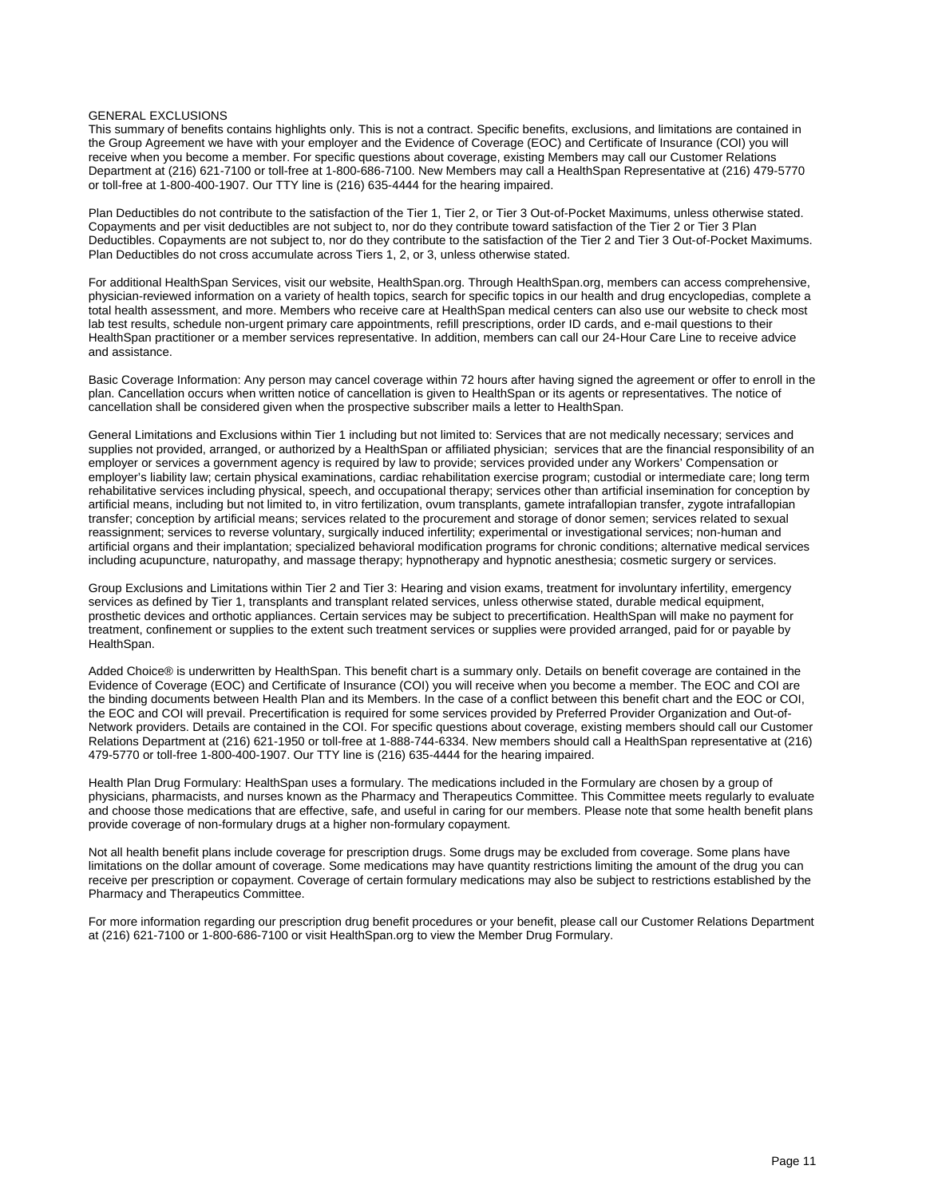GENERAL EXCLUSIONS

This summary of benefits contains highlights only. This is not a contract. Specific benefits, exclusions, and limitations are contained in the Group Agreement we have with your employer and the Evidence of Coverage (EOC) and Certificate of Insurance (COI) you will receive when you become a member. For specific questions about coverage, existing Members may call our Customer Relations Department at (216) 621-7100 or toll-free at 1-800-686-7100. New Members may call a HealthSpan Representative at (216) 479-5770 or toll-free at 1-800-400-1907. Our TTY line is (216) 635-4444 for the hearing impaired.

Plan Deductibles do not contribute to the satisfaction of the Tier 1, Tier 2, or Tier 3 Out-of-Pocket Maximums, unless otherwise stated. Copayments and per visit deductibles are not subject to, nor do they contribute toward satisfaction of the Tier 2 or Tier 3 Plan Deductibles. Copayments are not subject to, nor do they contribute to the satisfaction of the Tier 2 and Tier 3 Out-of-Pocket Maximums. Plan Deductibles do not cross accumulate across Tiers 1, 2, or 3, unless otherwise stated.

For additional HealthSpan Services, visit our website, HealthSpan.org. Through HealthSpan.org, members can access comprehensive, physician-reviewed information on a variety of health topics, search for specific topics in our health and drug encyclopedias, complete a total health assessment, and more. Members who receive care at HealthSpan medical centers can also use our website to check most lab test results, schedule non-urgent primary care appointments, refill prescriptions, order ID cards, and e-mail questions to their HealthSpan practitioner or a member services representative. In addition, members can call our 24-Hour Care Line to receive advice and assistance.

Basic Coverage Information: Any person may cancel coverage within 72 hours after having signed the agreement or offer to enroll in the plan. Cancellation occurs when written notice of cancellation is given to HealthSpan or its agents or representatives. The notice of cancellation shall be considered given when the prospective subscriber mails a letter to HealthSpan.

General Limitations and Exclusions within Tier 1 including but not limited to: Services that are not medically necessary; services and supplies not provided, arranged, or authorized by a HealthSpan or affiliated physician; services that are the financial responsibility of an employer or services a government agency is required by law to provide; services provided under any Workers' Compensation or employer's liability law; certain physical examinations, cardiac rehabilitation exercise program; custodial or intermediate care; long term rehabilitative services including physical, speech, and occupational therapy; services other than artificial insemination for conception by artificial means, including but not limited to, in vitro fertilization, ovum transplants, gamete intrafallopian transfer, zygote intrafallopian transfer; conception by artificial means; services related to the procurement and storage of donor semen; services related to sexual reassignment; services to reverse voluntary, surgically induced infertility; experimental or investigational services; non-human and artificial organs and their implantation; specialized behavioral modification programs for chronic conditions; alternative medical services including acupuncture, naturopathy, and massage therapy; hypnotherapy and hypnotic anesthesia; cosmetic surgery or services.

Group Exclusions and Limitations within Tier 2 and Tier 3: Hearing and vision exams, treatment for involuntary infertility, emergency services as defined by Tier 1, transplants and transplant related services, unless otherwise stated, durable medical equipment, prosthetic devices and orthotic appliances. Certain services may be subject to precertification. HealthSpan will make no payment for treatment, confinement or supplies to the extent such treatment services or supplies were provided arranged, paid for or payable by HealthSpan.

Added Choice® is underwritten by HealthSpan. This benefit chart is a summary only. Details on benefit coverage are contained in the Evidence of Coverage (EOC) and Certificate of Insurance (COI) you will receive when you become a member. The EOC and COI are the binding documents between Health Plan and its Members. In the case of a conflict between this benefit chart and the EOC or COI, the EOC and COI will prevail. Precertification is required for some services provided by Preferred Provider Organization and Out-of-Network providers. Details are contained in the COI. For specific questions about coverage, existing members should call our Customer Relations Department at (216) 621-1950 or toll-free at 1-888-744-6334. New members should call a HealthSpan representative at (216) 479-5770 or toll-free 1-800-400-1907. Our TTY line is (216) 635-4444 for the hearing impaired.

Health Plan Drug Formulary: HealthSpan uses a formulary. The medications included in the Formulary are chosen by a group of physicians, pharmacists, and nurses known as the Pharmacy and Therapeutics Committee. This Committee meets regularly to evaluate and choose those medications that are effective, safe, and useful in caring for our members. Please note that some health benefit plans provide coverage of non-formulary drugs at a higher non-formulary copayment.

Not all health benefit plans include coverage for prescription drugs. Some drugs may be excluded from coverage. Some plans have limitations on the dollar amount of coverage. Some medications may have quantity restrictions limiting the amount of the drug you can receive per prescription or copayment. Coverage of certain formulary medications may also be subject to restrictions established by the Pharmacy and Therapeutics Committee.

For more information regarding our prescription drug benefit procedures or your benefit, please call our Customer Relations Department at (216) 621-7100 or 1-800-686-7100 or visit HealthSpan.org to view the Member Drug Formulary.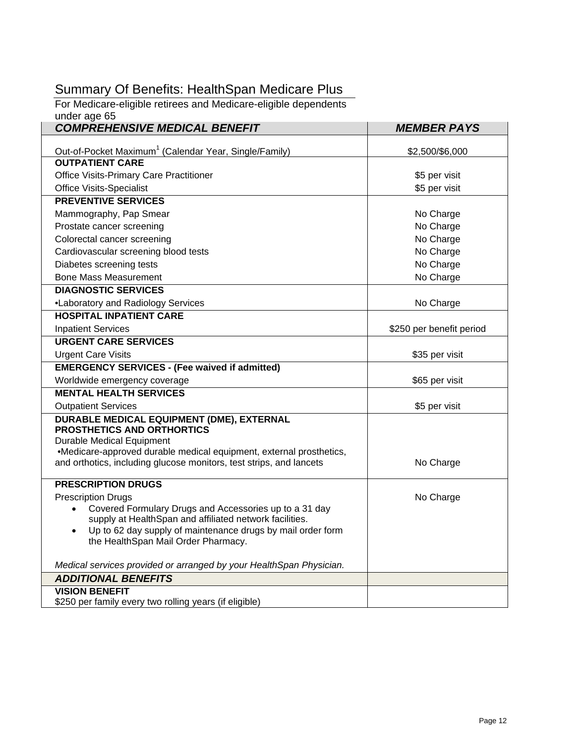## Summary Of Benefits: HealthSpan Medicare Plus

For Medicare-eligible retirees and Medicare-eligible dependents under age 65

| ***COMPREHENSIVE MEDICAL BENEFIT*** | ***MEMBER PAYS*** |
|---|---|
| Out-of-Pocket Maximum[1] (Calendar Year, Single/Family) | $2,500/$6,000 |
| **OUTPATIENT CARE** | |
| Office Visits-Primary Care Practitioner | $5 per visit |
| Office Visits-Specialist | $5 per visit |
| **PREVENTIVE SERVICES** | |
| Mammography, Pap Smear | No Charge |
| Prostate cancer screening | No Charge |
| Colorectal cancer screening | No Charge |
| Cardiovascular screening blood tests | No Charge |
| Diabetes screening tests | No Charge |
| Bone Mass Measurement | No Charge |
| **DIAGNOSTIC SERVICES** | |
| •Laboratory and Radiology Services | No Charge |
| **HOSPITAL INPATIENT CARE** | |
| Inpatient Services | $250 per benefit period |
| **URGENT CARE SERVICES** | |
| Urgent Care Visits | $35 per visit |
| **EMERGENCY SERVICES - (Fee waived if admitted)** | |
| Worldwide emergency coverage | $65 per visit |
| **MENTAL HEALTH SERVICES** | |
| Outpatient Services | $5 per visit |
| **DURABLE MEDICAL EQUIPMENT (DME), EXTERNAL PROSTHETICS AND ORTHORTICS** | |
| Durable Medical Equipment<br>•Medicare-approved durable medical equipment, external prosthetics, and orthotics, including glucose monitors, test strips, and lancets | No Charge |
| **PRESCRIPTION DRUGS** | |
| Prescription Drugs<br>• Covered Formulary Drugs and Accessories up to a 31 day supply at HealthSpan and affiliated network facilities.<br>• Up to 62 day supply of maintenance drugs by mail order form the HealthSpan Mail Order Pharmacy.<br><br>*Medical services provided or arranged by your HealthSpan Physician.* | No Charge |
| ***ADDITIONAL BENEFITS*** | |
| **VISION BENEFIT**<br>$250 per family every two rolling years (if eligible) | |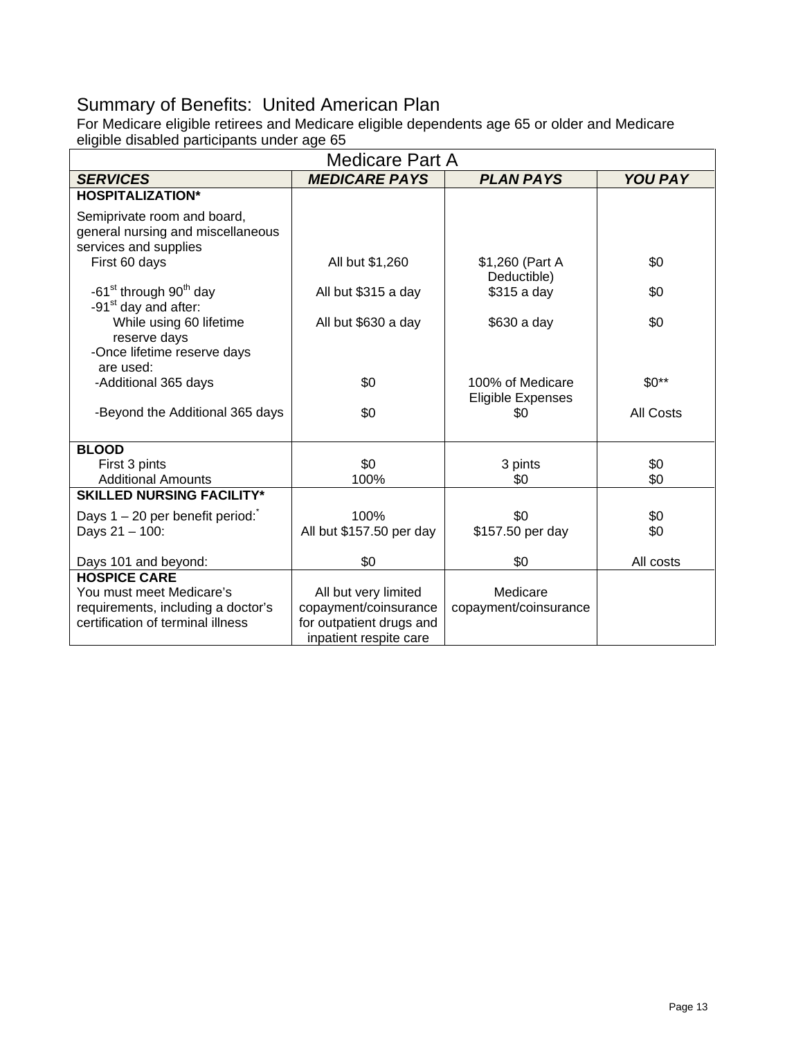# Summary of Benefits: United American Plan

For Medicare eligible retirees and Medicare eligible dependents age 65 or older and Medicare eligible disabled participants under age 65

| Medicare Part A | | | |
|---|---|---|---|
| ***SERVICES*** | ***MEDICARE PAYS*** | ***PLAN PAYS*** | ***YOU PAY*** |
| **HOSPITALIZATION*** | | | |
| Semiprivate room and board, general nursing and miscellaneous services and supplies | | | |
| First 60 days | All but $1,260 | $1,260 (Part A Deductible) | $0 |
| -61st through 90th day | All but $315 a day | $315 a day | $0 |
| -91st day and after: | | | |
| While using 60 lifetime reserve days | All but $630 a day | $630 a day | $0 |
| -Once lifetime reserve days are used: | | | |
| -Additional 365 days | $0 | 100% of Medicare Eligible Expenses | $0** |
| -Beyond the Additional 365 days | $0 | $0 | All Costs |
| **BLOOD** | | | |
| First 3 pints | $0 | 3 pints | $0 |
| Additional Amounts | 100% | $0 | $0 |
| **SKILLED NURSING FACILITY*** | | | |
| Days 1 – 20 per benefit period:* | 100% | $0 | $0 |
| Days 21 – 100: | All but $157.50 per day | $157.50 per day | $0 |
| Days 101 and beyond: | $0 | $0 | All costs |
| **HOSPICE CARE** You must meet Medicare's requirements, including a doctor's certification of terminal illness | All but very limited copayment/coinsurance for outpatient drugs and inpatient respite care | Medicare copayment/coinsurance | |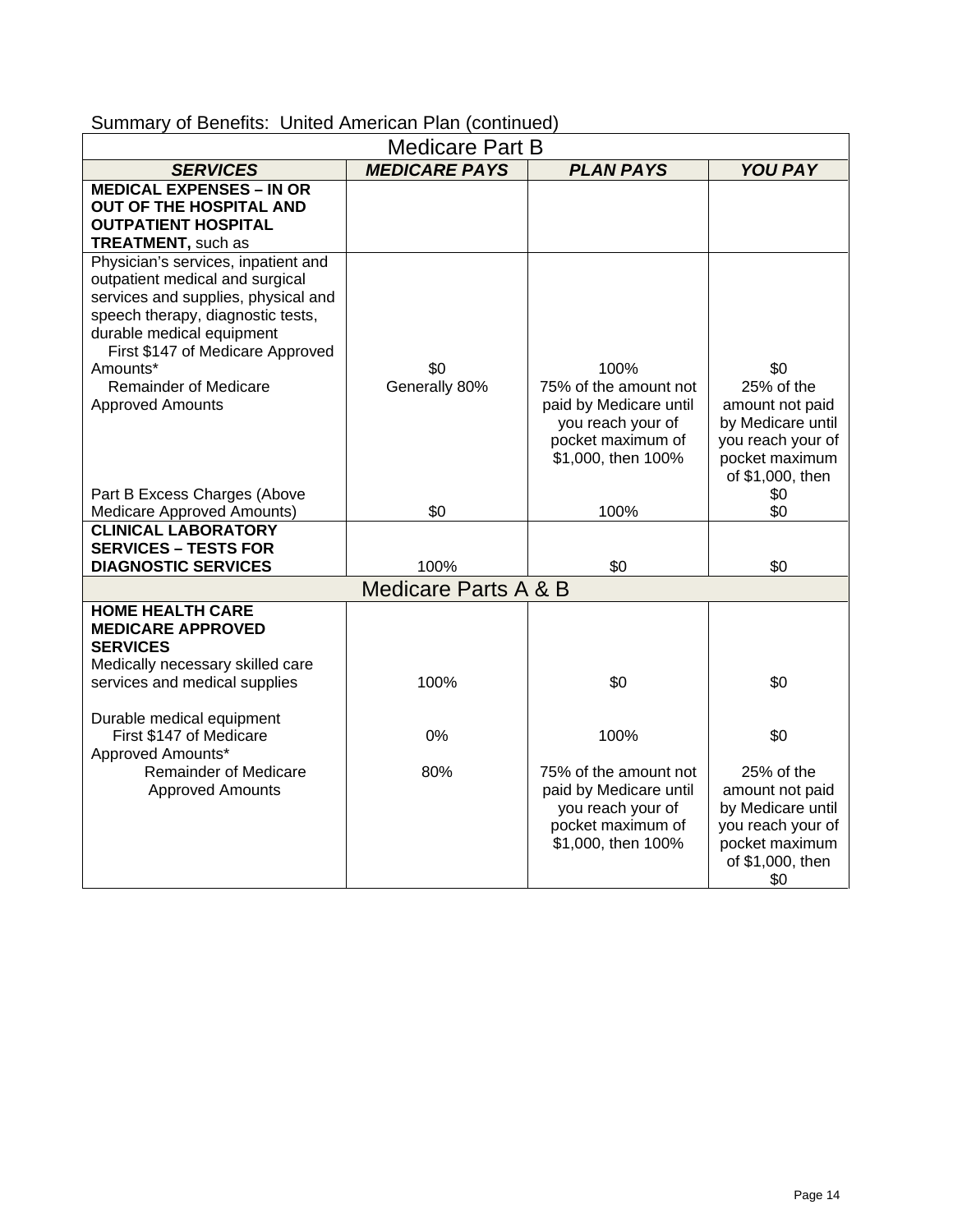Summary of Benefits: United American Plan (continued)

| Medicare Part B | | | |
|---|---|---|---|
| ***SERVICES*** | ***MEDICARE PAYS*** | ***PLAN PAYS*** | ***YOU PAY*** |
| **MEDICAL EXPENSES – IN OR OUT OF THE HOSPITAL AND OUTPATIENT HOSPITAL TREATMENT,** such as | | | |
| Physician's services, inpatient and outpatient medical and surgical services and supplies, physical and speech therapy, diagnostic tests, durable medical equipment | | | |
| First $147 of Medicare Approved Amounts* | $0 | 100% | $0 |
| Remainder of Medicare Approved Amounts | Generally 80% | 75% of the amount not paid by Medicare until you reach your of pocket maximum of $1,000, then 100% | 25% of the amount not paid by Medicare until you reach your of pocket maximum of $1,000, then $0 |
| Part B Excess Charges (Above Medicare Approved Amounts) | $0 | 100% | $0 |
| **CLINICAL LABORATORY SERVICES – TESTS FOR DIAGNOSTIC SERVICES** | 100% | $0 | $0 |
| Medicare Parts A & B | | | |
| **HOME HEALTH CARE MEDICARE APPROVED SERVICES** | | | |
| Medically necessary skilled care services and medical supplies | 100% | $0 | $0 |
| Durable medical equipment | | | |
| First $147 of Medicare Approved Amounts* | 0% | 100% | $0 |
| Remainder of Medicare Approved Amounts | 80% | 75% of the amount not paid by Medicare until you reach your of pocket maximum of $1,000, then 100% | 25% of the amount not paid by Medicare until you reach your of pocket maximum of $1,000, then $0 |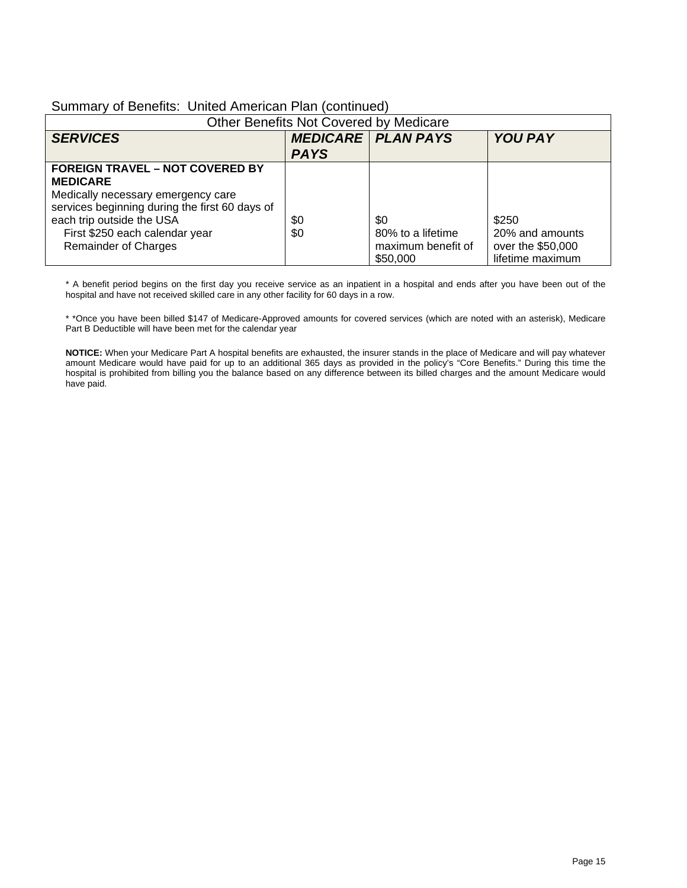Summary of Benefits: United American Plan (continued)

| Other Benefits Not Covered by Medicare | | | |
|---|---|---|---|
| ***SERVICES*** | ***MEDICARE PAYS*** | ***PLAN PAYS*** | ***YOU PAY*** |
| **FOREIGN TRAVEL – NOT COVERED BY MEDICARE**<br>Medically necessary emergency care services beginning during the first 60 days of each trip outside the USA<br>First $250 each calendar year<br>Remainder of Charges | <br><br><br>$0<br>$0 | <br><br><br>$0<br>80% to a lifetime maximum benefit of $50,000 | <br><br><br>$250<br>20% and amounts over the $50,000 lifetime maximum |

* A benefit period begins on the first day you receive service as an inpatient in a hospital and ends after you have been out of the hospital and have not received skilled care in any other facility for 60 days in a row.

* *Once you have been billed $147 of Medicare-Approved amounts for covered services (which are noted with an asterisk), Medicare Part B Deductible will have been met for the calendar year

**NOTICE:** When your Medicare Part A hospital benefits are exhausted, the insurer stands in the place of Medicare and will pay whatever amount Medicare would have paid for up to an additional 365 days as provided in the policy's "Core Benefits." During this time the hospital is prohibited from billing you the balance based on any difference between its billed charges and the amount Medicare would have paid.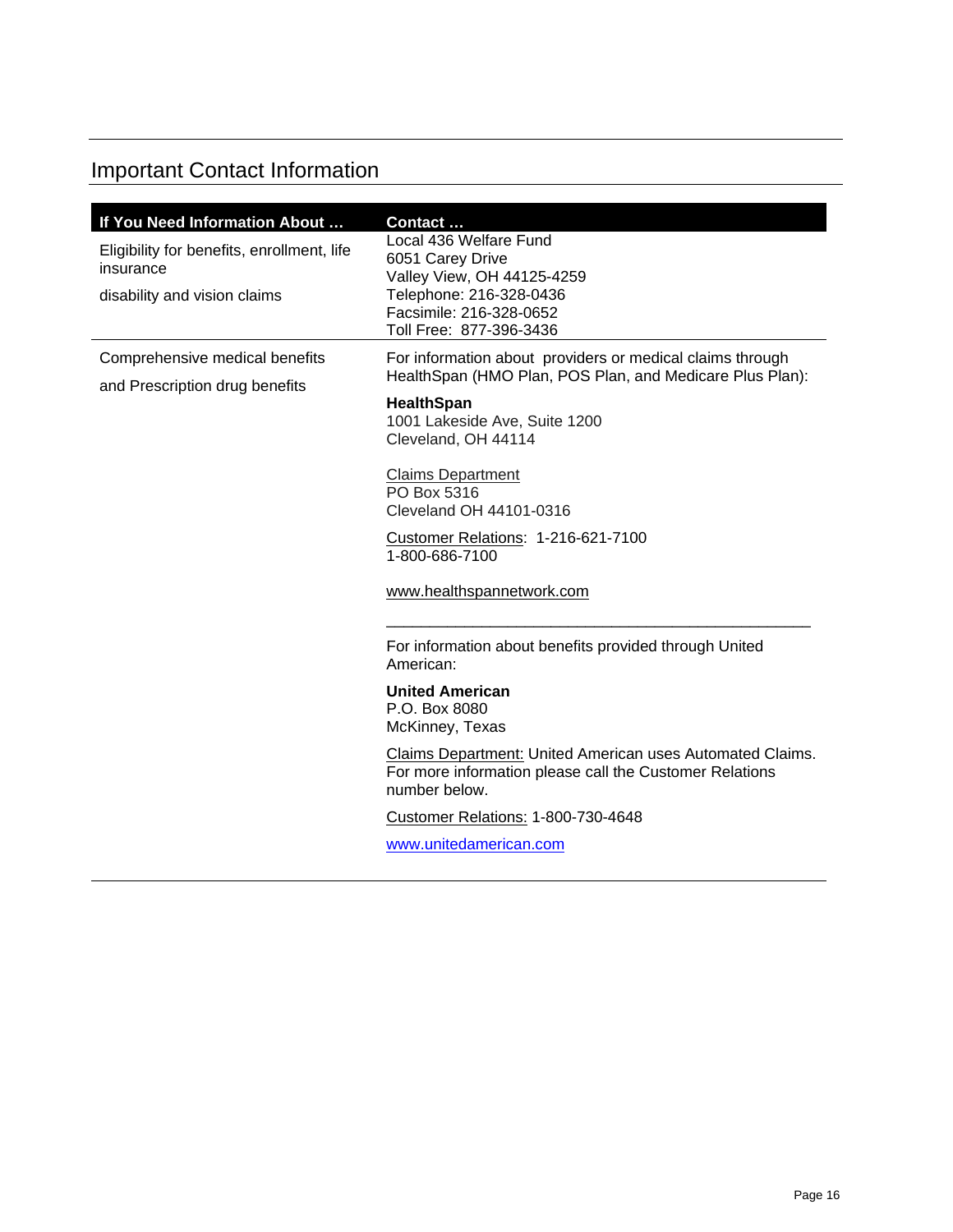## Important Contact Information

| If You Need Information About … | Contact … |
|---|---|
| Eligibility for benefits, enrollment, life insurance<br><br>disability and vision claims | Local 436 Welfare Fund<br>6051 Carey Drive<br>Valley View, OH 44125-4259<br>Telephone: 216-328-0436<br>Facsimile: 216-328-0652<br>Toll Free: 877-396-3436 |
| Comprehensive medical benefits<br><br>and Prescription drug benefits | For information about providers or medical claims through HealthSpan (HMO Plan, POS Plan, and Medicare Plus Plan):<br><br>**HealthSpan**<br>1001 Lakeside Ave, Suite 1200<br>Cleveland, OH 44114<br><br>Claims Department<br>PO Box 5316<br>Cleveland OH 44101-0316<br><br>Customer Relations: 1-216-621-7100<br>1-800-686-7100<br><br>www.healthspannetwork.com<br><br>______________________________________________<br><br>For information about benefits provided through United American:<br><br>**United American**<br>P.O. Box 8080<br>McKinney, Texas<br><br>Claims Department: United American uses Automated Claims. For more information please call the Customer Relations number below.<br><br>Customer Relations: 1-800-730-4648<br><br>www.unitedamerican.com |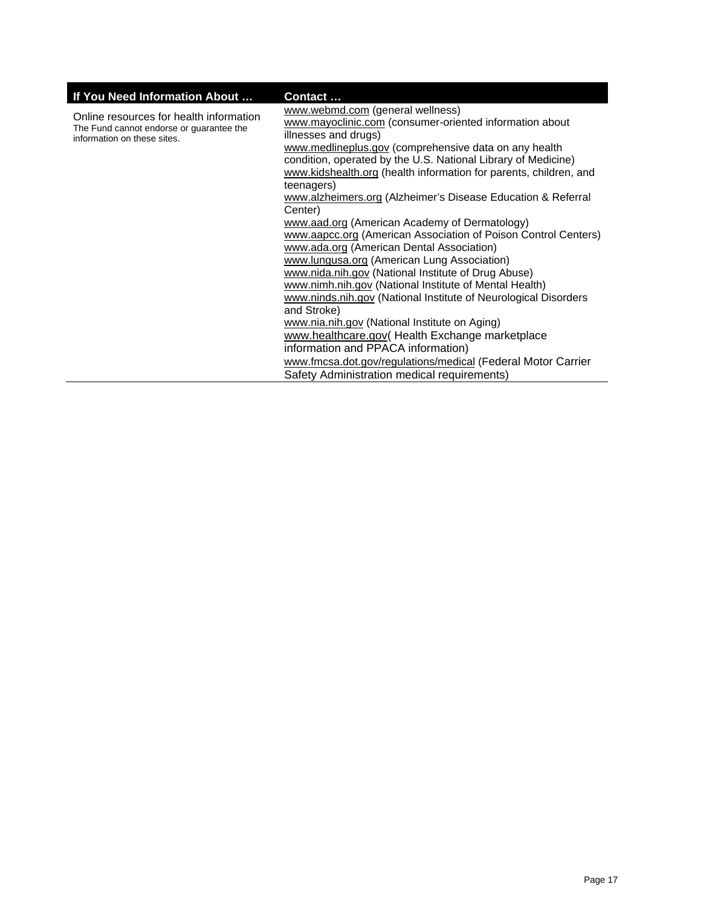| If You Need Information About … | Contact … |
| --- | --- |
| Online resources for health information<br>The Fund cannot endorse or guarantee the information on these sites. | www.webmd.com (general wellness)<br>www.mayoclinic.com (consumer-oriented information about illnesses and drugs)<br>www.medlineplus.gov (comprehensive data on any health condition, operated by the U.S. National Library of Medicine)<br>www.kidshealth.org (health information for parents, children, and teenagers)<br>www.alzheimers.org (Alzheimer's Disease Education & Referral Center)<br>www.aad.org (American Academy of Dermatology)<br>www.aapcc.org (American Association of Poison Control Centers)<br>www.ada.org (American Dental Association)<br>www.lungusa.org (American Lung Association)<br>www.nida.nih.gov (National Institute of Drug Abuse)<br>www.nimh.nih.gov (National Institute of Mental Health)<br>www.ninds.nih.gov (National Institute of Neurological Disorders and Stroke)<br>www.nia.nih.gov (National Institute on Aging)<br>www.healthcare.gov( Health Exchange marketplace information and PPACA information)<br>www.fmcsa.dot.gov/regulations/medical (Federal Motor Carrier Safety Administration medical requirements) |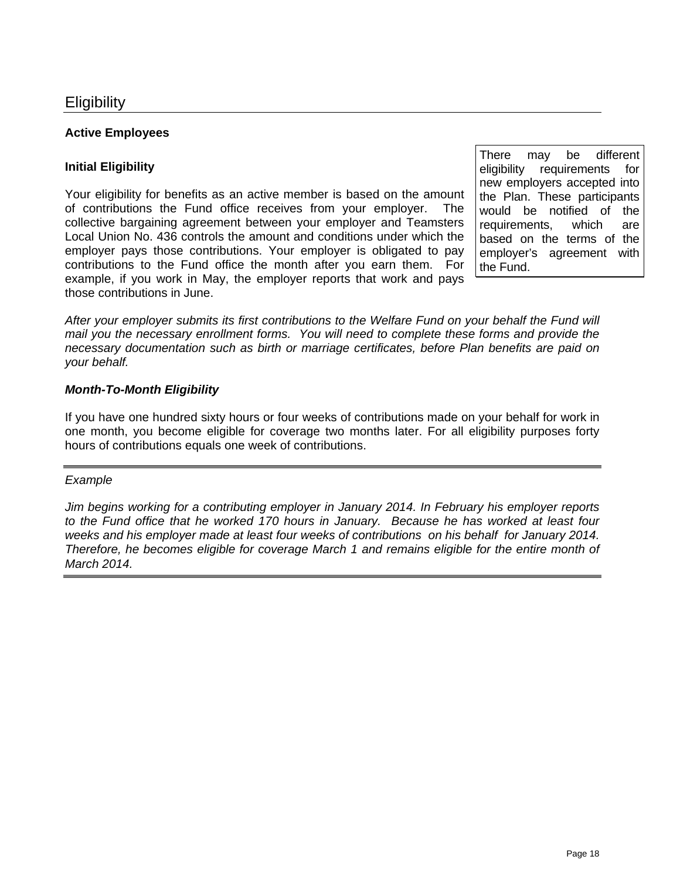# Eligibility

## Active Employees

### Initial Eligibility

There may be different eligibility requirements for new employers accepted into the Plan. These participants would be notified of the requirements, which are based on the terms of the employer's agreement with the Fund.

Your eligibility for benefits as an active member is based on the amount of contributions the Fund office receives from your employer. The collective bargaining agreement between your employer and Teamsters Local Union No. 436 controls the amount and conditions under which the employer pays those contributions. Your employer is obligated to pay contributions to the Fund office the month after you earn them. For example, if you work in May, the employer reports that work and pays those contributions in June.

*After your employer submits its first contributions to the Welfare Fund on your behalf the Fund will mail you the necessary enrollment forms. You will need to complete these forms and provide the necessary documentation such as birth or marriage certificates, before Plan benefits are paid on your behalf.*

***Month-To-Month Eligibility***

If you have one hundred sixty hours or four weeks of contributions made on your behalf for work in one month, you become eligible for coverage two months later. For all eligibility purposes forty hours of contributions equals one week of contributions.

---

*Example*

*Jim begins working for a contributing employer in January 2014. In February his employer reports to the Fund office that he worked 170 hours in January. Because he has worked at least four weeks and his employer made at least four weeks of contributions on his behalf for January 2014. Therefore, he becomes eligible for coverage March 1 and remains eligible for the entire month of March 2014.*

---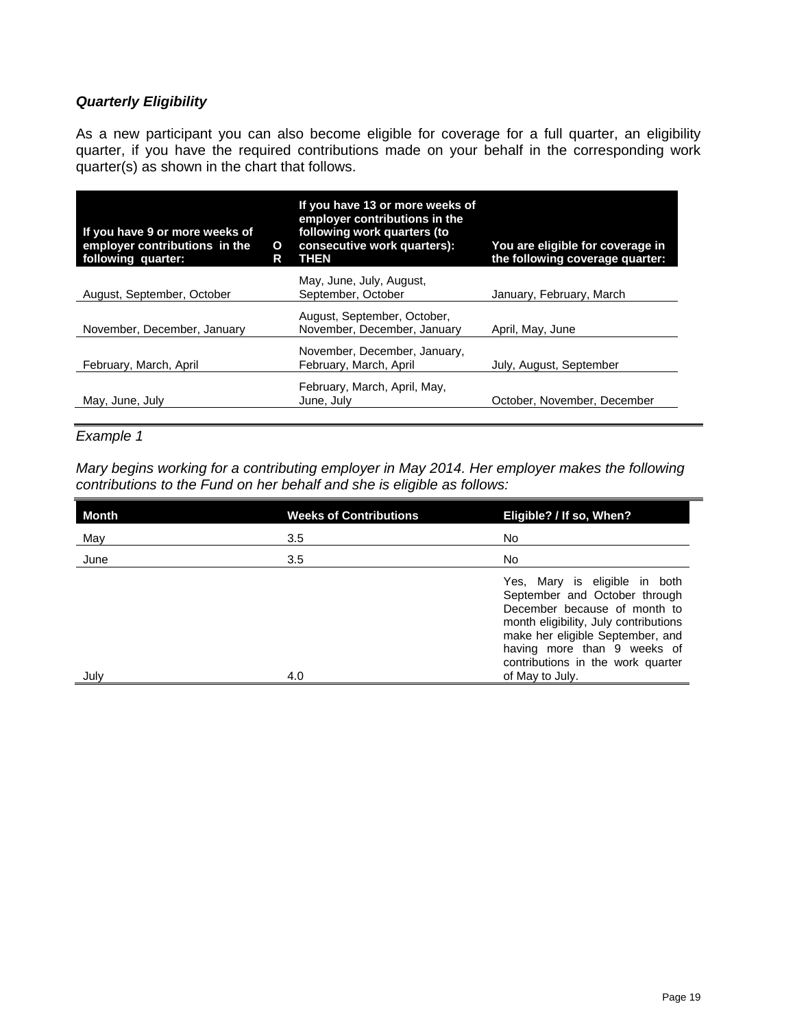***Quarterly Eligibility***

As a new participant you can also become eligible for coverage for a full quarter, an eligibility quarter, if you have the required contributions made on your behalf in the corresponding work quarter(s) as shown in the chart that follows.

| If you have 9 or more weeks of employer contributions in the following quarter: | OR | If you have 13 or more weeks of employer contributions in the following work quarters (to consecutive work quarters): THEN | You are eligible for coverage in the following coverage quarter: |
|---|---|---|---|
| August, September, October | | May, June, July, August, September, October | January, February, March |
| November, December, January | | August, September, October, November, December, January | April, May, June |
| February, March, April | | November, December, January, February, March, April | July, August, September |
| May, June, July | | February, March, April, May, June, July | October, November, December |

*Example 1*

*Mary begins working for a contributing employer in May 2014. Her employer makes the following contributions to the Fund on her behalf and she is eligible as follows:*

| Month | Weeks of Contributions | Eligible? / If so, When? |
|---|---|---|
| May | 3.5 | No |
| June | 3.5 | No |
| July | 4.0 | Yes, Mary is eligible in both September and October through December because of month to month eligibility, July contributions make her eligible September, and having more than 9 weeks of contributions in the work quarter of May to July. |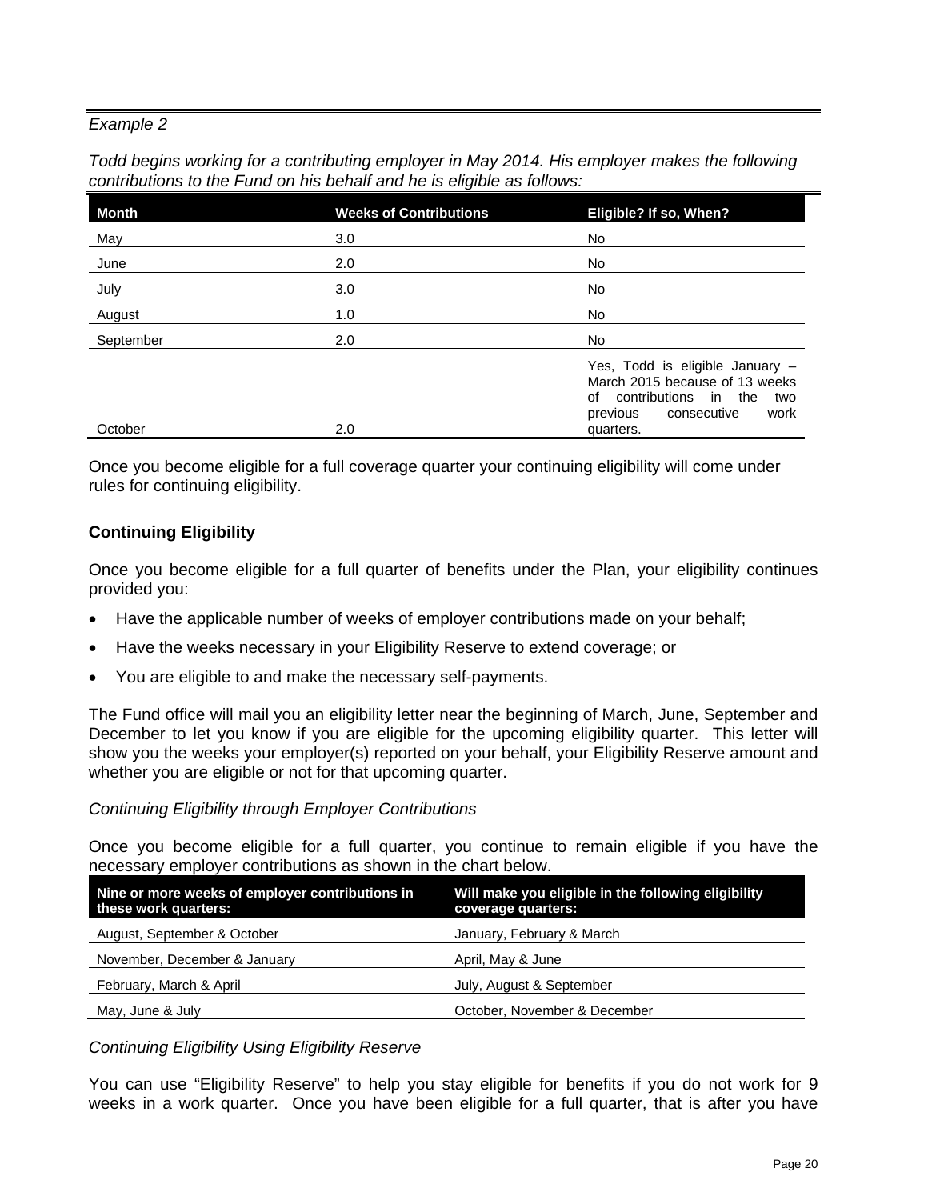*Example 2*

*Todd begins working for a contributing employer in May 2014. His employer makes the following contributions to the Fund on his behalf and he is eligible as follows:*

| Month | Weeks of Contributions | Eligible? If so, When? |
|---|---|---|
| May | 3.0 | No |
| June | 2.0 | No |
| July | 3.0 | No |
| August | 1.0 | No |
| September | 2.0 | No |
| October | 2.0 | Yes, Todd is eligible January – March 2015 because of 13 weeks of contributions in the two previous consecutive work quarters. |

Once you become eligible for a full coverage quarter your continuing eligibility will come under rules for continuing eligibility.

### Continuing Eligibility

Once you become eligible for a full quarter of benefits under the Plan, your eligibility continues provided you:

- Have the applicable number of weeks of employer contributions made on your behalf;
- Have the weeks necessary in your Eligibility Reserve to extend coverage; or
- You are eligible to and make the necessary self-payments.

The Fund office will mail you an eligibility letter near the beginning of March, June, September and December to let you know if you are eligible for the upcoming eligibility quarter. This letter will show you the weeks your employer(s) reported on your behalf, your Eligibility Reserve amount and whether you are eligible or not for that upcoming quarter.

*Continuing Eligibility through Employer Contributions*

Once you become eligible for a full quarter, you continue to remain eligible if you have the necessary employer contributions as shown in the chart below.

| Nine or more weeks of employer contributions in these work quarters: | Will make you eligible in the following eligibility coverage quarters: |
|---|---|
| August, September & October | January, February & March |
| November, December & January | April, May & June |
| February, March & April | July, August & September |
| May, June & July | October, November & December |

*Continuing Eligibility Using Eligibility Reserve*

You can use "Eligibility Reserve" to help you stay eligible for benefits if you do not work for 9 weeks in a work quarter. Once you have been eligible for a full quarter, that is after you have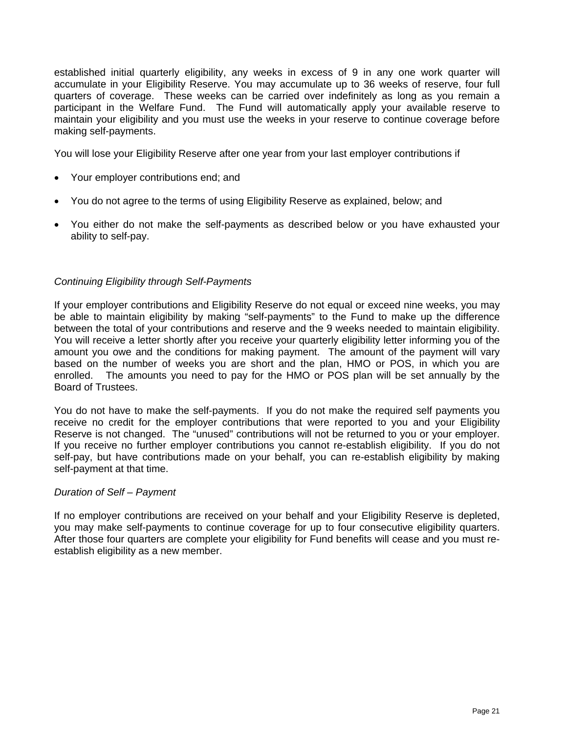established initial quarterly eligibility, any weeks in excess of 9 in any one work quarter will accumulate in your Eligibility Reserve. You may accumulate up to 36 weeks of reserve, four full quarters of coverage. These weeks can be carried over indefinitely as long as you remain a participant in the Welfare Fund. The Fund will automatically apply your available reserve to maintain your eligibility and you must use the weeks in your reserve to continue coverage before making self-payments.

You will lose your Eligibility Reserve after one year from your last employer contributions if

- Your employer contributions end; and
- You do not agree to the terms of using Eligibility Reserve as explained, below; and
- You either do not make the self-payments as described below or you have exhausted your ability to self-pay.

*Continuing Eligibility through Self-Payments*

If your employer contributions and Eligibility Reserve do not equal or exceed nine weeks, you may be able to maintain eligibility by making "self-payments" to the Fund to make up the difference between the total of your contributions and reserve and the 9 weeks needed to maintain eligibility. You will receive a letter shortly after you receive your quarterly eligibility letter informing you of the amount you owe and the conditions for making payment. The amount of the payment will vary based on the number of weeks you are short and the plan, HMO or POS, in which you are enrolled. The amounts you need to pay for the HMO or POS plan will be set annually by the Board of Trustees.

You do not have to make the self-payments. If you do not make the required self payments you receive no credit for the employer contributions that were reported to you and your Eligibility Reserve is not changed. The "unused" contributions will not be returned to you or your employer. If you receive no further employer contributions you cannot re-establish eligibility. If you do not self-pay, but have contributions made on your behalf, you can re-establish eligibility by making self-payment at that time.

*Duration of Self – Payment*

If no employer contributions are received on your behalf and your Eligibility Reserve is depleted, you may make self-payments to continue coverage for up to four consecutive eligibility quarters. After those four quarters are complete your eligibility for Fund benefits will cease and you must re-establish eligibility as a new member.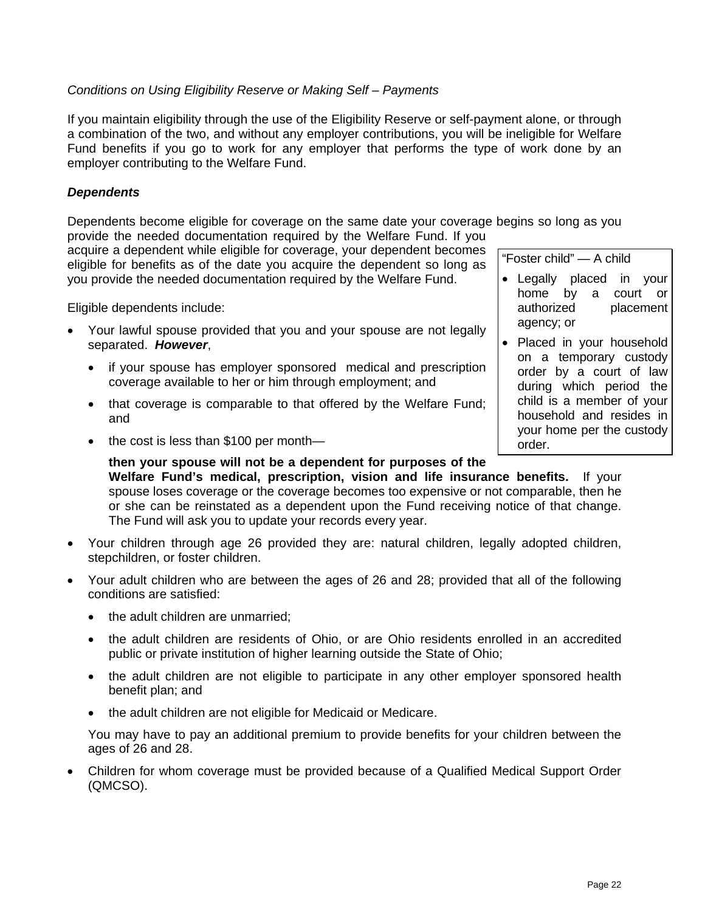*Conditions on Using Eligibility Reserve or Making Self – Payments*

If you maintain eligibility through the use of the Eligibility Reserve or self-payment alone, or through a combination of the two, and without any employer contributions, you will be ineligible for Welfare Fund benefits if you go to work for any employer that performs the type of work done by an employer contributing to the Welfare Fund.

***Dependents***

Dependents become eligible for coverage on the same date your coverage begins so long as you provide the needed documentation required by the Welfare Fund. If you acquire a dependent while eligible for coverage, your dependent becomes eligible for benefits as of the date you acquire the dependent so long as you provide the needed documentation required by the Welfare Fund.

> "Foster child" — A child
>
> - Legally placed in your home by a court or authorized placement agency; or
> - Placed in your household on a temporary custody order by a court of law during which period the child is a member of your household and resides in your home per the custody order.

Eligible dependents include:

- Your lawful spouse provided that you and your spouse are not legally separated. ***However***,
    - if your spouse has employer sponsored medical and prescription coverage available to her or him through employment; and
    - that coverage is comparable to that offered by the Welfare Fund; and
    - the cost is less than $100 per month—

    **then your spouse will not be a dependent for purposes of the Welfare Fund's medical, prescription, vision and life insurance benefits.** If your spouse loses coverage or the coverage becomes too expensive or not comparable, then he or she can be reinstated as a dependent upon the Fund receiving notice of that change. The Fund will ask you to update your records every year.
- Your children through age 26 provided they are: natural children, legally adopted children, stepchildren, or foster children.
- Your adult children who are between the ages of 26 and 28; provided that all of the following conditions are satisfied:
    - the adult children are unmarried;
    - the adult children are residents of Ohio, or are Ohio residents enrolled in an accredited public or private institution of higher learning outside the State of Ohio;
    - the adult children are not eligible to participate in any other employer sponsored health benefit plan; and
    - the adult children are not eligible for Medicaid or Medicare.

    You may have to pay an additional premium to provide benefits for your children between the ages of 26 and 28.
- Children for whom coverage must be provided because of a Qualified Medical Support Order (QMCSO).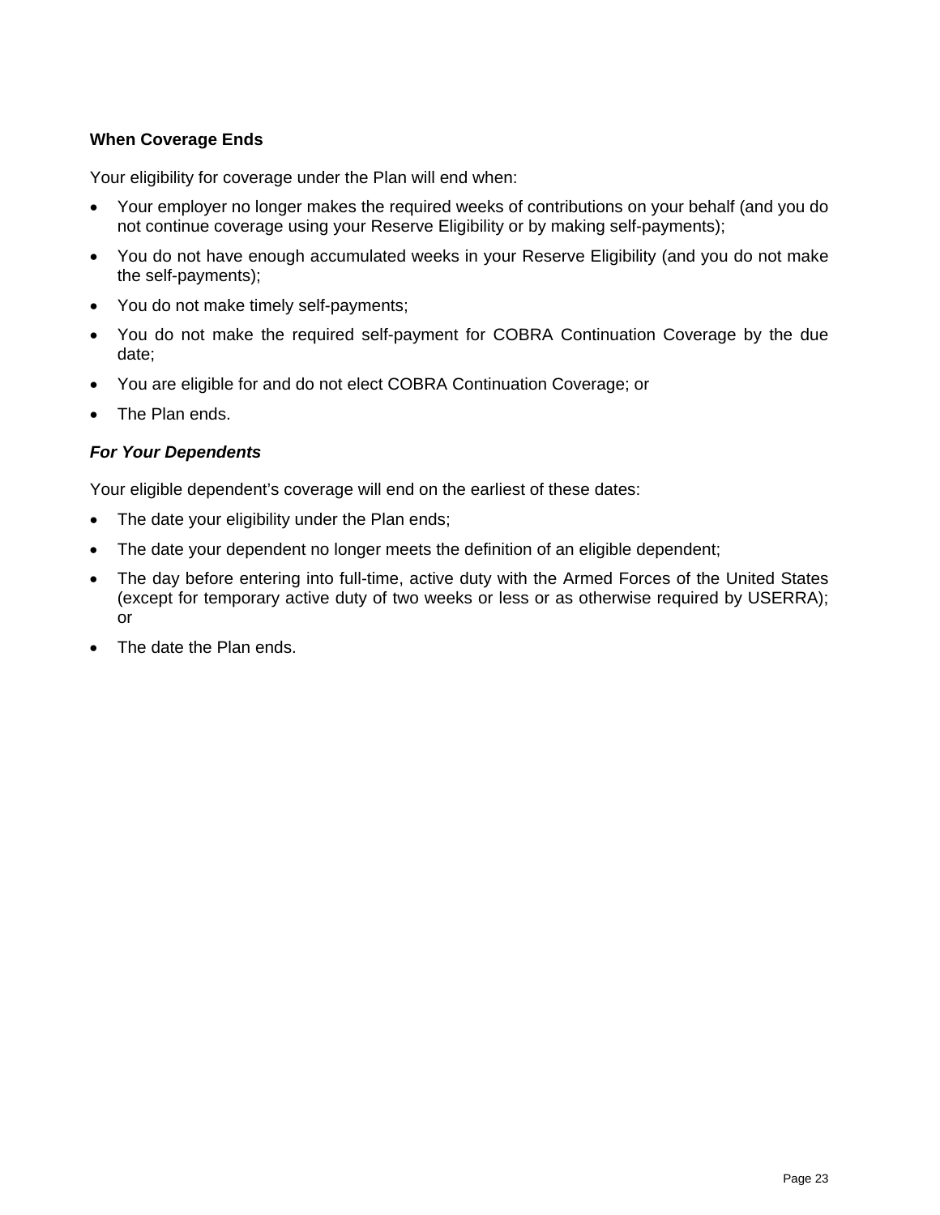### When Coverage Ends

Your eligibility for coverage under the Plan will end when:

- Your employer no longer makes the required weeks of contributions on your behalf (and you do not continue coverage using your Reserve Eligibility or by making self-payments);
- You do not have enough accumulated weeks in your Reserve Eligibility (and you do not make the self-payments);
- You do not make timely self-payments;
- You do not make the required self-payment for COBRA Continuation Coverage by the due date;
- You are eligible for and do not elect COBRA Continuation Coverage; or
- The Plan ends.

#### ***For Your Dependents***

Your eligible dependent's coverage will end on the earliest of these dates:

- The date your eligibility under the Plan ends;
- The date your dependent no longer meets the definition of an eligible dependent;
- The day before entering into full-time, active duty with the Armed Forces of the United States (except for temporary active duty of two weeks or less or as otherwise required by USERRA); or
- The date the Plan ends.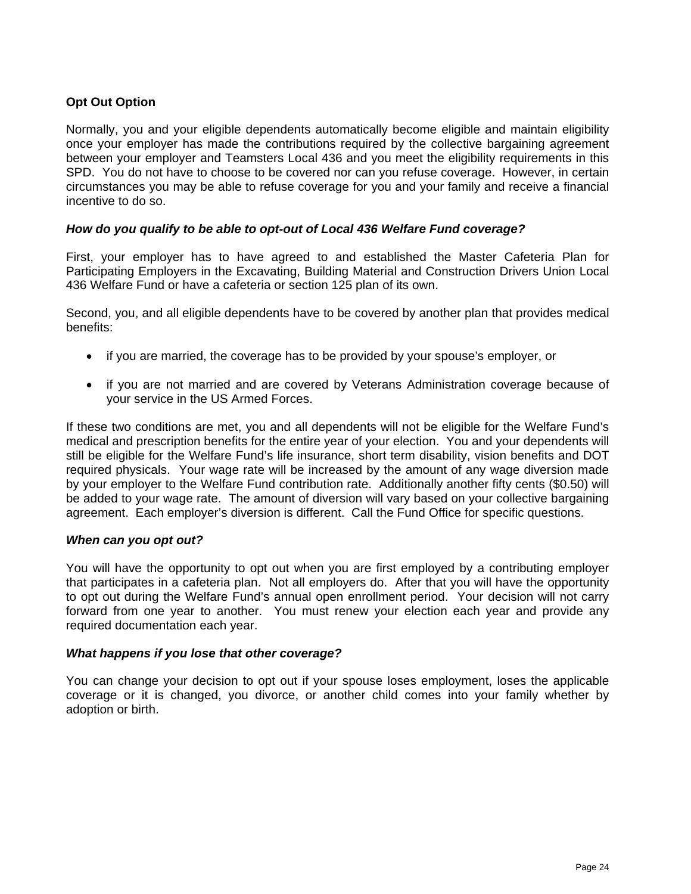## Opt Out Option

Normally, you and your eligible dependents automatically become eligible and maintain eligibility once your employer has made the contributions required by the collective bargaining agreement between your employer and Teamsters Local 436 and you meet the eligibility requirements in this SPD. You do not have to choose to be covered nor can you refuse coverage. However, in certain circumstances you may be able to refuse coverage for you and your family and receive a financial incentive to do so.

### *How do you qualify to be able to opt-out of Local 436 Welfare Fund coverage?*

First, your employer has to have agreed to and established the Master Cafeteria Plan for Participating Employers in the Excavating, Building Material and Construction Drivers Union Local 436 Welfare Fund or have a cafeteria or section 125 plan of its own.

Second, you, and all eligible dependents have to be covered by another plan that provides medical benefits:

- if you are married, the coverage has to be provided by your spouse's employer, or
- if you are not married and are covered by Veterans Administration coverage because of your service in the US Armed Forces.

If these two conditions are met, you and all dependents will not be eligible for the Welfare Fund's medical and prescription benefits for the entire year of your election. You and your dependents will still be eligible for the Welfare Fund's life insurance, short term disability, vision benefits and DOT required physicals. Your wage rate will be increased by the amount of any wage diversion made by your employer to the Welfare Fund contribution rate. Additionally another fifty cents ($0.50) will be added to your wage rate. The amount of diversion will vary based on your collective bargaining agreement. Each employer's diversion is different. Call the Fund Office for specific questions.

### *When can you opt out?*

You will have the opportunity to opt out when you are first employed by a contributing employer that participates in a cafeteria plan. Not all employers do. After that you will have the opportunity to opt out during the Welfare Fund's annual open enrollment period. Your decision will not carry forward from one year to another. You must renew your election each year and provide any required documentation each year.

### *What happens if you lose that other coverage?*

You can change your decision to opt out if your spouse loses employment, loses the applicable coverage or it is changed, you divorce, or another child comes into your family whether by adoption or birth.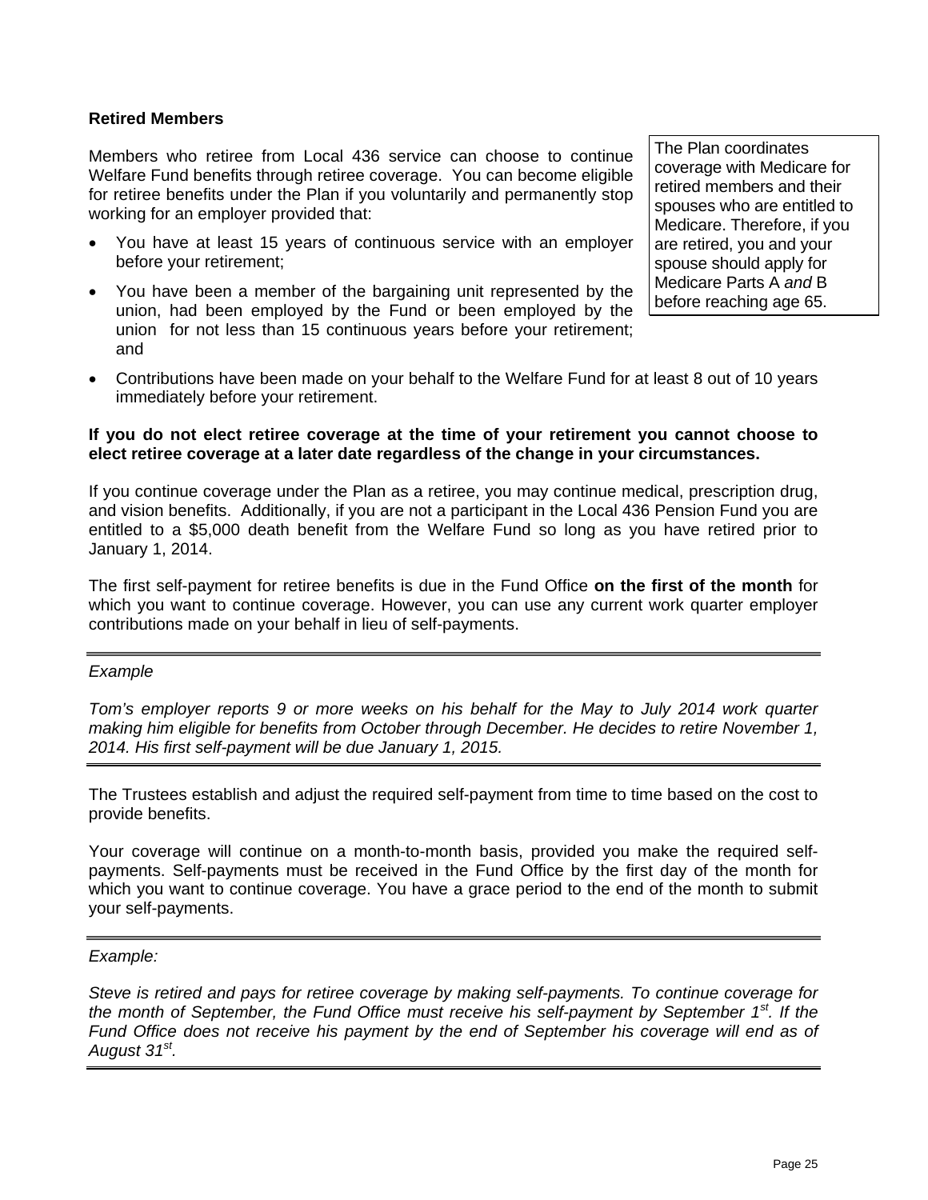### Retired Members

Members who retiree from Local 436 service can choose to continue Welfare Fund benefits through retiree coverage. You can become eligible for retiree benefits under the Plan if you voluntarily and permanently stop working for an employer provided that:

> The Plan coordinates coverage with Medicare for retired members and their spouses who are entitled to Medicare. Therefore, if you are retired, you and your spouse should apply for Medicare Parts A *and* B before reaching age 65.

- You have at least 15 years of continuous service with an employer before your retirement;
- You have been a member of the bargaining unit represented by the union, had been employed by the Fund or been employed by the union for not less than 15 continuous years before your retirement; and
- Contributions have been made on your behalf to the Welfare Fund for at least 8 out of 10 years immediately before your retirement.

**If you do not elect retiree coverage at the time of your retirement you cannot choose to elect retiree coverage at a later date regardless of the change in your circumstances.**

If you continue coverage under the Plan as a retiree, you may continue medical, prescription drug, and vision benefits. Additionally, if you are not a participant in the Local 436 Pension Fund you are entitled to a $5,000 death benefit from the Welfare Fund so long as you have retired prior to January 1, 2014.

The first self-payment for retiree benefits is due in the Fund Office **on the first of the month** for which you want to continue coverage. However, you can use any current work quarter employer contributions made on your behalf in lieu of self-payments.

---

*Example*

*Tom's employer reports 9 or more weeks on his behalf for the May to July 2014 work quarter making him eligible for benefits from October through December. He decides to retire November 1, 2014. His first self-payment will be due January 1, 2015.*

---

The Trustees establish and adjust the required self-payment from time to time based on the cost to provide benefits.

Your coverage will continue on a month-to-month basis, provided you make the required self-payments. Self-payments must be received in the Fund Office by the first day of the month for which you want to continue coverage. You have a grace period to the end of the month to submit your self-payments.

---

*Example:*

*Steve is retired and pays for retiree coverage by making self-payments. To continue coverage for the month of September, the Fund Office must receive his self-payment by September 1st. If the Fund Office does not receive his payment by the end of September his coverage will end as of August 31st.*

---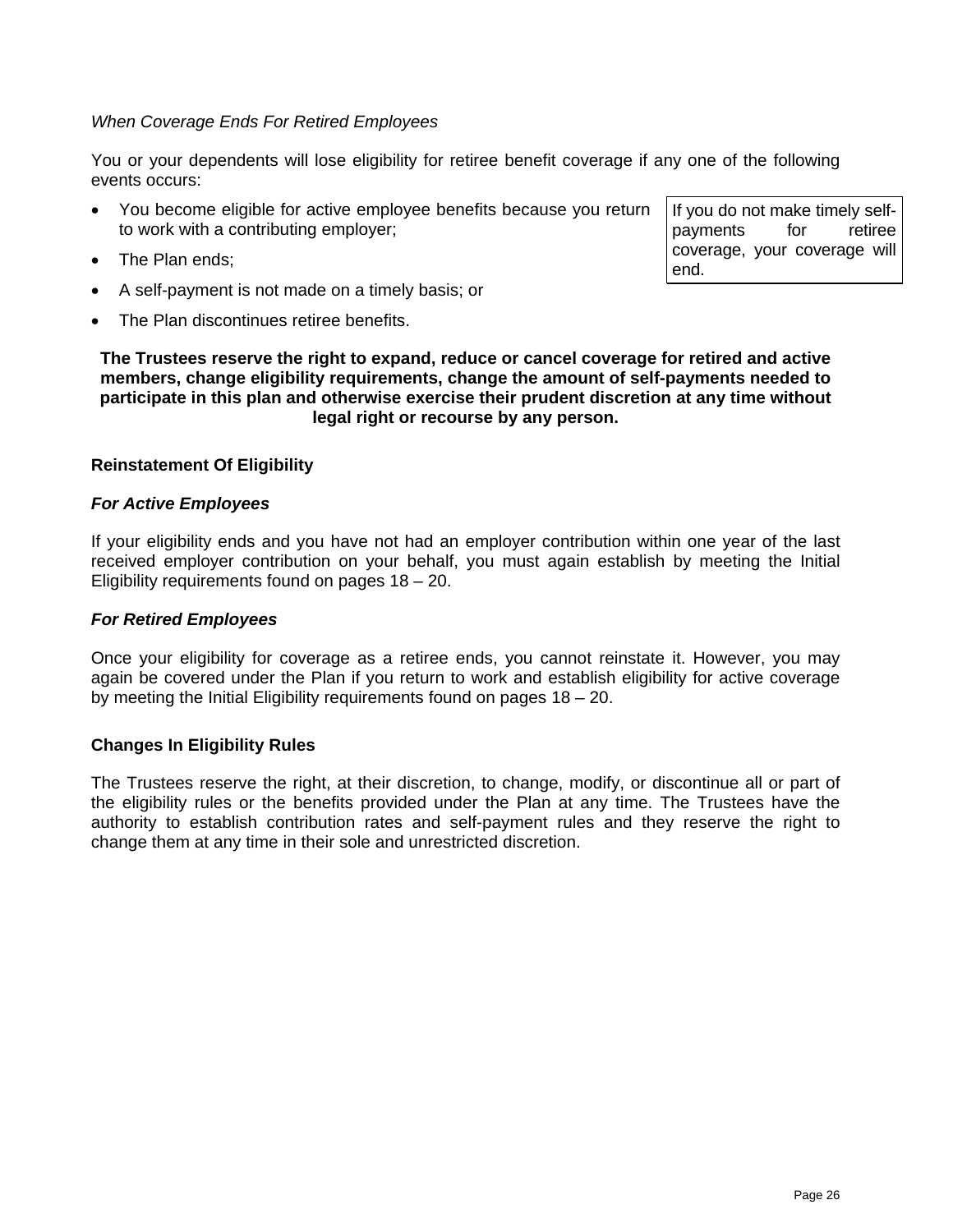*When Coverage Ends For Retired Employees*

You or your dependents will lose eligibility for retiree benefit coverage if any one of the following events occurs:

- You become eligible for active employee benefits because you return to work with a contributing employer;
- The Plan ends;
- A self-payment is not made on a timely basis; or
- The Plan discontinues retiree benefits.

If you do not make timely self-payments for retiree coverage, your coverage will end.

**The Trustees reserve the right to expand, reduce or cancel coverage for retired and active members, change eligibility requirements, change the amount of self-payments needed to participate in this plan and otherwise exercise their prudent discretion at any time without legal right or recourse by any person.**

### Reinstatement Of Eligibility

#### *For Active Employees*

If your eligibility ends and you have not had an employer contribution within one year of the last received employer contribution on your behalf, you must again establish by meeting the Initial Eligibility requirements found on pages 18 – 20.

#### *For Retired Employees*

Once your eligibility for coverage as a retiree ends, you cannot reinstate it. However, you may again be covered under the Plan if you return to work and establish eligibility for active coverage by meeting the Initial Eligibility requirements found on pages 18 – 20.

### Changes In Eligibility Rules

The Trustees reserve the right, at their discretion, to change, modify, or discontinue all or part of the eligibility rules or the benefits provided under the Plan at any time. The Trustees have the authority to establish contribution rates and self-payment rules and they reserve the right to change them at any time in their sole and unrestricted discretion.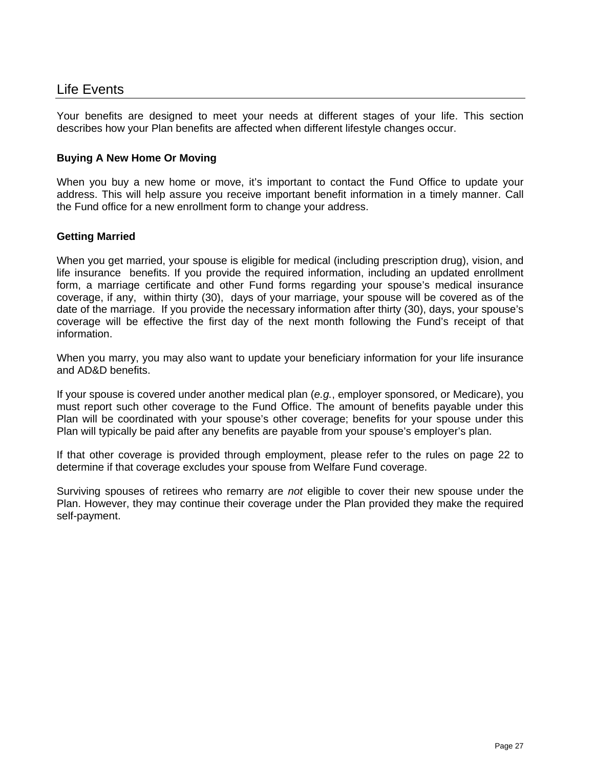## Life Events

Your benefits are designed to meet your needs at different stages of your life. This section describes how your Plan benefits are affected when different lifestyle changes occur.

### Buying A New Home Or Moving

When you buy a new home or move, it's important to contact the Fund Office to update your address. This will help assure you receive important benefit information in a timely manner. Call the Fund office for a new enrollment form to change your address.

### Getting Married

When you get married, your spouse is eligible for medical (including prescription drug), vision, and life insurance benefits. If you provide the required information, including an updated enrollment form, a marriage certificate and other Fund forms regarding your spouse's medical insurance coverage, if any, within thirty (30), days of your marriage, your spouse will be covered as of the date of the marriage. If you provide the necessary information after thirty (30), days, your spouse's coverage will be effective the first day of the next month following the Fund's receipt of that information.

When you marry, you may also want to update your beneficiary information for your life insurance and AD&D benefits.

If your spouse is covered under another medical plan (*e.g.*, employer sponsored, or Medicare), you must report such other coverage to the Fund Office. The amount of benefits payable under this Plan will be coordinated with your spouse's other coverage; benefits for your spouse under this Plan will typically be paid after any benefits are payable from your spouse's employer's plan.

If that other coverage is provided through employment, please refer to the rules on page 22 to determine if that coverage excludes your spouse from Welfare Fund coverage.

Surviving spouses of retirees who remarry are *not* eligible to cover their new spouse under the Plan. However, they may continue their coverage under the Plan provided they make the required self-payment.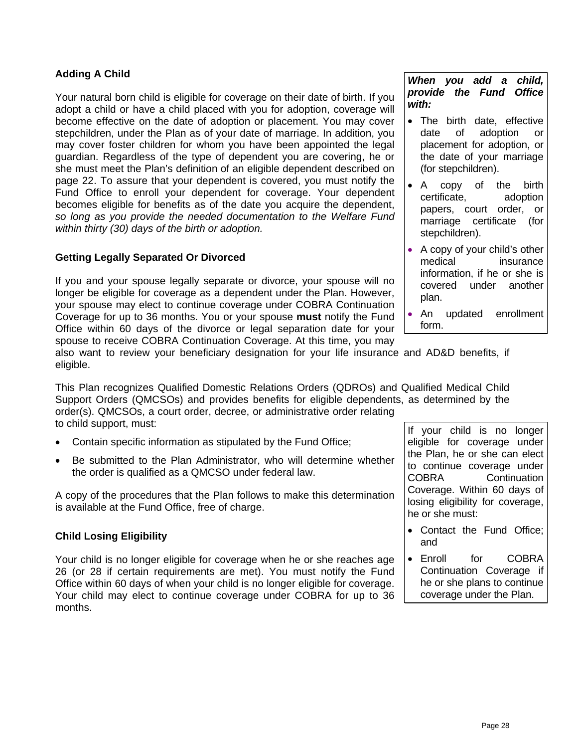### Adding A Child

Your natural born child is eligible for coverage on their date of birth. If you adopt a child or have a child placed with you for adoption, coverage will become effective on the date of adoption or placement. You may cover stepchildren, under the Plan as of your date of marriage. In addition, you may cover foster children for whom you have been appointed the legal guardian. Regardless of the type of dependent you are covering, he or she must meet the Plan's definition of an eligible dependent described on page 22. To assure that your dependent is covered, you must notify the Fund Office to enroll your dependent for coverage. Your dependent becomes eligible for benefits as of the date you acquire the dependent, *so long as you provide the needed documentation to the Welfare Fund within thirty (30) days of the birth or adoption.*

> ***When you add a child, provide the Fund Office with:***
>
> - The birth date, effective date of adoption or placement for adoption, or the date of your marriage (for stepchildren).
> - A copy of the birth certificate, adoption papers, court order, or marriage certificate (for stepchildren).
> - A copy of your child's other medical insurance information, if he or she is covered under another plan.
> - An updated enrollment form.

### Getting Legally Separated Or Divorced

If you and your spouse legally separate or divorce, your spouse will no longer be eligible for coverage as a dependent under the Plan. However, your spouse may elect to continue coverage under COBRA Continuation Coverage for up to 36 months. You or your spouse **must** notify the Fund Office within 60 days of the divorce or legal separation date for your spouse to receive COBRA Continuation Coverage. At this time, you may also want to review your beneficiary designation for your life insurance and AD&D benefits, if eligible.

This Plan recognizes Qualified Domestic Relations Orders (QDROs) and Qualified Medical Child Support Orders (QMCSOs) and provides benefits for eligible dependents, as determined by the order(s). QMCSOs, a court order, decree, or administrative order relating to child support, must:

- Contain specific information as stipulated by the Fund Office;
- Be submitted to the Plan Administrator, who will determine whether the order is qualified as a QMCSO under federal law.

A copy of the procedures that the Plan follows to make this determination is available at the Fund Office, free of charge.

### Child Losing Eligibility

Your child is no longer eligible for coverage when he or she reaches age 26 (or 28 if certain requirements are met). You must notify the Fund Office within 60 days of when your child is no longer eligible for coverage. Your child may elect to continue coverage under COBRA for up to 36 months.

> If your child is no longer eligible for coverage under the Plan, he or she can elect to continue coverage under COBRA Continuation Coverage. Within 60 days of losing eligibility for coverage, he or she must:
>
> - Contact the Fund Office; and
> - Enroll for COBRA Continuation Coverage if he or she plans to continue coverage under the Plan.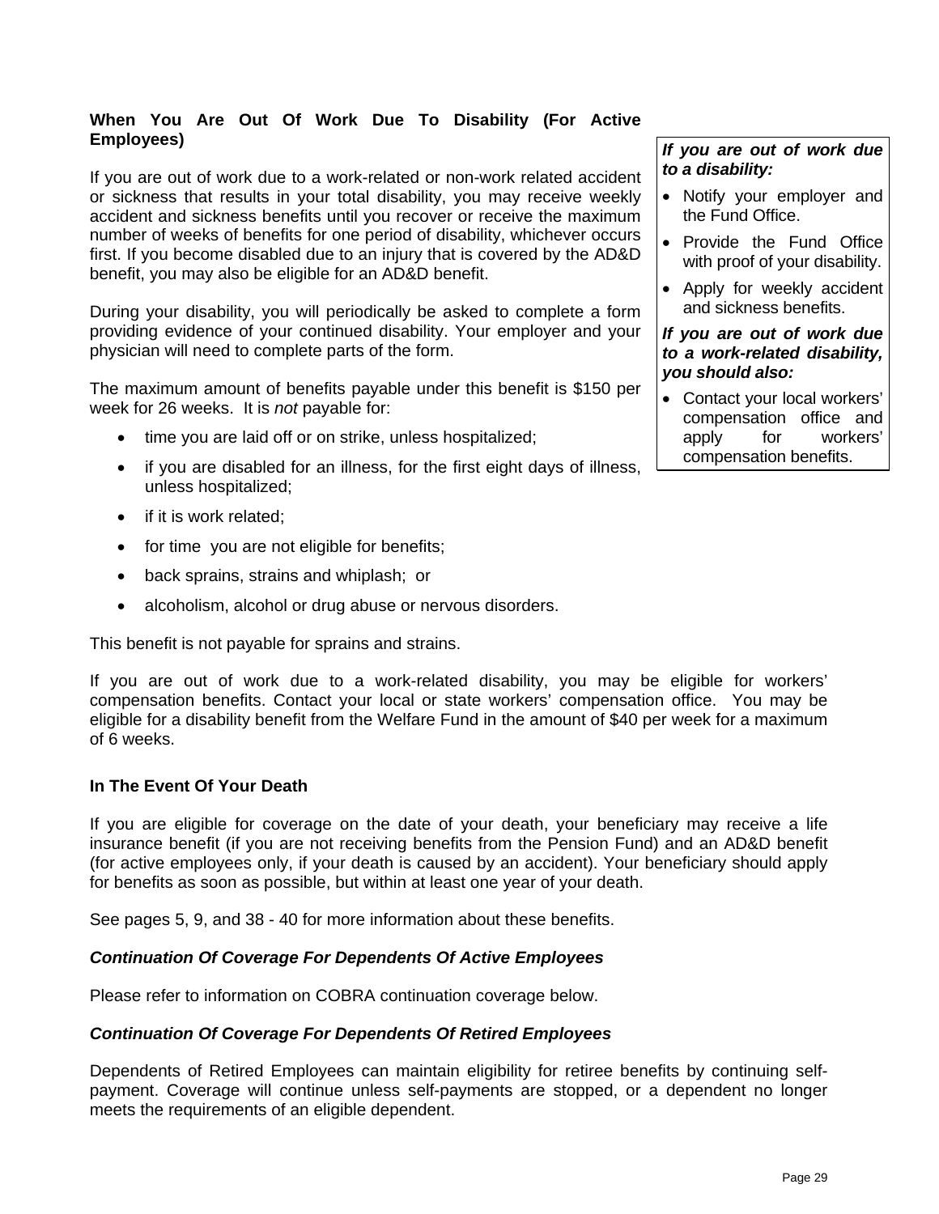### When You Are Out Of Work Due To Disability (For Active Employees)

If you are out of work due to a work-related or non-work related accident or sickness that results in your total disability, you may receive weekly accident and sickness benefits until you recover or receive the maximum number of weeks of benefits for one period of disability, whichever occurs first. If you become disabled due to an injury that is covered by the AD&D benefit, you may also be eligible for an AD&D benefit.

During your disability, you will periodically be asked to complete a form providing evidence of your continued disability. Your employer and your physician will need to complete parts of the form.

The maximum amount of benefits payable under this benefit is $150 per week for 26 weeks. It is *not* payable for:

- time you are laid off or on strike, unless hospitalized;
- if you are disabled for an illness, for the first eight days of illness, unless hospitalized;
- if it is work related;
- for time you are not eligible for benefits;
- back sprains, strains and whiplash; or
- alcoholism, alcohol or drug abuse or nervous disorders.

> ***If you are out of work due to a disability:***
>
> - Notify your employer and the Fund Office.
> - Provide the Fund Office with proof of your disability.
> - Apply for weekly accident and sickness benefits.
>
> ***If you are out of work due to a work-related disability, you should also:***
>
> - Contact your local workers' compensation office and apply for workers' compensation benefits.

This benefit is not payable for sprains and strains.

If you are out of work due to a work-related disability, you may be eligible for workers' compensation benefits. Contact your local or state workers' compensation office. You may be eligible for a disability benefit from the Welfare Fund in the amount of $40 per week for a maximum of 6 weeks.

### In The Event Of Your Death

If you are eligible for coverage on the date of your death, your beneficiary may receive a life insurance benefit (if you are not receiving benefits from the Pension Fund) and an AD&D benefit (for active employees only, if your death is caused by an accident). Your beneficiary should apply for benefits as soon as possible, but within at least one year of your death.

See pages 5, 9, and 38 - 40 for more information about these benefits.

#### *Continuation Of Coverage For Dependents Of Active Employees*

Please refer to information on COBRA continuation coverage below.

#### *Continuation Of Coverage For Dependents Of Retired Employees*

Dependents of Retired Employees can maintain eligibility for retiree benefits by continuing self-payment. Coverage will continue unless self-payments are stopped, or a dependent no longer meets the requirements of an eligible dependent.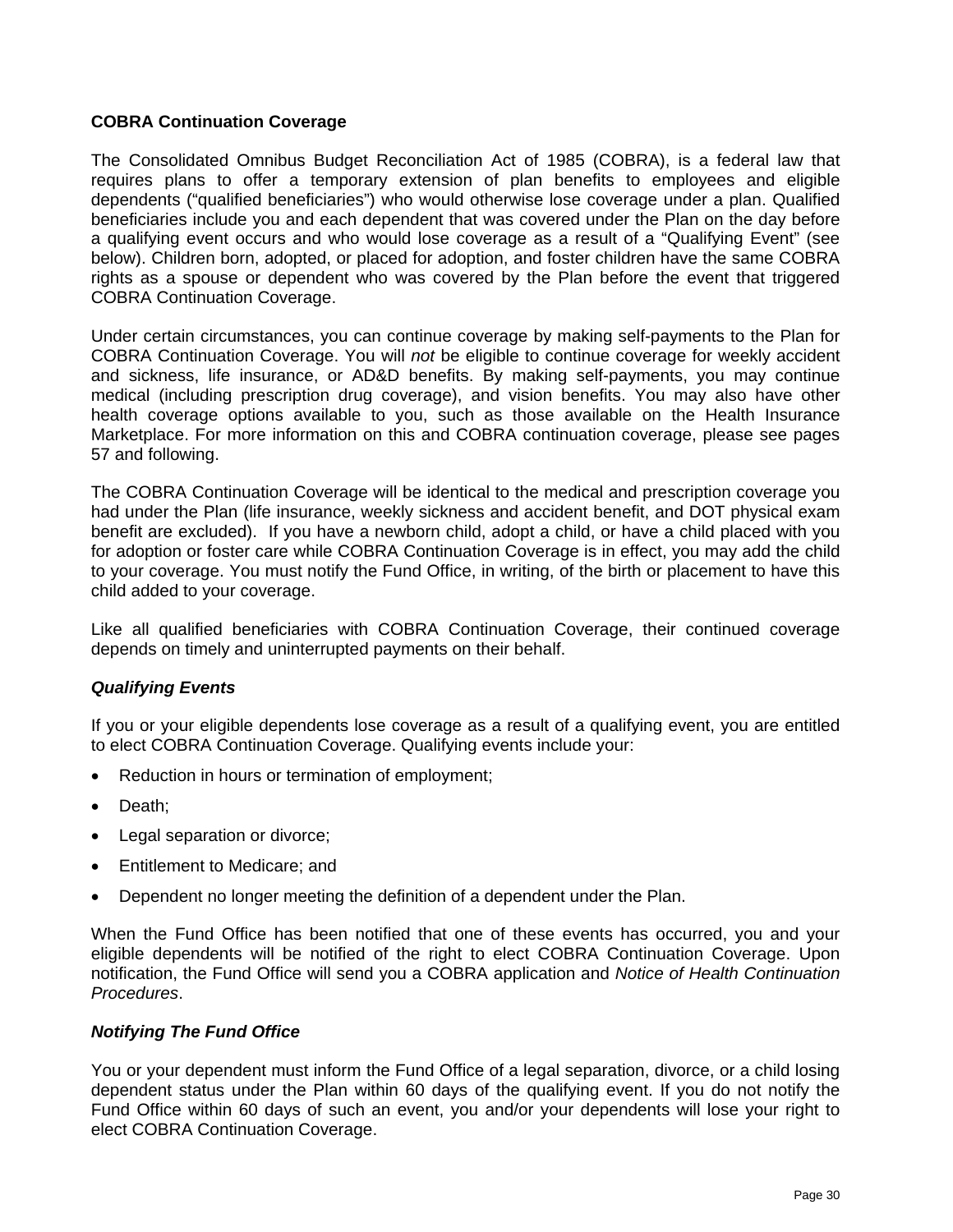## COBRA Continuation Coverage

The Consolidated Omnibus Budget Reconciliation Act of 1985 (COBRA), is a federal law that requires plans to offer a temporary extension of plan benefits to employees and eligible dependents ("qualified beneficiaries") who would otherwise lose coverage under a plan. Qualified beneficiaries include you and each dependent that was covered under the Plan on the day before a qualifying event occurs and who would lose coverage as a result of a "Qualifying Event" (see below). Children born, adopted, or placed for adoption, and foster children have the same COBRA rights as a spouse or dependent who was covered by the Plan before the event that triggered COBRA Continuation Coverage.

Under certain circumstances, you can continue coverage by making self-payments to the Plan for COBRA Continuation Coverage. You will *not* be eligible to continue coverage for weekly accident and sickness, life insurance, or AD&D benefits. By making self-payments, you may continue medical (including prescription drug coverage), and vision benefits. You may also have other health coverage options available to you, such as those available on the Health Insurance Marketplace. For more information on this and COBRA continuation coverage, please see pages 57 and following.

The COBRA Continuation Coverage will be identical to the medical and prescription coverage you had under the Plan (life insurance, weekly sickness and accident benefit, and DOT physical exam benefit are excluded). If you have a newborn child, adopt a child, or have a child placed with you for adoption or foster care while COBRA Continuation Coverage is in effect, you may add the child to your coverage. You must notify the Fund Office, in writing, of the birth or placement to have this child added to your coverage.

Like all qualified beneficiaries with COBRA Continuation Coverage, their continued coverage depends on timely and uninterrupted payments on their behalf.

### *Qualifying Events*

If you or your eligible dependents lose coverage as a result of a qualifying event, you are entitled to elect COBRA Continuation Coverage. Qualifying events include your:

- Reduction in hours or termination of employment;
- Death;
- Legal separation or divorce;
- Entitlement to Medicare; and
- Dependent no longer meeting the definition of a dependent under the Plan.

When the Fund Office has been notified that one of these events has occurred, you and your eligible dependents will be notified of the right to elect COBRA Continuation Coverage. Upon notification, the Fund Office will send you a COBRA application and *Notice of Health Continuation Procedures*.

### *Notifying The Fund Office*

You or your dependent must inform the Fund Office of a legal separation, divorce, or a child losing dependent status under the Plan within 60 days of the qualifying event. If you do not notify the Fund Office within 60 days of such an event, you and/or your dependents will lose your right to elect COBRA Continuation Coverage.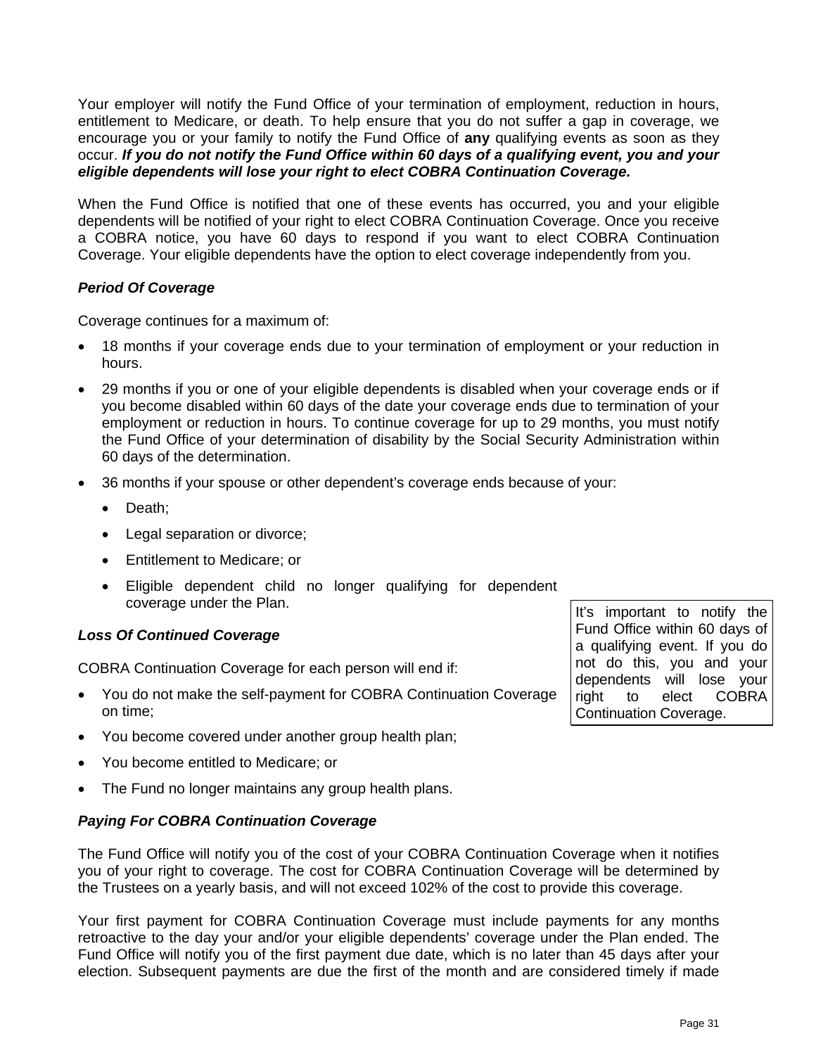Your employer will notify the Fund Office of your termination of employment, reduction in hours, entitlement to Medicare, or death. To help ensure that you do not suffer a gap in coverage, we encourage you or your family to notify the Fund Office of **any** qualifying events as soon as they occur. ***If you do not notify the Fund Office within 60 days of a qualifying event, you and your eligible dependents will lose your right to elect COBRA Continuation Coverage.***

When the Fund Office is notified that one of these events has occurred, you and your eligible dependents will be notified of your right to elect COBRA Continuation Coverage. Once you receive a COBRA notice, you have 60 days to respond if you want to elect COBRA Continuation Coverage. Your eligible dependents have the option to elect coverage independently from you.

### *Period Of Coverage*

Coverage continues for a maximum of:

- 18 months if your coverage ends due to your termination of employment or your reduction in hours.
- 29 months if you or one of your eligible dependents is disabled when your coverage ends or if you become disabled within 60 days of the date your coverage ends due to termination of your employment or reduction in hours. To continue coverage for up to 29 months, you must notify the Fund Office of your determination of disability by the Social Security Administration within 60 days of the determination.
- 36 months if your spouse or other dependent's coverage ends because of your:
  - Death;
  - Legal separation or divorce;
  - Entitlement to Medicare; or
  - Eligible dependent child no longer qualifying for dependent coverage under the Plan.

> It's important to notify the Fund Office within 60 days of a qualifying event. If you do not do this, you and your dependents will lose your right to elect COBRA Continuation Coverage.

### *Loss Of Continued Coverage*

COBRA Continuation Coverage for each person will end if:

- You do not make the self-payment for COBRA Continuation Coverage on time;
- You become covered under another group health plan;
- You become entitled to Medicare; or
- The Fund no longer maintains any group health plans.

### *Paying For COBRA Continuation Coverage*

The Fund Office will notify you of the cost of your COBRA Continuation Coverage when it notifies you of your right to coverage. The cost for COBRA Continuation Coverage will be determined by the Trustees on a yearly basis, and will not exceed 102% of the cost to provide this coverage.

Your first payment for COBRA Continuation Coverage must include payments for any months retroactive to the day your and/or your eligible dependents' coverage under the Plan ended. The Fund Office will notify you of the first payment due date, which is no later than 45 days after your election. Subsequent payments are due the first of the month and are considered timely if made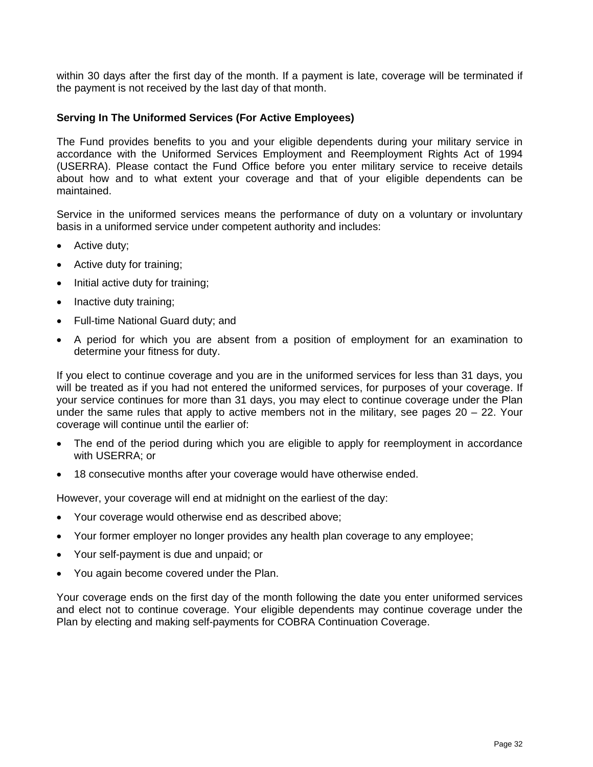within 30 days after the first day of the month. If a payment is late, coverage will be terminated if the payment is not received by the last day of that month.

**Serving In The Uniformed Services (For Active Employees)**

The Fund provides benefits to you and your eligible dependents during your military service in accordance with the Uniformed Services Employment and Reemployment Rights Act of 1994 (USERRA). Please contact the Fund Office before you enter military service to receive details about how and to what extent your coverage and that of your eligible dependents can be maintained.

Service in the uniformed services means the performance of duty on a voluntary or involuntary basis in a uniformed service under competent authority and includes:

- Active duty;
- Active duty for training;
- Initial active duty for training;
- Inactive duty training;
- Full-time National Guard duty; and
- A period for which you are absent from a position of employment for an examination to determine your fitness for duty.

If you elect to continue coverage and you are in the uniformed services for less than 31 days, you will be treated as if you had not entered the uniformed services, for purposes of your coverage. If your service continues for more than 31 days, you may elect to continue coverage under the Plan under the same rules that apply to active members not in the military, see pages 20 – 22. Your coverage will continue until the earlier of:

- The end of the period during which you are eligible to apply for reemployment in accordance with USERRA; or
- 18 consecutive months after your coverage would have otherwise ended.

However, your coverage will end at midnight on the earliest of the day:

- Your coverage would otherwise end as described above;
- Your former employer no longer provides any health plan coverage to any employee;
- Your self-payment is due and unpaid; or
- You again become covered under the Plan.

Your coverage ends on the first day of the month following the date you enter uniformed services and elect not to continue coverage. Your eligible dependents may continue coverage under the Plan by electing and making self-payments for COBRA Continuation Coverage.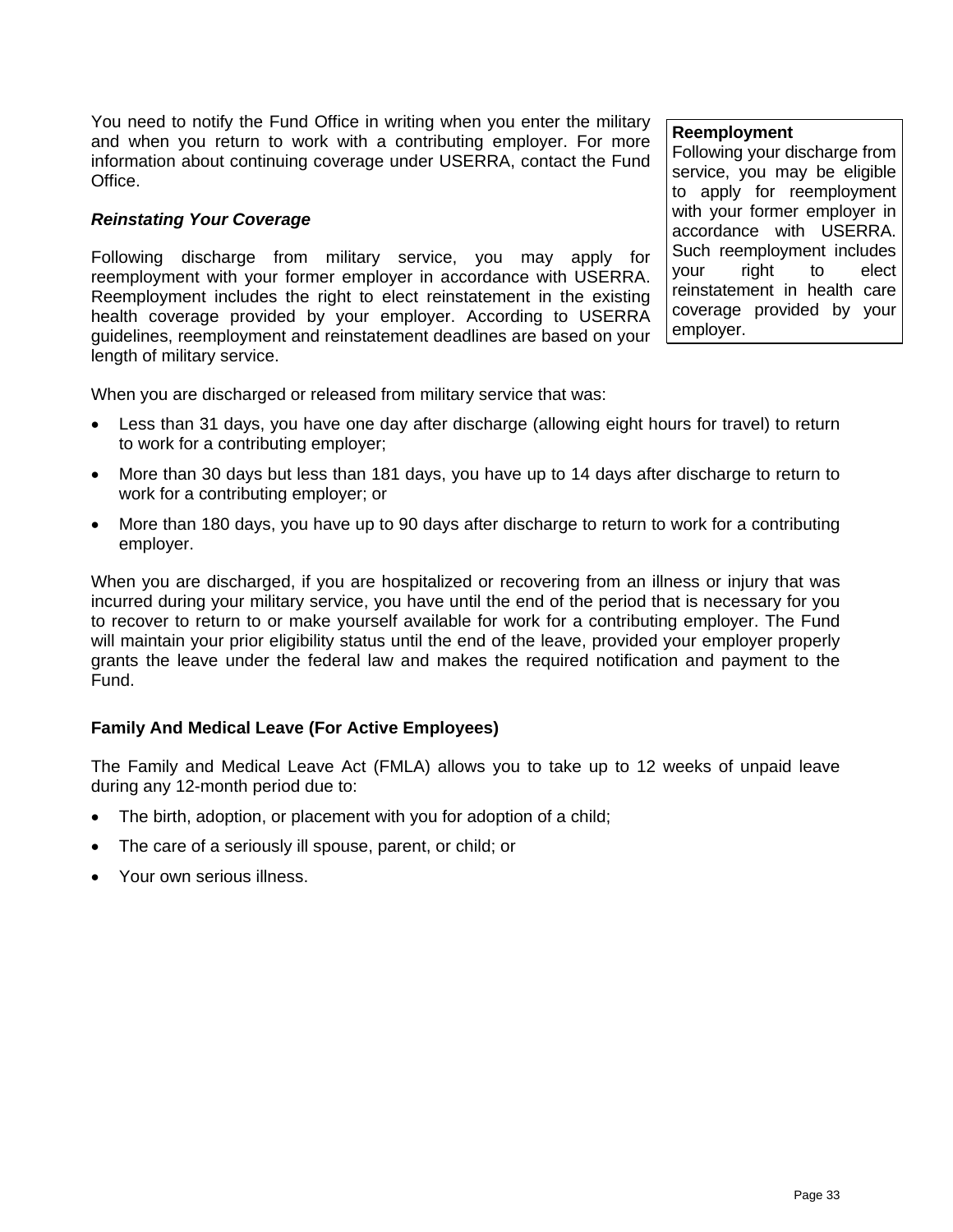You need to notify the Fund Office in writing when you enter the military and when you return to work with a contributing employer. For more information about continuing coverage under USERRA, contact the Fund Office.

> **Reemployment**
> Following your discharge from service, you may be eligible to apply for reemployment with your former employer in accordance with USERRA. Such reemployment includes your right to elect reinstatement in health care coverage provided by your employer.

***Reinstating Your Coverage***

Following discharge from military service, you may apply for reemployment with your former employer in accordance with USERRA. Reemployment includes the right to elect reinstatement in the existing health coverage provided by your employer. According to USERRA guidelines, reemployment and reinstatement deadlines are based on your length of military service.

When you are discharged or released from military service that was:

- Less than 31 days, you have one day after discharge (allowing eight hours for travel) to return to work for a contributing employer;
- More than 30 days but less than 181 days, you have up to 14 days after discharge to return to work for a contributing employer; or
- More than 180 days, you have up to 90 days after discharge to return to work for a contributing employer.

When you are discharged, if you are hospitalized or recovering from an illness or injury that was incurred during your military service, you have until the end of the period that is necessary for you to recover to return to or make yourself available for work for a contributing employer. The Fund will maintain your prior eligibility status until the end of the leave, provided your employer properly grants the leave under the federal law and makes the required notification and payment to the Fund.

**Family And Medical Leave (For Active Employees)**

The Family and Medical Leave Act (FMLA) allows you to take up to 12 weeks of unpaid leave during any 12-month period due to:

- The birth, adoption, or placement with you for adoption of a child;
- The care of a seriously ill spouse, parent, or child; or
- Your own serious illness.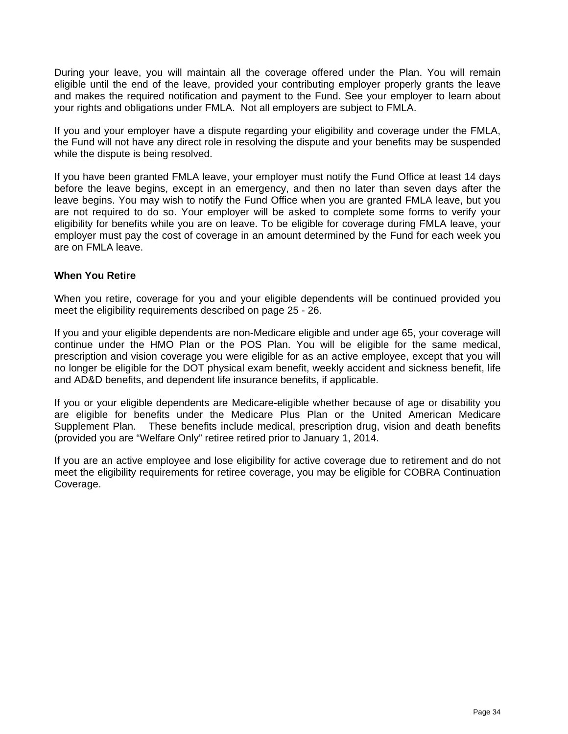During your leave, you will maintain all the coverage offered under the Plan. You will remain eligible until the end of the leave, provided your contributing employer properly grants the leave and makes the required notification and payment to the Fund. See your employer to learn about your rights and obligations under FMLA.  Not all employers are subject to FMLA.

If you and your employer have a dispute regarding your eligibility and coverage under the FMLA, the Fund will not have any direct role in resolving the dispute and your benefits may be suspended while the dispute is being resolved.

If you have been granted FMLA leave, your employer must notify the Fund Office at least 14 days before the leave begins, except in an emergency, and then no later than seven days after the leave begins. You may wish to notify the Fund Office when you are granted FMLA leave, but you are not required to do so. Your employer will be asked to complete some forms to verify your eligibility for benefits while you are on leave. To be eligible for coverage during FMLA leave, your employer must pay the cost of coverage in an amount determined by the Fund for each week you are on FMLA leave.

**When You Retire**

When you retire, coverage for you and your eligible dependents will be continued provided you meet the eligibility requirements described on page 25 - 26.

If you and your eligible dependents are non-Medicare eligible and under age 65, your coverage will continue under the HMO Plan or the POS Plan. You will be eligible for the same medical, prescription and vision coverage you were eligible for as an active employee, except that you will no longer be eligible for the DOT physical exam benefit, weekly accident and sickness benefit, life and AD&D benefits, and dependent life insurance benefits, if applicable.

If you or your eligible dependents are Medicare-eligible whether because of age or disability you are eligible for benefits under the Medicare Plus Plan or the United American Medicare Supplement Plan.   These benefits include medical, prescription drug, vision and death benefits (provided you are “Welfare Only” retiree retired prior to January 1, 2014.

If you are an active employee and lose eligibility for active coverage due to retirement and do not meet the eligibility requirements for retiree coverage, you may be eligible for COBRA Continuation Coverage.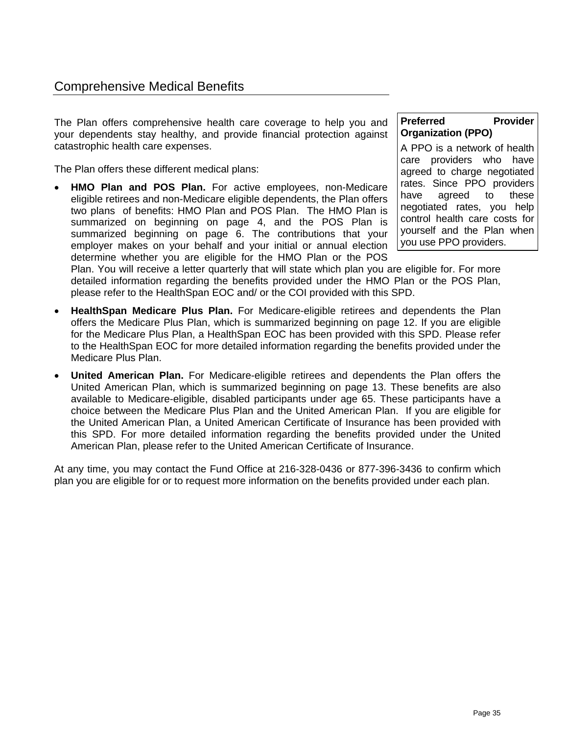## Comprehensive Medical Benefits

The Plan offers comprehensive health care coverage to help you and your dependents stay healthy, and provide financial protection against catastrophic health care expenses.

> **Preferred Provider Organization (PPO)**
>
> A PPO is a network of health care providers who have agreed to charge negotiated rates. Since PPO providers have agreed to these negotiated rates, you help control health care costs for yourself and the Plan when you use PPO providers.

The Plan offers these different medical plans:

- **HMO Plan and POS Plan.** For active employees, non-Medicare eligible retirees and non-Medicare eligible dependents, the Plan offers two plans of benefits: HMO Plan and POS Plan. The HMO Plan is summarized on beginning on page 4, and the POS Plan is summarized beginning on page 6. The contributions that your employer makes on your behalf and your initial or annual election determine whether you are eligible for the HMO Plan or the POS Plan. You will receive a letter quarterly that will state which plan you are eligible for. For more detailed information regarding the benefits provided under the HMO Plan or the POS Plan, please refer to the HealthSpan EOC and/ or the COI provided with this SPD.
- **HealthSpan Medicare Plus Plan.** For Medicare-eligible retirees and dependents the Plan offers the Medicare Plus Plan, which is summarized beginning on page 12. If you are eligible for the Medicare Plus Plan, a HealthSpan EOC has been provided with this SPD. Please refer to the HealthSpan EOC for more detailed information regarding the benefits provided under the Medicare Plus Plan.
- **United American Plan.** For Medicare-eligible retirees and dependents the Plan offers the United American Plan, which is summarized beginning on page 13. These benefits are also available to Medicare-eligible, disabled participants under age 65. These participants have a choice between the Medicare Plus Plan and the United American Plan. If you are eligible for the United American Plan, a United American Certificate of Insurance has been provided with this SPD. For more detailed information regarding the benefits provided under the United American Plan, please refer to the United American Certificate of Insurance.

At any time, you may contact the Fund Office at 216-328-0436 or 877-396-3436 to confirm which plan you are eligible for or to request more information on the benefits provided under each plan.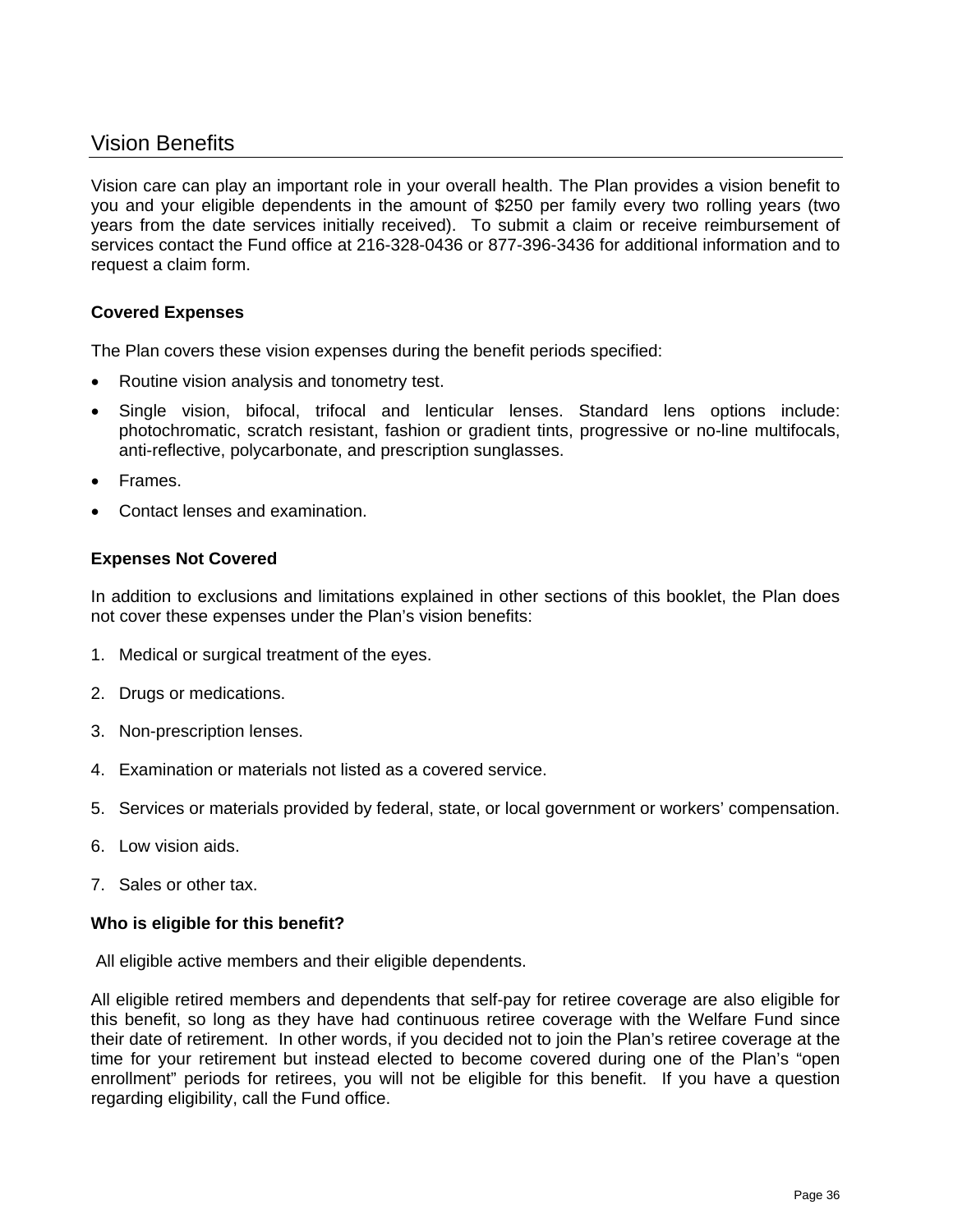## Vision Benefits

Vision care can play an important role in your overall health. The Plan provides a vision benefit to you and your eligible dependents in the amount of $250 per family every two rolling years (two years from the date services initially received). To submit a claim or receive reimbursement of services contact the Fund office at 216-328-0436 or 877-396-3436 for additional information and to request a claim form.

**Covered Expenses**

The Plan covers these vision expenses during the benefit periods specified:

- Routine vision analysis and tonometry test.
- Single vision, bifocal, trifocal and lenticular lenses. Standard lens options include: photochromatic, scratch resistant, fashion or gradient tints, progressive or no-line multifocals, anti-reflective, polycarbonate, and prescription sunglasses.
- Frames.
- Contact lenses and examination.

**Expenses Not Covered**

In addition to exclusions and limitations explained in other sections of this booklet, the Plan does not cover these expenses under the Plan's vision benefits:

1. Medical or surgical treatment of the eyes.
2. Drugs or medications.
3. Non-prescription lenses.
4. Examination or materials not listed as a covered service.
5. Services or materials provided by federal, state, or local government or workers' compensation.
6. Low vision aids.
7. Sales or other tax.

**Who is eligible for this benefit?**

All eligible active members and their eligible dependents.

All eligible retired members and dependents that self-pay for retiree coverage are also eligible for this benefit, so long as they have had continuous retiree coverage with the Welfare Fund since their date of retirement. In other words, if you decided not to join the Plan's retiree coverage at the time for your retirement but instead elected to become covered during one of the Plan's "open enrollment" periods for retirees, you will not be eligible for this benefit. If you have a question regarding eligibility, call the Fund office.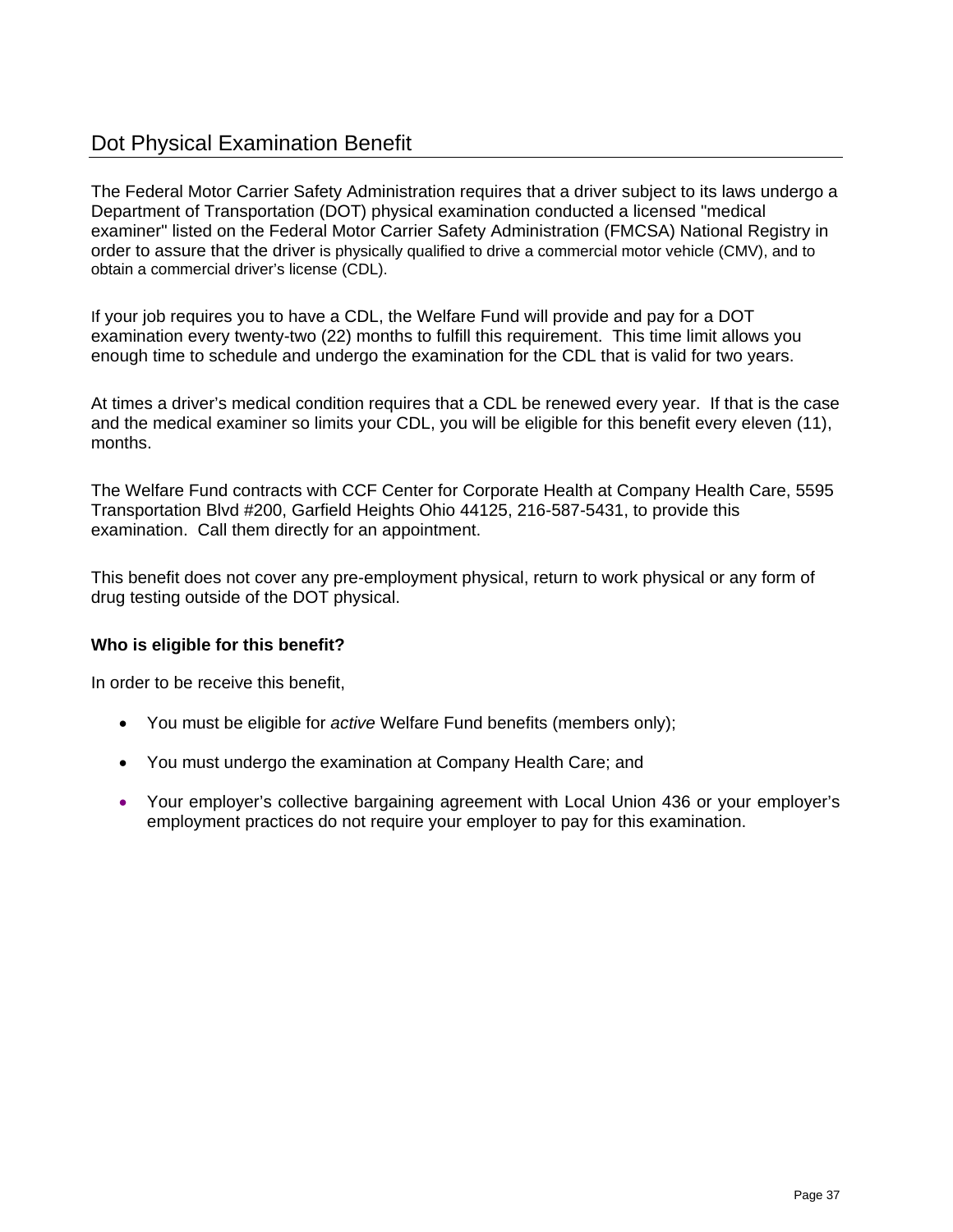## Dot Physical Examination Benefit

The Federal Motor Carrier Safety Administration requires that a driver subject to its laws undergo a Department of Transportation (DOT) physical examination conducted a licensed "medical examiner" listed on the Federal Motor Carrier Safety Administration (FMCSA) National Registry in order to assure that the driver is physically qualified to drive a commercial motor vehicle (CMV), and to obtain a commercial driver's license (CDL).

If your job requires you to have a CDL, the Welfare Fund will provide and pay for a DOT examination every twenty-two (22) months to fulfill this requirement. This time limit allows you enough time to schedule and undergo the examination for the CDL that is valid for two years.

At times a driver's medical condition requires that a CDL be renewed every year. If that is the case and the medical examiner so limits your CDL, you will be eligible for this benefit every eleven (11), months.

The Welfare Fund contracts with CCF Center for Corporate Health at Company Health Care, 5595 Transportation Blvd #200, Garfield Heights Ohio 44125, 216-587-5431, to provide this examination. Call them directly for an appointment.

This benefit does not cover any pre-employment physical, return to work physical or any form of drug testing outside of the DOT physical.

**Who is eligible for this benefit?**

In order to be receive this benefit,

- You must be eligible for *active* Welfare Fund benefits (members only);
- You must undergo the examination at Company Health Care; and
- Your employer's collective bargaining agreement with Local Union 436 or your employer's employment practices do not require your employer to pay for this examination.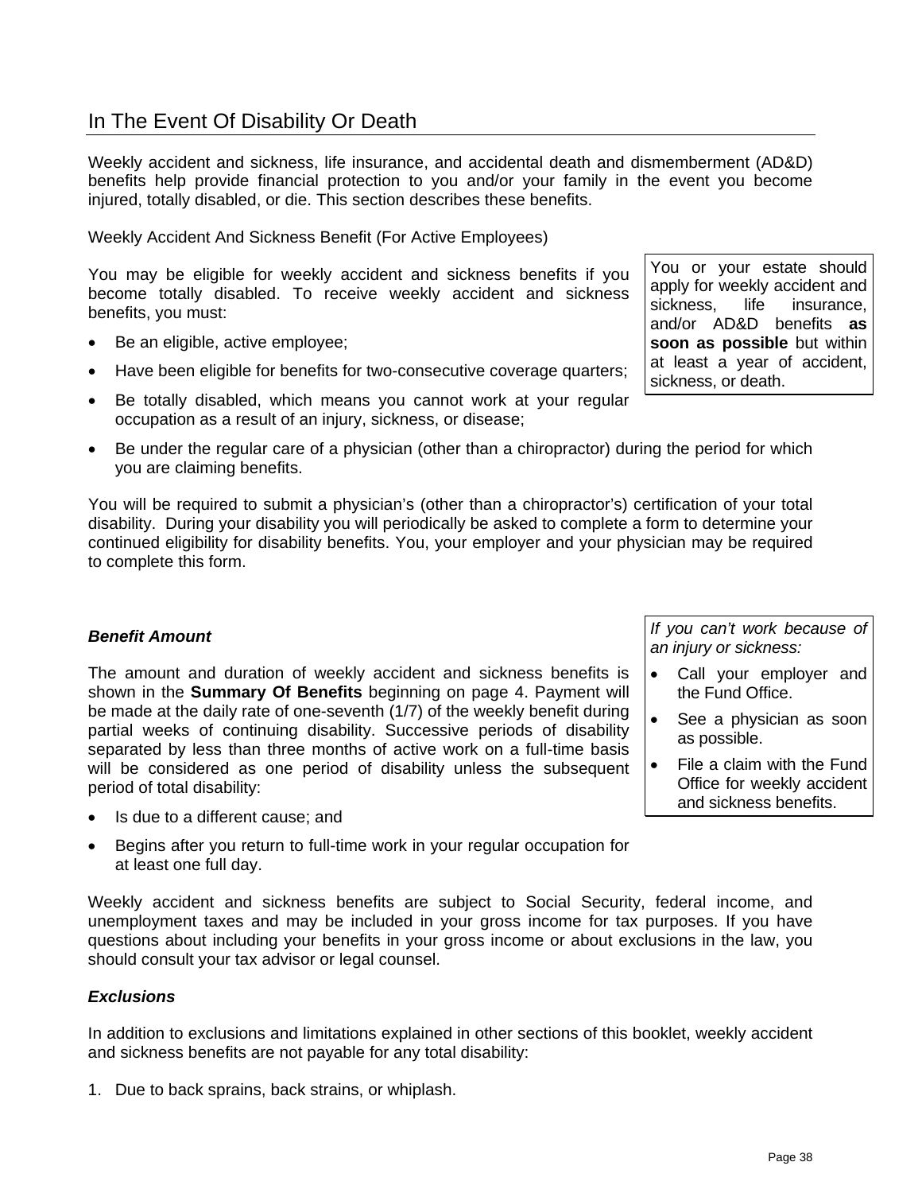## In The Event Of Disability Or Death

Weekly accident and sickness, life insurance, and accidental death and dismemberment (AD&D) benefits help provide financial protection to you and/or your family in the event you become injured, totally disabled, or die. This section describes these benefits.

### Weekly Accident And Sickness Benefit (For Active Employees)

You or your estate should apply for weekly accident and sickness, life insurance, and/or AD&D benefits **as soon as possible** but within at least a year of accident, sickness, or death.

You may be eligible for weekly accident and sickness benefits if you become totally disabled. To receive weekly accident and sickness benefits, you must:

- Be an eligible, active employee;
- Have been eligible for benefits for two-consecutive coverage quarters;
- Be totally disabled, which means you cannot work at your regular occupation as a result of an injury, sickness, or disease;
- Be under the regular care of a physician (other than a chiropractor) during the period for which you are claiming benefits.

You will be required to submit a physician's (other than a chiropractor's) certification of your total disability. During your disability you will periodically be asked to complete a form to determine your continued eligibility for disability benefits. You, your employer and your physician may be required to complete this form.

#### *Benefit Amount*

*If you can't work because of an injury or sickness:*

- Call your employer and the Fund Office.
- See a physician as soon as possible.
- File a claim with the Fund Office for weekly accident and sickness benefits.

The amount and duration of weekly accident and sickness benefits is shown in the **Summary Of Benefits** beginning on page 4. Payment will be made at the daily rate of one-seventh (1/7) of the weekly benefit during partial weeks of continuing disability. Successive periods of disability separated by less than three months of active work on a full-time basis will be considered as one period of disability unless the subsequent period of total disability:

- Is due to a different cause; and
- Begins after you return to full-time work in your regular occupation for at least one full day.

Weekly accident and sickness benefits are subject to Social Security, federal income, and unemployment taxes and may be included in your gross income for tax purposes. If you have questions about including your benefits in your gross income or about exclusions in the law, you should consult your tax advisor or legal counsel.

#### *Exclusions*

In addition to exclusions and limitations explained in other sections of this booklet, weekly accident and sickness benefits are not payable for any total disability:

1. Due to back sprains, back strains, or whiplash.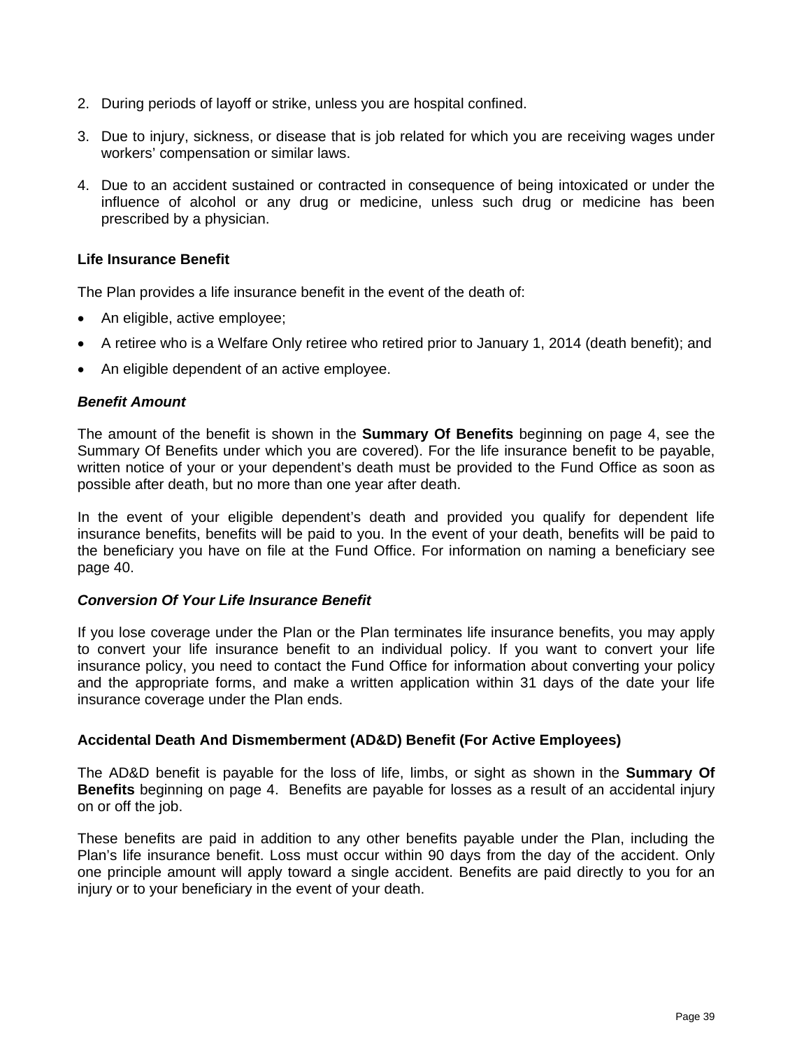2. During periods of layoff or strike, unless you are hospital confined.
3. Due to injury, sickness, or disease that is job related for which you are receiving wages under workers' compensation or similar laws.
4. Due to an accident sustained or contracted in consequence of being intoxicated or under the influence of alcohol or any drug or medicine, unless such drug or medicine has been prescribed by a physician.

### Life Insurance Benefit

The Plan provides a life insurance benefit in the event of the death of:

- An eligible, active employee;
- A retiree who is a Welfare Only retiree who retired prior to January 1, 2014 (death benefit); and
- An eligible dependent of an active employee.

#### *Benefit Amount*

The amount of the benefit is shown in the **Summary Of Benefits** beginning on page 4, see the Summary Of Benefits under which you are covered). For the life insurance benefit to be payable, written notice of your or your dependent's death must be provided to the Fund Office as soon as possible after death, but no more than one year after death.

In the event of your eligible dependent's death and provided you qualify for dependent life insurance benefits, benefits will be paid to you. In the event of your death, benefits will be paid to the beneficiary you have on file at the Fund Office. For information on naming a beneficiary see page 40.

#### *Conversion Of Your Life Insurance Benefit*

If you lose coverage under the Plan or the Plan terminates life insurance benefits, you may apply to convert your life insurance benefit to an individual policy. If you want to convert your life insurance policy, you need to contact the Fund Office for information about converting your policy and the appropriate forms, and make a written application within 31 days of the date your life insurance coverage under the Plan ends.

### Accidental Death And Dismemberment (AD&D) Benefit (For Active Employees)

The AD&D benefit is payable for the loss of life, limbs, or sight as shown in the **Summary Of Benefits** beginning on page 4. Benefits are payable for losses as a result of an accidental injury on or off the job.

These benefits are paid in addition to any other benefits payable under the Plan, including the Plan's life insurance benefit. Loss must occur within 90 days from the day of the accident. Only one principle amount will apply toward a single accident. Benefits are paid directly to you for an injury or to your beneficiary in the event of your death.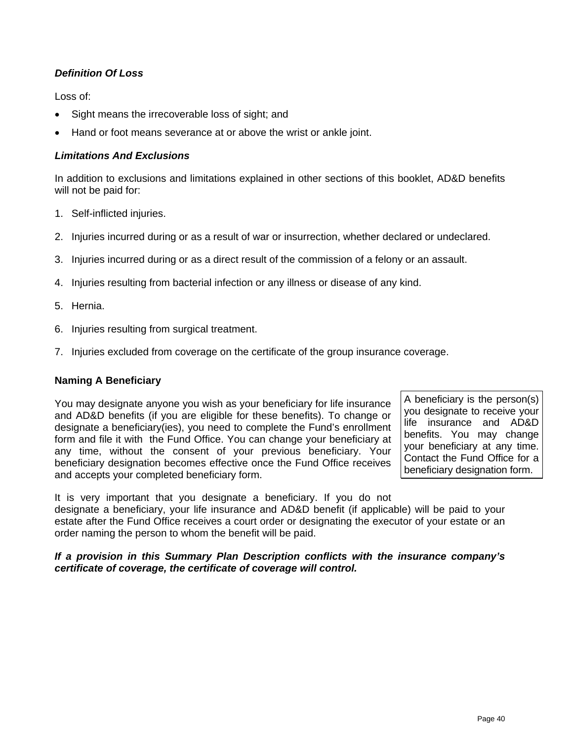### *Definition Of Loss*

Loss of:

- Sight means the irrecoverable loss of sight; and
- Hand or foot means severance at or above the wrist or ankle joint.

### *Limitations And Exclusions*

In addition to exclusions and limitations explained in other sections of this booklet, AD&D benefits will not be paid for:

1. Self-inflicted injuries.
2. Injuries incurred during or as a result of war or insurrection, whether declared or undeclared.
3. Injuries incurred during or as a direct result of the commission of a felony or an assault.
4. Injuries resulting from bacterial infection or any illness or disease of any kind.
5. Hernia.
6. Injuries resulting from surgical treatment.
7. Injuries excluded from coverage on the certificate of the group insurance coverage.

### Naming A Beneficiary

You may designate anyone you wish as your beneficiary for life insurance and AD&D benefits (if you are eligible for these benefits). To change or designate a beneficiary(ies), you need to complete the Fund's enrollment form and file it with the Fund Office. You can change your beneficiary at any time, without the consent of your previous beneficiary. Your beneficiary designation becomes effective once the Fund Office receives and accepts your completed beneficiary form.

> A beneficiary is the person(s) you designate to receive your life insurance and AD&D benefits. You may change your beneficiary at any time. Contact the Fund Office for a beneficiary designation form.

It is very important that you designate a beneficiary. If you do not designate a beneficiary, your life insurance and AD&D benefit (if applicable) will be paid to your estate after the Fund Office receives a court order or designating the executor of your estate or an order naming the person to whom the benefit will be paid.

***If a provision in this Summary Plan Description conflicts with the insurance company's certificate of coverage, the certificate of coverage will control.***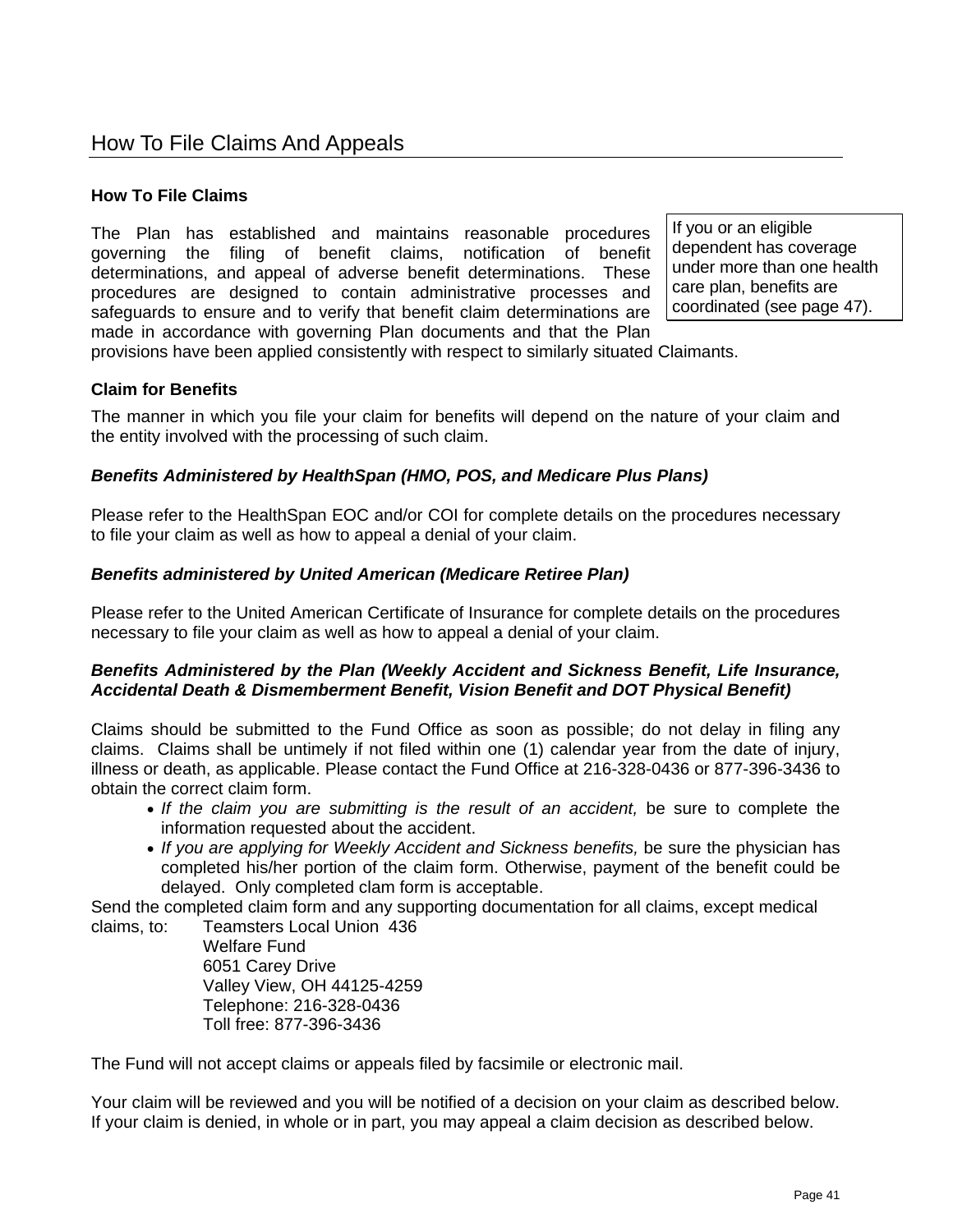# How To File Claims And Appeals

## How To File Claims

The Plan has established and maintains reasonable procedures governing the filing of benefit claims, notification of benefit determinations, and appeal of adverse benefit determinations. These procedures are designed to contain administrative processes and safeguards to ensure and to verify that benefit claim determinations are made in accordance with governing Plan documents and that the Plan provisions have been applied consistently with respect to similarly situated Claimants.

> If you or an eligible dependent has coverage under more than one health care plan, benefits are coordinated (see page 47).

### Claim for Benefits

The manner in which you file your claim for benefits will depend on the nature of your claim and the entity involved with the processing of such claim.

***Benefits Administered by HealthSpan (HMO, POS, and Medicare Plus Plans)***

Please refer to the HealthSpan EOC and/or COI for complete details on the procedures necessary to file your claim as well as how to appeal a denial of your claim.

***Benefits administered by United American (Medicare Retiree Plan)***

Please refer to the United American Certificate of Insurance for complete details on the procedures necessary to file your claim as well as how to appeal a denial of your claim.

***Benefits Administered by the Plan (Weekly Accident and Sickness Benefit, Life Insurance, Accidental Death & Dismemberment Benefit, Vision Benefit and DOT Physical Benefit)***

Claims should be submitted to the Fund Office as soon as possible; do not delay in filing any claims. Claims shall be untimely if not filed within one (1) calendar year from the date of injury, illness or death, as applicable. Please contact the Fund Office at 216-328-0436 or 877-396-3436 to obtain the correct claim form.

- *If the claim you are submitting is the result of an accident,* be sure to complete the information requested about the accident.
- *If you are applying for Weekly Accident and Sickness benefits,* be sure the physician has completed his/her portion of the claim form. Otherwise, payment of the benefit could be delayed. Only completed clam form is acceptable.

Send the completed claim form and any supporting documentation for all claims, except medical claims, to:

Teamsters Local Union 436
Welfare Fund
6051 Carey Drive
Valley View, OH 44125-4259
Telephone: 216-328-0436
Toll free: 877-396-3436

The Fund will not accept claims or appeals filed by facsimile or electronic mail.

Your claim will be reviewed and you will be notified of a decision on your claim as described below. If your claim is denied, in whole or in part, you may appeal a claim decision as described below.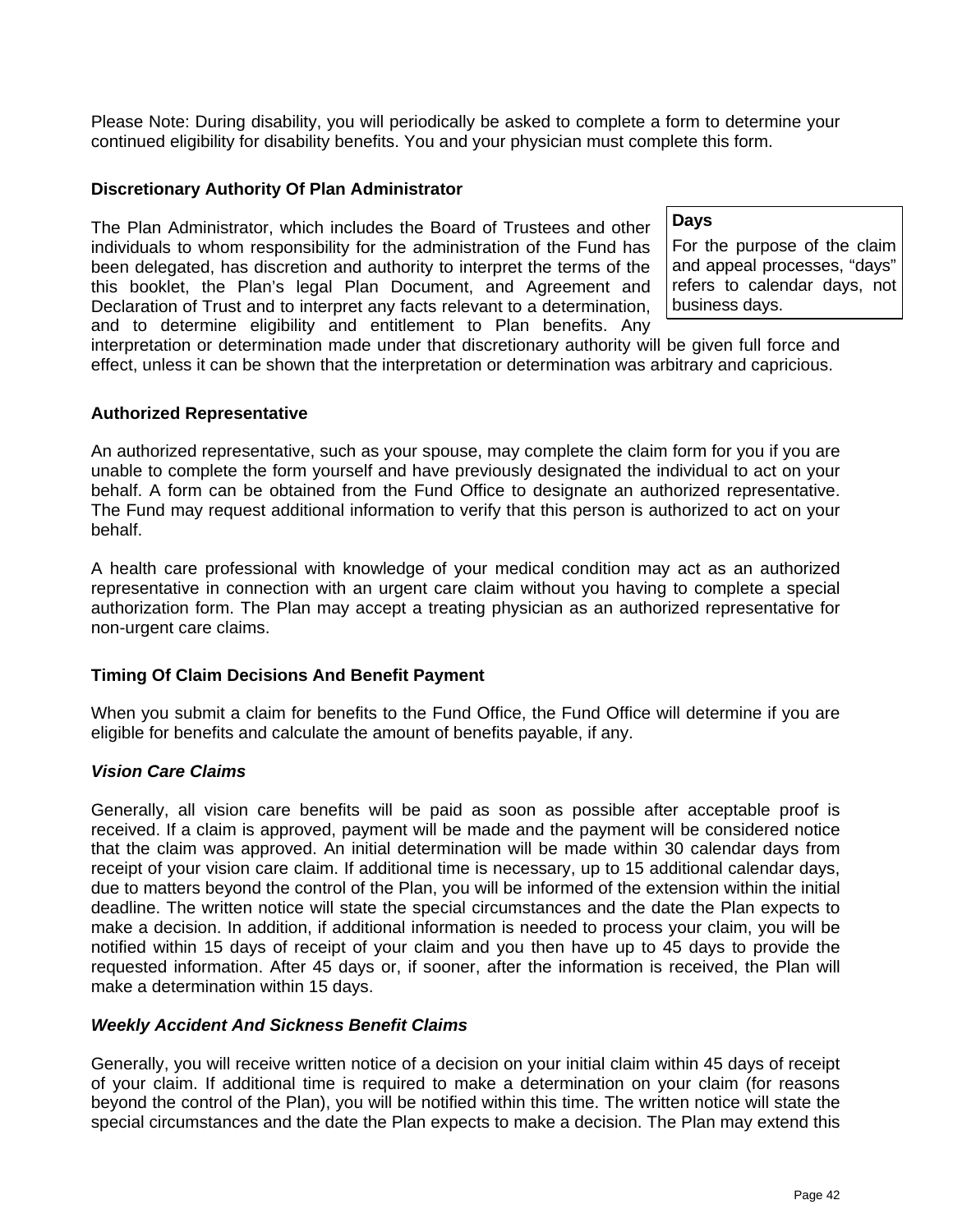Please Note: During disability, you will periodically be asked to complete a form to determine your continued eligibility for disability benefits. You and your physician must complete this form.

**Discretionary Authority Of Plan Administrator**

The Plan Administrator, which includes the Board of Trustees and other individuals to whom responsibility for the administration of the Fund has been delegated, has discretion and authority to interpret the terms of the this booklet, the Plan's legal Plan Document, and Agreement and Declaration of Trust and to interpret any facts relevant to a determination, and to determine eligibility and entitlement to Plan benefits. Any interpretation or determination made under that discretionary authority will be given full force and effect, unless it can be shown that the interpretation or determination was arbitrary and capricious.

> **Days**
>
> For the purpose of the claim and appeal processes, "days" refers to calendar days, not business days.

**Authorized Representative**

An authorized representative, such as your spouse, may complete the claim form for you if you are unable to complete the form yourself and have previously designated the individual to act on your behalf. A form can be obtained from the Fund Office to designate an authorized representative. The Fund may request additional information to verify that this person is authorized to act on your behalf.

A health care professional with knowledge of your medical condition may act as an authorized representative in connection with an urgent care claim without you having to complete a special authorization form. The Plan may accept a treating physician as an authorized representative for non-urgent care claims.

**Timing Of Claim Decisions And Benefit Payment**

When you submit a claim for benefits to the Fund Office, the Fund Office will determine if you are eligible for benefits and calculate the amount of benefits payable, if any.

***Vision Care Claims***

Generally, all vision care benefits will be paid as soon as possible after acceptable proof is received. If a claim is approved, payment will be made and the payment will be considered notice that the claim was approved. An initial determination will be made within 30 calendar days from receipt of your vision care claim. If additional time is necessary, up to 15 additional calendar days, due to matters beyond the control of the Plan, you will be informed of the extension within the initial deadline. The written notice will state the special circumstances and the date the Plan expects to make a decision. In addition, if additional information is needed to process your claim, you will be notified within 15 days of receipt of your claim and you then have up to 45 days to provide the requested information. After 45 days or, if sooner, after the information is received, the Plan will make a determination within 15 days.

***Weekly Accident And Sickness Benefit Claims***

Generally, you will receive written notice of a decision on your initial claim within 45 days of receipt of your claim. If additional time is required to make a determination on your claim (for reasons beyond the control of the Plan), you will be notified within this time. The written notice will state the special circumstances and the date the Plan expects to make a decision. The Plan may extend this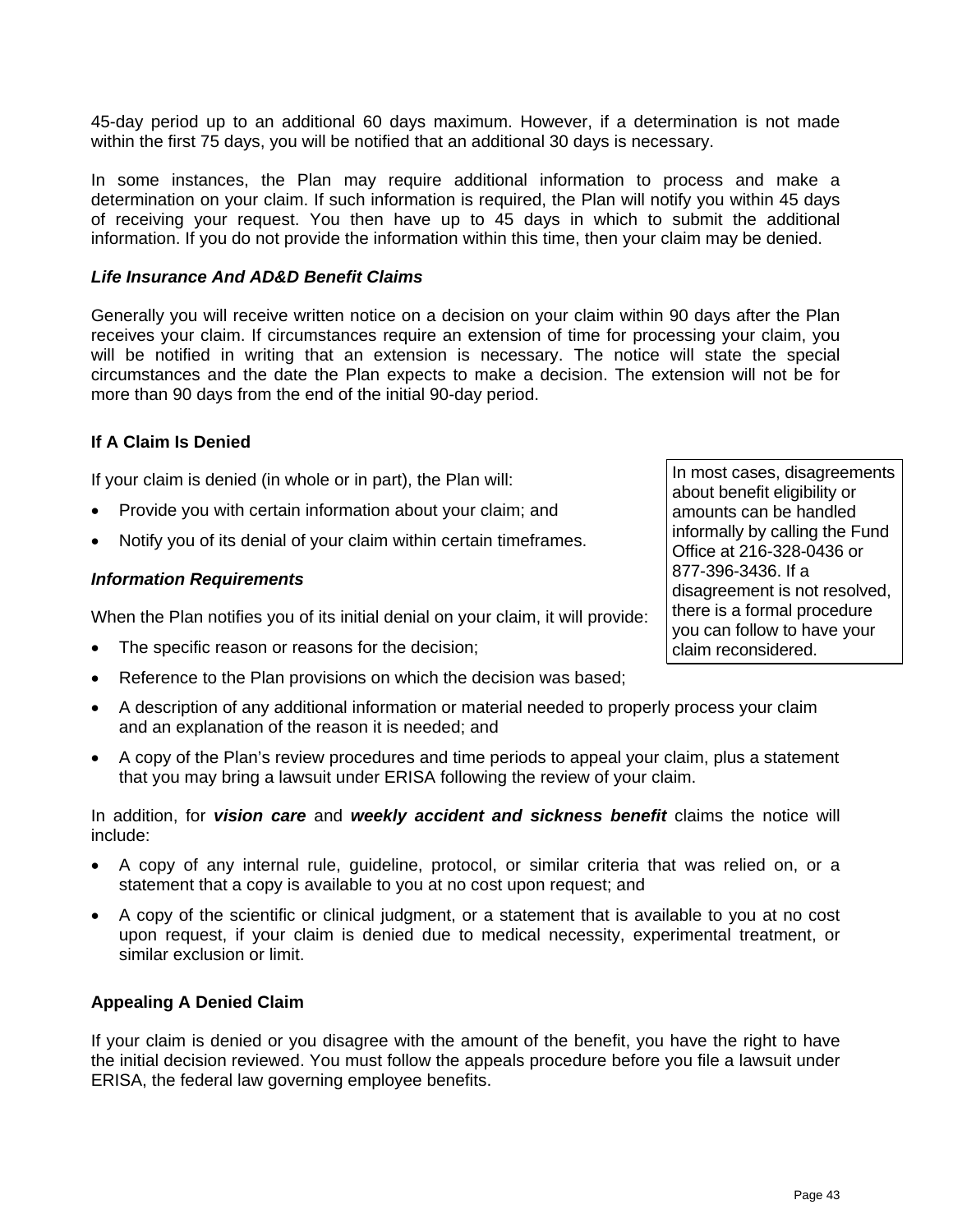45-day period up to an additional 60 days maximum. However, if a determination is not made within the first 75 days, you will be notified that an additional 30 days is necessary.

In some instances, the Plan may require additional information to process and make a determination on your claim. If such information is required, the Plan will notify you within 45 days of receiving your request. You then have up to 45 days in which to submit the additional information. If you do not provide the information within this time, then your claim may be denied.

#### *Life Insurance And AD&D Benefit Claims*

Generally you will receive written notice on a decision on your claim within 90 days after the Plan receives your claim. If circumstances require an extension of time for processing your claim, you will be notified in writing that an extension is necessary. The notice will state the special circumstances and the date the Plan expects to make a decision. The extension will not be for more than 90 days from the end of the initial 90-day period.

### If A Claim Is Denied

> In most cases, disagreements about benefit eligibility or amounts can be handled informally by calling the Fund Office at 216-328-0436 or 877-396-3436. If a disagreement is not resolved, there is a formal procedure you can follow to have your claim reconsidered.

If your claim is denied (in whole or in part), the Plan will:

- Provide you with certain information about your claim; and
- Notify you of its denial of your claim within certain timeframes.

#### *Information Requirements*

When the Plan notifies you of its initial denial on your claim, it will provide:

- The specific reason or reasons for the decision;
- Reference to the Plan provisions on which the decision was based;
- A description of any additional information or material needed to properly process your claim and an explanation of the reason it is needed; and
- A copy of the Plan's review procedures and time periods to appeal your claim, plus a statement that you may bring a lawsuit under ERISA following the review of your claim.

In addition, for ***vision care*** and ***weekly accident and sickness benefit*** claims the notice will include:

- A copy of any internal rule, guideline, protocol, or similar criteria that was relied on, or a statement that a copy is available to you at no cost upon request; and
- A copy of the scientific or clinical judgment, or a statement that is available to you at no cost upon request, if your claim is denied due to medical necessity, experimental treatment, or similar exclusion or limit.

### Appealing A Denied Claim

If your claim is denied or you disagree with the amount of the benefit, you have the right to have the initial decision reviewed. You must follow the appeals procedure before you file a lawsuit under ERISA, the federal law governing employee benefits.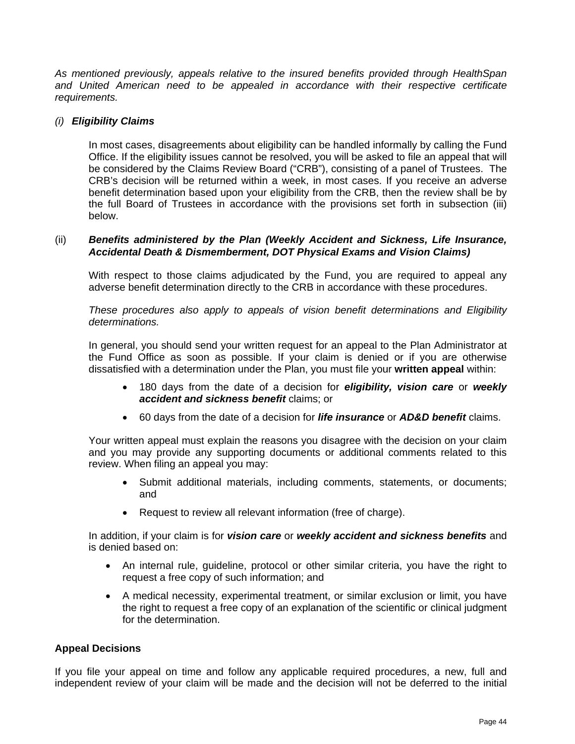*As mentioned previously, appeals relative to the insured benefits provided through HealthSpan and United American need to be appealed in accordance with their respective certificate requirements.*

*(i)* ***Eligibility Claims***

In most cases, disagreements about eligibility can be handled informally by calling the Fund Office. If the eligibility issues cannot be resolved, you will be asked to file an appeal that will be considered by the Claims Review Board ("CRB"), consisting of a panel of Trustees. The CRB's decision will be returned within a week, in most cases. If you receive an adverse benefit determination based upon your eligibility from the CRB, then the review shall be by the full Board of Trustees in accordance with the provisions set forth in subsection (iii) below.

(ii) ***Benefits administered by the Plan (Weekly Accident and Sickness, Life Insurance, Accidental Death & Dismemberment, DOT Physical Exams and Vision Claims)***

With respect to those claims adjudicated by the Fund, you are required to appeal any adverse benefit determination directly to the CRB in accordance with these procedures.

*These procedures also apply to appeals of vision benefit determinations and Eligibility determinations.*

In general, you should send your written request for an appeal to the Plan Administrator at the Fund Office as soon as possible. If your claim is denied or if you are otherwise dissatisfied with a determination under the Plan, you must file your **written appeal** within:

- 180 days from the date of a decision for ***eligibility, vision care*** or ***weekly accident and sickness benefit*** claims; or
- 60 days from the date of a decision for ***life insurance*** or ***AD&D benefit*** claims.

Your written appeal must explain the reasons you disagree with the decision on your claim and you may provide any supporting documents or additional comments related to this review. When filing an appeal you may:

- Submit additional materials, including comments, statements, or documents; and
- Request to review all relevant information (free of charge).

In addition, if your claim is for ***vision care*** or ***weekly accident and sickness benefits*** and is denied based on:

- An internal rule, guideline, protocol or other similar criteria, you have the right to request a free copy of such information; and
- A medical necessity, experimental treatment, or similar exclusion or limit, you have the right to request a free copy of an explanation of the scientific or clinical judgment for the determination.

**Appeal Decisions**

If you file your appeal on time and follow any applicable required procedures, a new, full and independent review of your claim will be made and the decision will not be deferred to the initial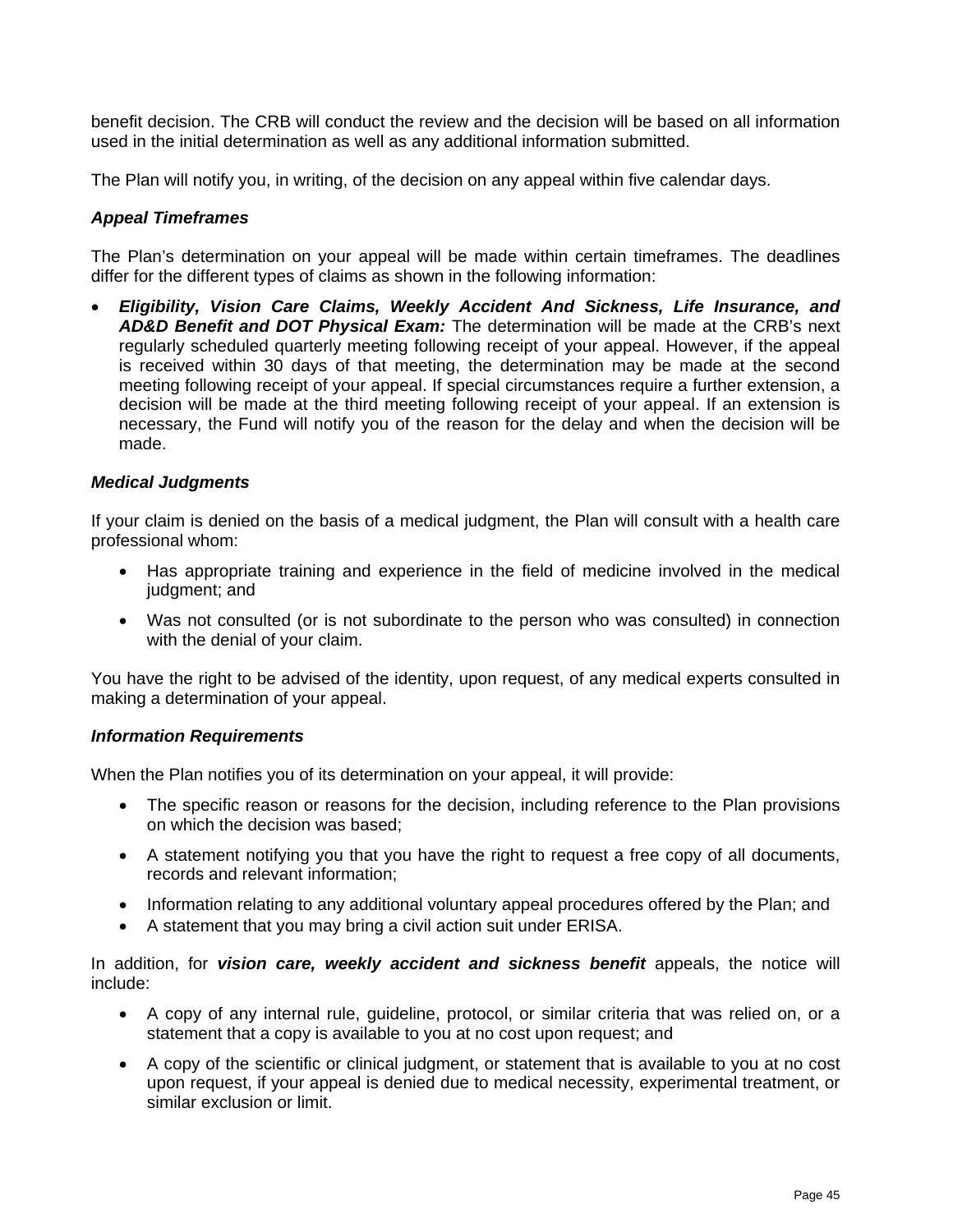benefit decision. The CRB will conduct the review and the decision will be based on all information used in the initial determination as well as any additional information submitted.

The Plan will notify you, in writing, of the decision on any appeal within five calendar days.

### *Appeal Timeframes*

The Plan's determination on your appeal will be made within certain timeframes. The deadlines differ for the different types of claims as shown in the following information:

- ***Eligibility, Vision Care Claims, Weekly Accident And Sickness, Life Insurance, and AD&D Benefit and DOT Physical Exam:*** The determination will be made at the CRB's next regularly scheduled quarterly meeting following receipt of your appeal. However, if the appeal is received within 30 days of that meeting, the determination may be made at the second meeting following receipt of your appeal. If special circumstances require a further extension, a decision will be made at the third meeting following receipt of your appeal. If an extension is necessary, the Fund will notify you of the reason for the delay and when the decision will be made.

### *Medical Judgments*

If your claim is denied on the basis of a medical judgment, the Plan will consult with a health care professional whom:

- Has appropriate training and experience in the field of medicine involved in the medical judgment; and
- Was not consulted (or is not subordinate to the person who was consulted) in connection with the denial of your claim.

You have the right to be advised of the identity, upon request, of any medical experts consulted in making a determination of your appeal.

### *Information Requirements*

When the Plan notifies you of its determination on your appeal, it will provide:

- The specific reason or reasons for the decision, including reference to the Plan provisions on which the decision was based;
- A statement notifying you that you have the right to request a free copy of all documents, records and relevant information;
- Information relating to any additional voluntary appeal procedures offered by the Plan; and
- A statement that you may bring a civil action suit under ERISA.

In addition, for ***vision care, weekly accident and sickness benefit*** appeals, the notice will include:

- A copy of any internal rule, guideline, protocol, or similar criteria that was relied on, or a statement that a copy is available to you at no cost upon request; and
- A copy of the scientific or clinical judgment, or statement that is available to you at no cost upon request, if your appeal is denied due to medical necessity, experimental treatment, or similar exclusion or limit.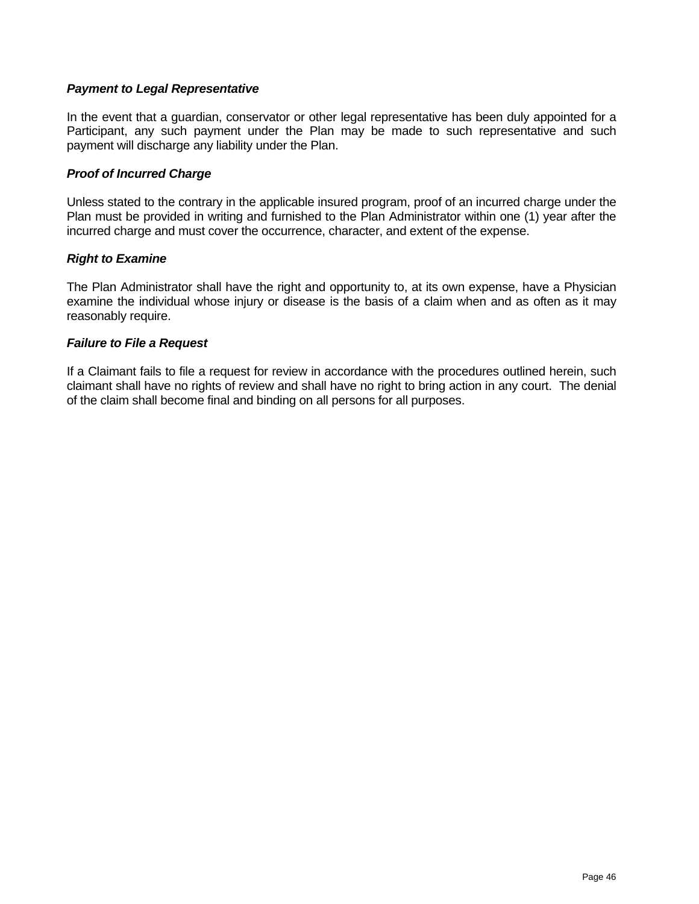### *Payment to Legal Representative*

In the event that a guardian, conservator or other legal representative has been duly appointed for a Participant, any such payment under the Plan may be made to such representative and such payment will discharge any liability under the Plan.

### *Proof of Incurred Charge*

Unless stated to the contrary in the applicable insured program, proof of an incurred charge under the Plan must be provided in writing and furnished to the Plan Administrator within one (1) year after the incurred charge and must cover the occurrence, character, and extent of the expense.

### *Right to Examine*

The Plan Administrator shall have the right and opportunity to, at its own expense, have a Physician examine the individual whose injury or disease is the basis of a claim when and as often as it may reasonably require.

### *Failure to File a Request*

If a Claimant fails to file a request for review in accordance with the procedures outlined herein, such claimant shall have no rights of review and shall have no right to bring action in any court. The denial of the claim shall become final and binding on all persons for all purposes.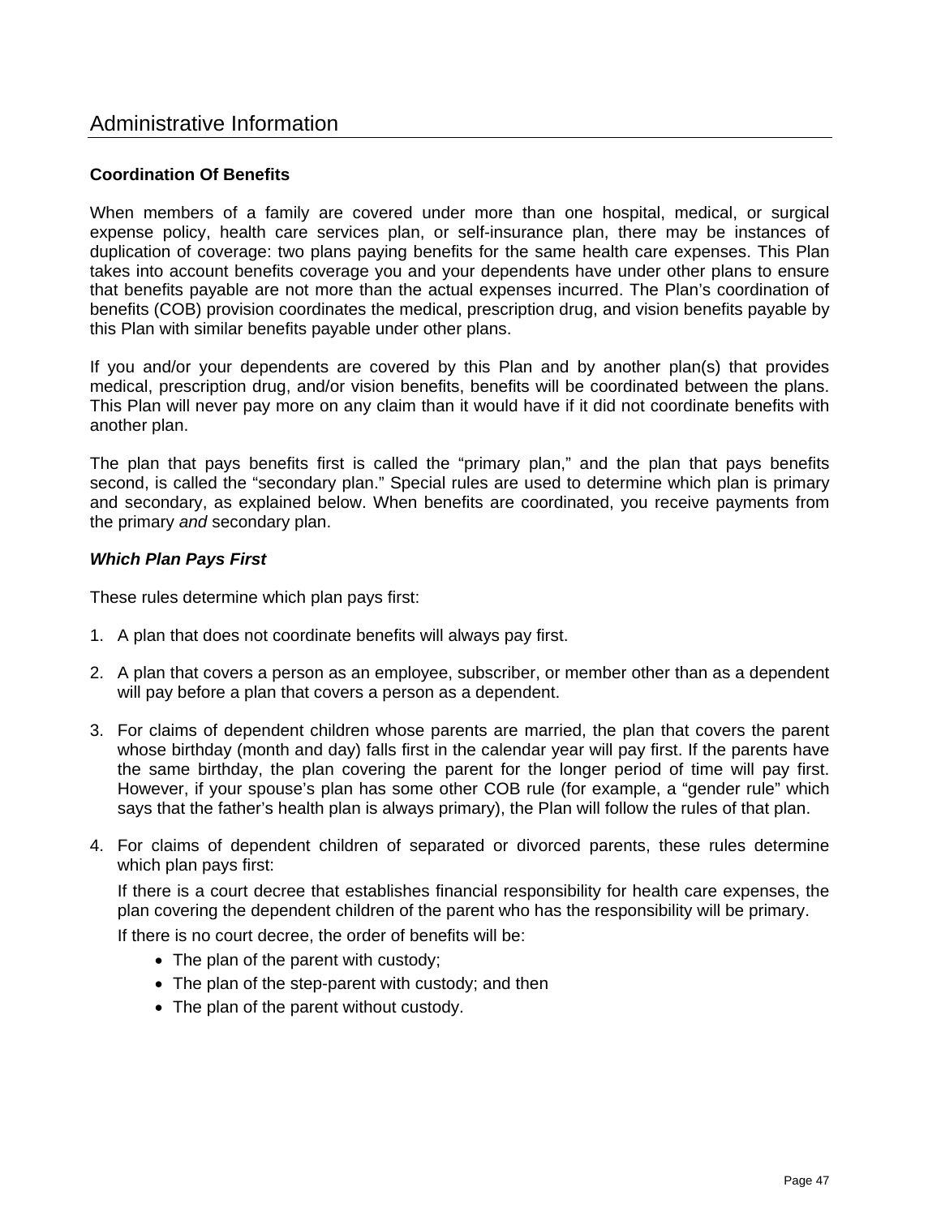# Administrative Information

## Coordination Of Benefits

When members of a family are covered under more than one hospital, medical, or surgical expense policy, health care services plan, or self-insurance plan, there may be instances of duplication of coverage: two plans paying benefits for the same health care expenses. This Plan takes into account benefits coverage you and your dependents have under other plans to ensure that benefits payable are not more than the actual expenses incurred. The Plan's coordination of benefits (COB) provision coordinates the medical, prescription drug, and vision benefits payable by this Plan with similar benefits payable under other plans.

If you and/or your dependents are covered by this Plan and by another plan(s) that provides medical, prescription drug, and/or vision benefits, benefits will be coordinated between the plans. This Plan will never pay more on any claim than it would have if it did not coordinate benefits with another plan.

The plan that pays benefits first is called the "primary plan," and the plan that pays benefits second, is called the "secondary plan." Special rules are used to determine which plan is primary and secondary, as explained below. When benefits are coordinated, you receive payments from the primary *and* secondary plan.

### *Which Plan Pays First*

These rules determine which plan pays first:

1. A plan that does not coordinate benefits will always pay first.
2. A plan that covers a person as an employee, subscriber, or member other than as a dependent will pay before a plan that covers a person as a dependent.
3. For claims of dependent children whose parents are married, the plan that covers the parent whose birthday (month and day) falls first in the calendar year will pay first. If the parents have the same birthday, the plan covering the parent for the longer period of time will pay first. However, if your spouse's plan has some other COB rule (for example, a "gender rule" which says that the father's health plan is always primary), the Plan will follow the rules of that plan.
4. For claims of dependent children of separated or divorced parents, these rules determine which plan pays first:

   If there is a court decree that establishes financial responsibility for health care expenses, the plan covering the dependent children of the parent who has the responsibility will be primary.

   If there is no court decree, the order of benefits will be:

   - The plan of the parent with custody;
   - The plan of the step-parent with custody; and then
   - The plan of the parent without custody.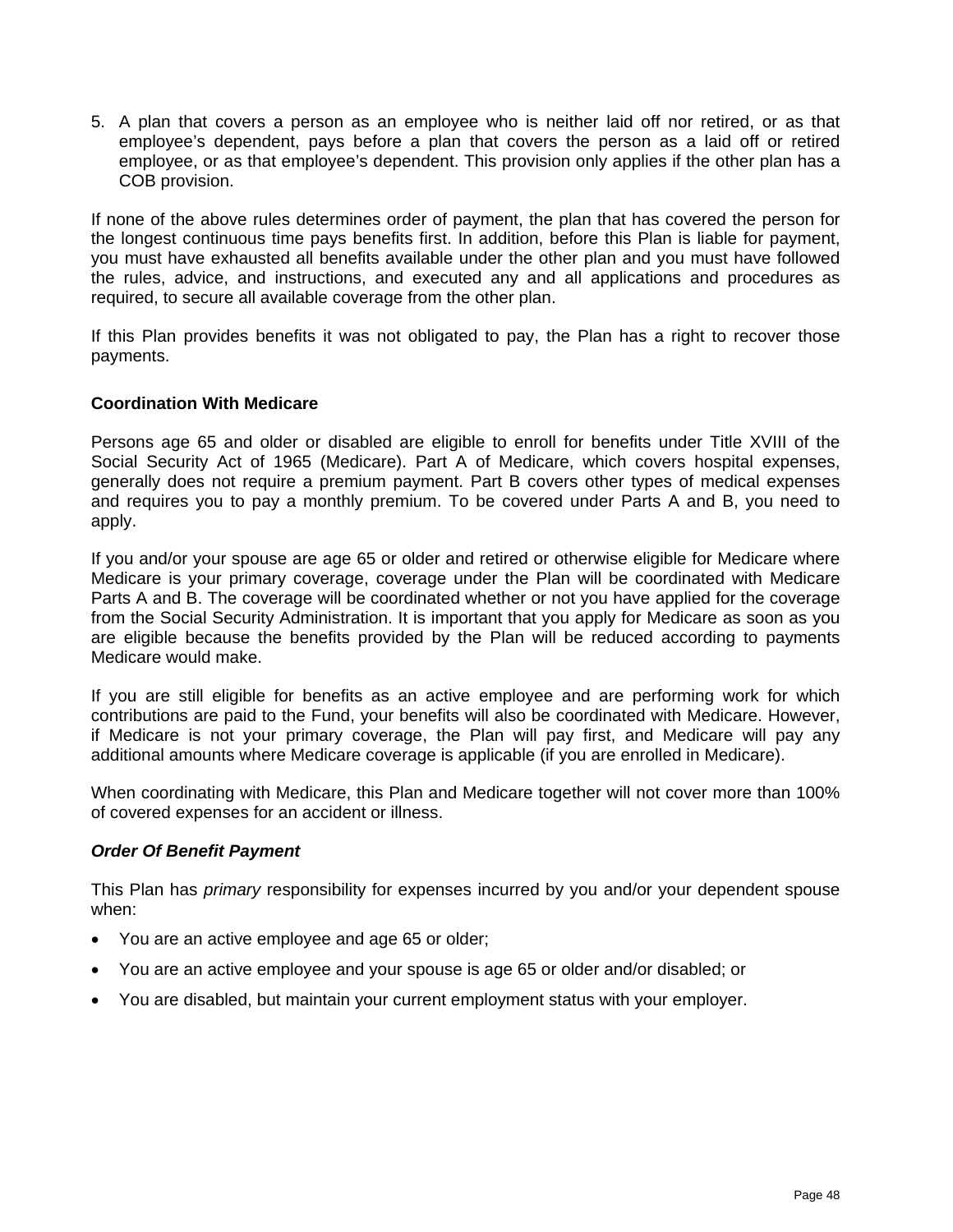5. A plan that covers a person as an employee who is neither laid off nor retired, or as that employee's dependent, pays before a plan that covers the person as a laid off or retired employee, or as that employee's dependent. This provision only applies if the other plan has a COB provision.

If none of the above rules determines order of payment, the plan that has covered the person for the longest continuous time pays benefits first. In addition, before this Plan is liable for payment, you must have exhausted all benefits available under the other plan and you must have followed the rules, advice, and instructions, and executed any and all applications and procedures as required, to secure all available coverage from the other plan.

If this Plan provides benefits it was not obligated to pay, the Plan has a right to recover those payments.

**Coordination With Medicare**

Persons age 65 and older or disabled are eligible to enroll for benefits under Title XVIII of the Social Security Act of 1965 (Medicare). Part A of Medicare, which covers hospital expenses, generally does not require a premium payment. Part B covers other types of medical expenses and requires you to pay a monthly premium. To be covered under Parts A and B, you need to apply.

If you and/or your spouse are age 65 or older and retired or otherwise eligible for Medicare where Medicare is your primary coverage, coverage under the Plan will be coordinated with Medicare Parts A and B. The coverage will be coordinated whether or not you have applied for the coverage from the Social Security Administration. It is important that you apply for Medicare as soon as you are eligible because the benefits provided by the Plan will be reduced according to payments Medicare would make.

If you are still eligible for benefits as an active employee and are performing work for which contributions are paid to the Fund, your benefits will also be coordinated with Medicare. However, if Medicare is not your primary coverage, the Plan will pay first, and Medicare will pay any additional amounts where Medicare coverage is applicable (if you are enrolled in Medicare).

When coordinating with Medicare, this Plan and Medicare together will not cover more than 100% of covered expenses for an accident or illness.

***Order Of Benefit Payment***

This Plan has *primary* responsibility for expenses incurred by you and/or your dependent spouse when:

- You are an active employee and age 65 or older;
- You are an active employee and your spouse is age 65 or older and/or disabled; or
- You are disabled, but maintain your current employment status with your employer.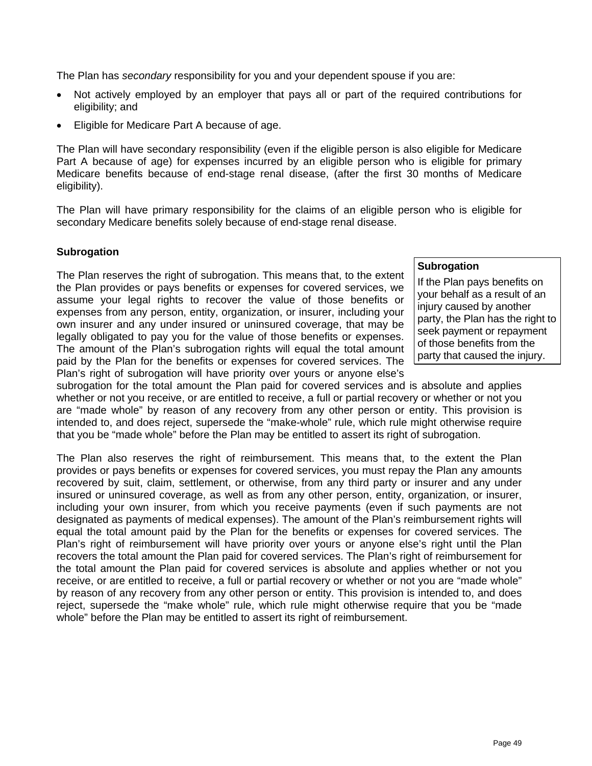The Plan has *secondary* responsibility for you and your dependent spouse if you are:

- Not actively employed by an employer that pays all or part of the required contributions for eligibility; and
- Eligible for Medicare Part A because of age.

The Plan will have secondary responsibility (even if the eligible person is also eligible for Medicare Part A because of age) for expenses incurred by an eligible person who is eligible for primary Medicare benefits because of end-stage renal disease, (after the first 30 months of Medicare eligibility).

The Plan will have primary responsibility for the claims of an eligible person who is eligible for secondary Medicare benefits solely because of end-stage renal disease.

**Subrogation**

> **Subrogation**
>
> If the Plan pays benefits on your behalf as a result of an injury caused by another party, the Plan has the right to seek payment or repayment of those benefits from the party that caused the injury.

The Plan reserves the right of subrogation. This means that, to the extent the Plan provides or pays benefits or expenses for covered services, we assume your legal rights to recover the value of those benefits or expenses from any person, entity, organization, or insurer, including your own insurer and any under insured or uninsured coverage, that may be legally obligated to pay you for the value of those benefits or expenses. The amount of the Plan's subrogation rights will equal the total amount paid by the Plan for the benefits or expenses for covered services. The Plan's right of subrogation will have priority over yours or anyone else's subrogation for the total amount the Plan paid for covered services and is absolute and applies whether or not you receive, or are entitled to receive, a full or partial recovery or whether or not you are "made whole" by reason of any recovery from any other person or entity. This provision is intended to, and does reject, supersede the "make-whole" rule, which rule might otherwise require that you be "made whole" before the Plan may be entitled to assert its right of subrogation.

The Plan also reserves the right of reimbursement. This means that, to the extent the Plan provides or pays benefits or expenses for covered services, you must repay the Plan any amounts recovered by suit, claim, settlement, or otherwise, from any third party or insurer and any under insured or uninsured coverage, as well as from any other person, entity, organization, or insurer, including your own insurer, from which you receive payments (even if such payments are not designated as payments of medical expenses). The amount of the Plan's reimbursement rights will equal the total amount paid by the Plan for the benefits or expenses for covered services. The Plan's right of reimbursement will have priority over yours or anyone else's right until the Plan recovers the total amount the Plan paid for covered services. The Plan's right of reimbursement for the total amount the Plan paid for covered services is absolute and applies whether or not you receive, or are entitled to receive, a full or partial recovery or whether or not you are "made whole" by reason of any recovery from any other person or entity. This provision is intended to, and does reject, supersede the "make whole" rule, which rule might otherwise require that you be "made whole" before the Plan may be entitled to assert its right of reimbursement.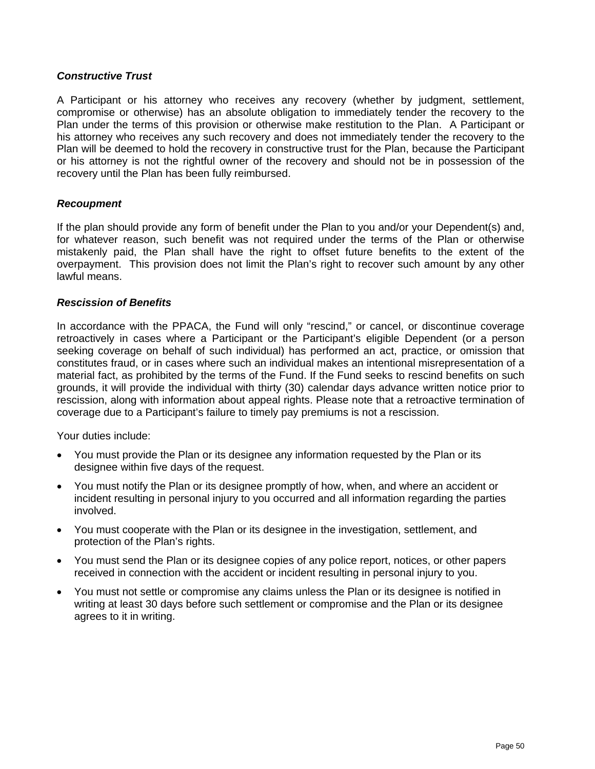***Constructive Trust***

A Participant or his attorney who receives any recovery (whether by judgment, settlement, compromise or otherwise) has an absolute obligation to immediately tender the recovery to the Plan under the terms of this provision or otherwise make restitution to the Plan. A Participant or his attorney who receives any such recovery and does not immediately tender the recovery to the Plan will be deemed to hold the recovery in constructive trust for the Plan, because the Participant or his attorney is not the rightful owner of the recovery and should not be in possession of the recovery until the Plan has been fully reimbursed.

***Recoupment***

If the plan should provide any form of benefit under the Plan to you and/or your Dependent(s) and, for whatever reason, such benefit was not required under the terms of the Plan or otherwise mistakenly paid, the Plan shall have the right to offset future benefits to the extent of the overpayment. This provision does not limit the Plan's right to recover such amount by any other lawful means.

***Rescission of Benefits***

In accordance with the PPACA, the Fund will only "rescind," or cancel, or discontinue coverage retroactively in cases where a Participant or the Participant's eligible Dependent (or a person seeking coverage on behalf of such individual) has performed an act, practice, or omission that constitutes fraud, or in cases where such an individual makes an intentional misrepresentation of a material fact, as prohibited by the terms of the Fund. If the Fund seeks to rescind benefits on such grounds, it will provide the individual with thirty (30) calendar days advance written notice prior to rescission, along with information about appeal rights. Please note that a retroactive termination of coverage due to a Participant's failure to timely pay premiums is not a rescission.

Your duties include:

- You must provide the Plan or its designee any information requested by the Plan or its designee within five days of the request.
- You must notify the Plan or its designee promptly of how, when, and where an accident or incident resulting in personal injury to you occurred and all information regarding the parties involved.
- You must cooperate with the Plan or its designee in the investigation, settlement, and protection of the Plan's rights.
- You must send the Plan or its designee copies of any police report, notices, or other papers received in connection with the accident or incident resulting in personal injury to you.
- You must not settle or compromise any claims unless the Plan or its designee is notified in writing at least 30 days before such settlement or compromise and the Plan or its designee agrees to it in writing.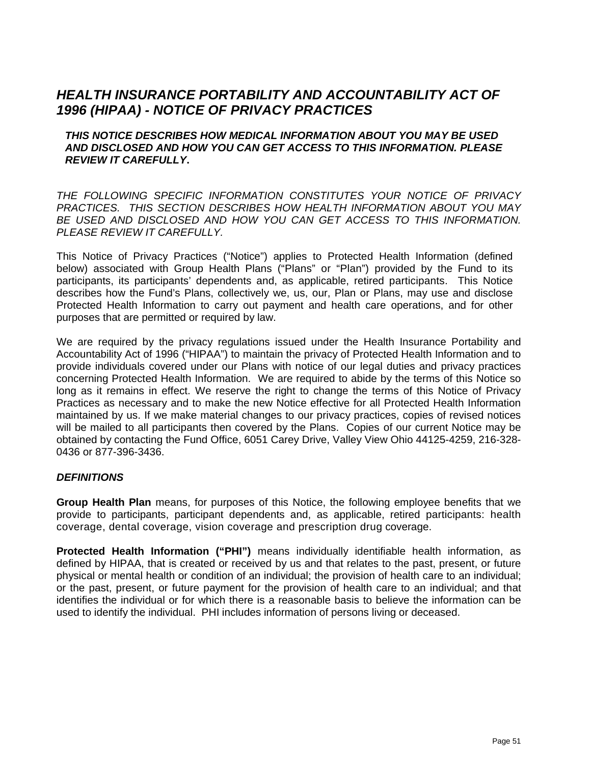## *HEALTH INSURANCE PORTABILITY AND ACCOUNTABILITY ACT OF 1996 (HIPAA) - NOTICE OF PRIVACY PRACTICES*

***THIS NOTICE DESCRIBES HOW MEDICAL INFORMATION ABOUT YOU MAY BE USED AND DISCLOSED AND HOW YOU CAN GET ACCESS TO THIS INFORMATION. PLEASE REVIEW IT CAREFULLY.***

*THE FOLLOWING SPECIFIC INFORMATION CONSTITUTES YOUR NOTICE OF PRIVACY PRACTICES. THIS SECTION DESCRIBES HOW HEALTH INFORMATION ABOUT YOU MAY BE USED AND DISCLOSED AND HOW YOU CAN GET ACCESS TO THIS INFORMATION. PLEASE REVIEW IT CAREFULLY.*

This Notice of Privacy Practices ("Notice") applies to Protected Health Information (defined below) associated with Group Health Plans ("Plans" or "Plan") provided by the Fund to its participants, its participants' dependents and, as applicable, retired participants. This Notice describes how the Fund's Plans, collectively we, us, our, Plan or Plans, may use and disclose Protected Health Information to carry out payment and health care operations, and for other purposes that are permitted or required by law.

We are required by the privacy regulations issued under the Health Insurance Portability and Accountability Act of 1996 ("HIPAA") to maintain the privacy of Protected Health Information and to provide individuals covered under our Plans with notice of our legal duties and privacy practices concerning Protected Health Information. We are required to abide by the terms of this Notice so long as it remains in effect. We reserve the right to change the terms of this Notice of Privacy Practices as necessary and to make the new Notice effective for all Protected Health Information maintained by us. If we make material changes to our privacy practices, copies of revised notices will be mailed to all participants then covered by the Plans. Copies of our current Notice may be obtained by contacting the Fund Office, 6051 Carey Drive, Valley View Ohio 44125-4259, 216-328-0436 or 877-396-3436.

### *DEFINITIONS*

**Group Health Plan** means, for purposes of this Notice, the following employee benefits that we provide to participants, participant dependents and, as applicable, retired participants: health coverage, dental coverage, vision coverage and prescription drug coverage.

**Protected Health Information ("PHI")** means individually identifiable health information, as defined by HIPAA, that is created or received by us and that relates to the past, present, or future physical or mental health or condition of an individual; the provision of health care to an individual; or the past, present, or future payment for the provision of health care to an individual; and that identifies the individual or for which there is a reasonable basis to believe the information can be used to identify the individual. PHI includes information of persons living or deceased.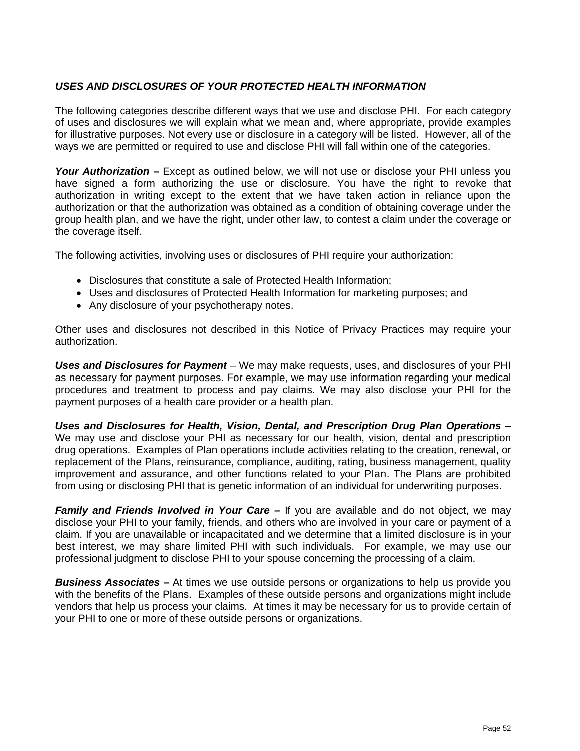### *USES AND DISCLOSURES OF YOUR PROTECTED HEALTH INFORMATION*

The following categories describe different ways that we use and disclose PHI. For each category of uses and disclosures we will explain what we mean and, where appropriate, provide examples for illustrative purposes. Not every use or disclosure in a category will be listed. However, all of the ways we are permitted or required to use and disclose PHI will fall within one of the categories.

***Your Authorization* –** Except as outlined below, we will not use or disclose your PHI unless you have signed a form authorizing the use or disclosure. You have the right to revoke that authorization in writing except to the extent that we have taken action in reliance upon the authorization or that the authorization was obtained as a condition of obtaining coverage under the group health plan, and we have the right, under other law, to contest a claim under the coverage or the coverage itself.

The following activities, involving uses or disclosures of PHI require your authorization:

- Disclosures that constitute a sale of Protected Health Information;
- Uses and disclosures of Protected Health Information for marketing purposes; and
- Any disclosure of your psychotherapy notes.

Other uses and disclosures not described in this Notice of Privacy Practices may require your authorization.

***Uses and Disclosures for Payment*** – We may make requests, uses, and disclosures of your PHI as necessary for payment purposes. For example, we may use information regarding your medical procedures and treatment to process and pay claims. We may also disclose your PHI for the payment purposes of a health care provider or a health plan.

***Uses and Disclosures for Health, Vision, Dental, and Prescription Drug Plan Operations*** – We may use and disclose your PHI as necessary for our health, vision, dental and prescription drug operations. Examples of Plan operations include activities relating to the creation, renewal, or replacement of the Plans, reinsurance, compliance, auditing, rating, business management, quality improvement and assurance, and other functions related to your Plan. The Plans are prohibited from using or disclosing PHI that is genetic information of an individual for underwriting purposes.

***Family and Friends Involved in Your Care* –** If you are available and do not object, we may disclose your PHI to your family, friends, and others who are involved in your care or payment of a claim. If you are unavailable or incapacitated and we determine that a limited disclosure is in your best interest, we may share limited PHI with such individuals. For example, we may use our professional judgment to disclose PHI to your spouse concerning the processing of a claim.

***Business Associates* –** At times we use outside persons or organizations to help us provide you with the benefits of the Plans. Examples of these outside persons and organizations might include vendors that help us process your claims. At times it may be necessary for us to provide certain of your PHI to one or more of these outside persons or organizations.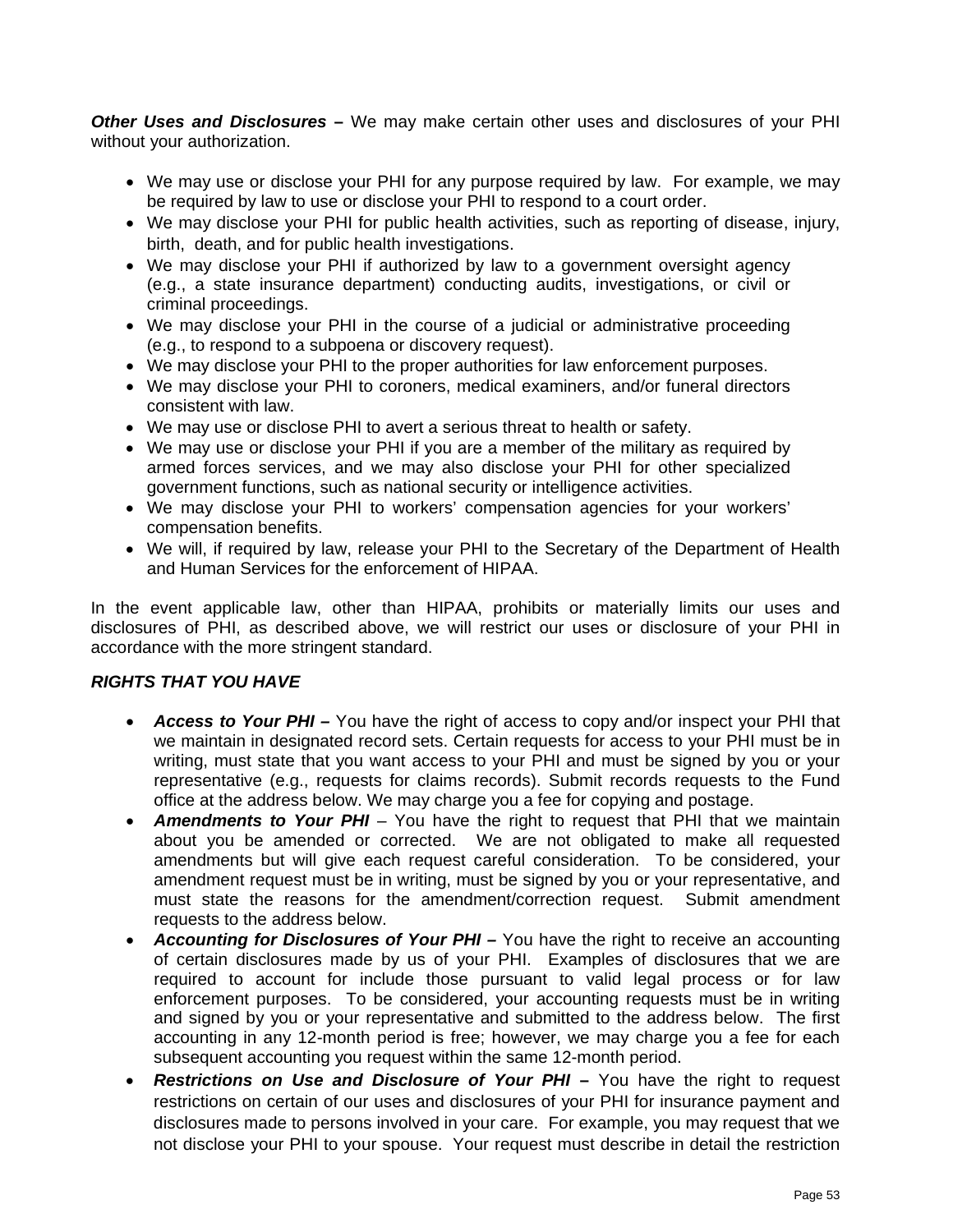***Other Uses and Disclosures –*** We may make certain other uses and disclosures of your PHI without your authorization.

- We may use or disclose your PHI for any purpose required by law. For example, we may be required by law to use or disclose your PHI to respond to a court order.
- We may disclose your PHI for public health activities, such as reporting of disease, injury, birth, death, and for public health investigations.
- We may disclose your PHI if authorized by law to a government oversight agency (e.g., a state insurance department) conducting audits, investigations, or civil or criminal proceedings.
- We may disclose your PHI in the course of a judicial or administrative proceeding (e.g., to respond to a subpoena or discovery request).
- We may disclose your PHI to the proper authorities for law enforcement purposes.
- We may disclose your PHI to coroners, medical examiners, and/or funeral directors consistent with law.
- We may use or disclose PHI to avert a serious threat to health or safety.
- We may use or disclose your PHI if you are a member of the military as required by armed forces services, and we may also disclose your PHI for other specialized government functions, such as national security or intelligence activities.
- We may disclose your PHI to workers' compensation agencies for your workers' compensation benefits.
- We will, if required by law, release your PHI to the Secretary of the Department of Health and Human Services for the enforcement of HIPAA.

In the event applicable law, other than HIPAA, prohibits or materially limits our uses and disclosures of PHI, as described above, we will restrict our uses or disclosure of your PHI in accordance with the more stringent standard.

***RIGHTS THAT YOU HAVE***

- ***Access to Your PHI –*** You have the right of access to copy and/or inspect your PHI that we maintain in designated record sets. Certain requests for access to your PHI must be in writing, must state that you want access to your PHI and must be signed by you or your representative (e.g., requests for claims records). Submit records requests to the Fund office at the address below. We may charge you a fee for copying and postage.
- ***Amendments to Your PHI*** – You have the right to request that PHI that we maintain about you be amended or corrected. We are not obligated to make all requested amendments but will give each request careful consideration. To be considered, your amendment request must be in writing, must be signed by you or your representative, and must state the reasons for the amendment/correction request. Submit amendment requests to the address below.
- ***Accounting for Disclosures of Your PHI –*** You have the right to receive an accounting of certain disclosures made by us of your PHI. Examples of disclosures that we are required to account for include those pursuant to valid legal process or for law enforcement purposes. To be considered, your accounting requests must be in writing and signed by you or your representative and submitted to the address below. The first accounting in any 12-month period is free; however, we may charge you a fee for each subsequent accounting you request within the same 12-month period.
- ***Restrictions on Use and Disclosure of Your PHI –*** You have the right to request restrictions on certain of our uses and disclosures of your PHI for insurance payment and disclosures made to persons involved in your care. For example, you may request that we not disclose your PHI to your spouse. Your request must describe in detail the restriction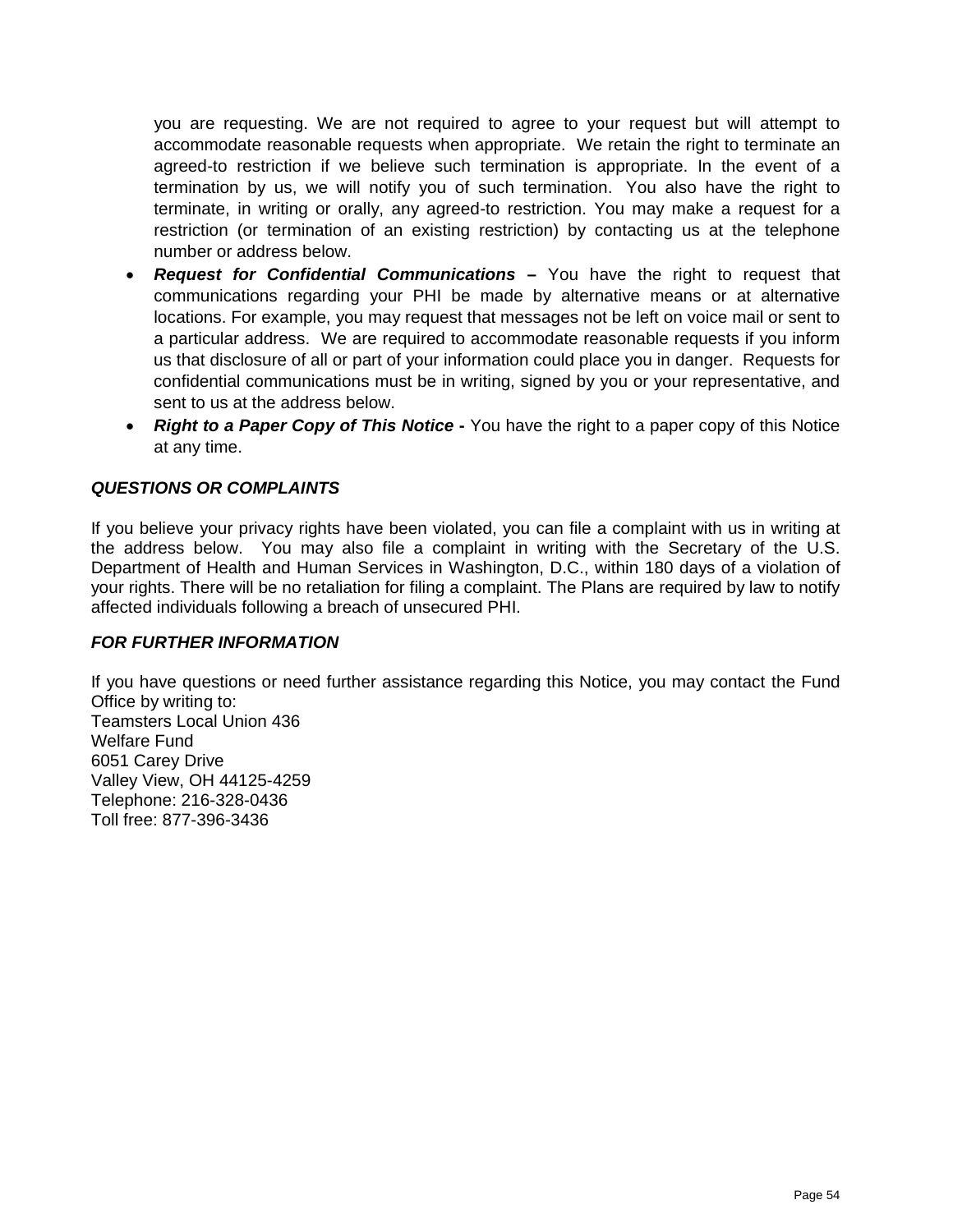you are requesting. We are not required to agree to your request but will attempt to accommodate reasonable requests when appropriate. We retain the right to terminate an agreed-to restriction if we believe such termination is appropriate. In the event of a termination by us, we will notify you of such termination. You also have the right to terminate, in writing or orally, any agreed-to restriction. You may make a request for a restriction (or termination of an existing restriction) by contacting us at the telephone number or address below.

- ***Request for Confidential Communications*** **–** You have the right to request that communications regarding your PHI be made by alternative means or at alternative locations. For example, you may request that messages not be left on voice mail or sent to a particular address. We are required to accommodate reasonable requests if you inform us that disclosure of all or part of your information could place you in danger. Requests for confidential communications must be in writing, signed by you or your representative, and sent to us at the address below.
- ***Right to a Paper Copy of This Notice*** **-** You have the right to a paper copy of this Notice at any time.

***QUESTIONS OR COMPLAINTS***

If you believe your privacy rights have been violated, you can file a complaint with us in writing at the address below. You may also file a complaint in writing with the Secretary of the U.S. Department of Health and Human Services in Washington, D.C., within 180 days of a violation of your rights. There will be no retaliation for filing a complaint. The Plans are required by law to notify affected individuals following a breach of unsecured PHI.

***FOR FURTHER INFORMATION***

If you have questions or need further assistance regarding this Notice, you may contact the Fund Office by writing to:
Teamsters Local Union 436
Welfare Fund
6051 Carey Drive
Valley View, OH 44125-4259
Telephone: 216-328-0436
Toll free: 877-396-3436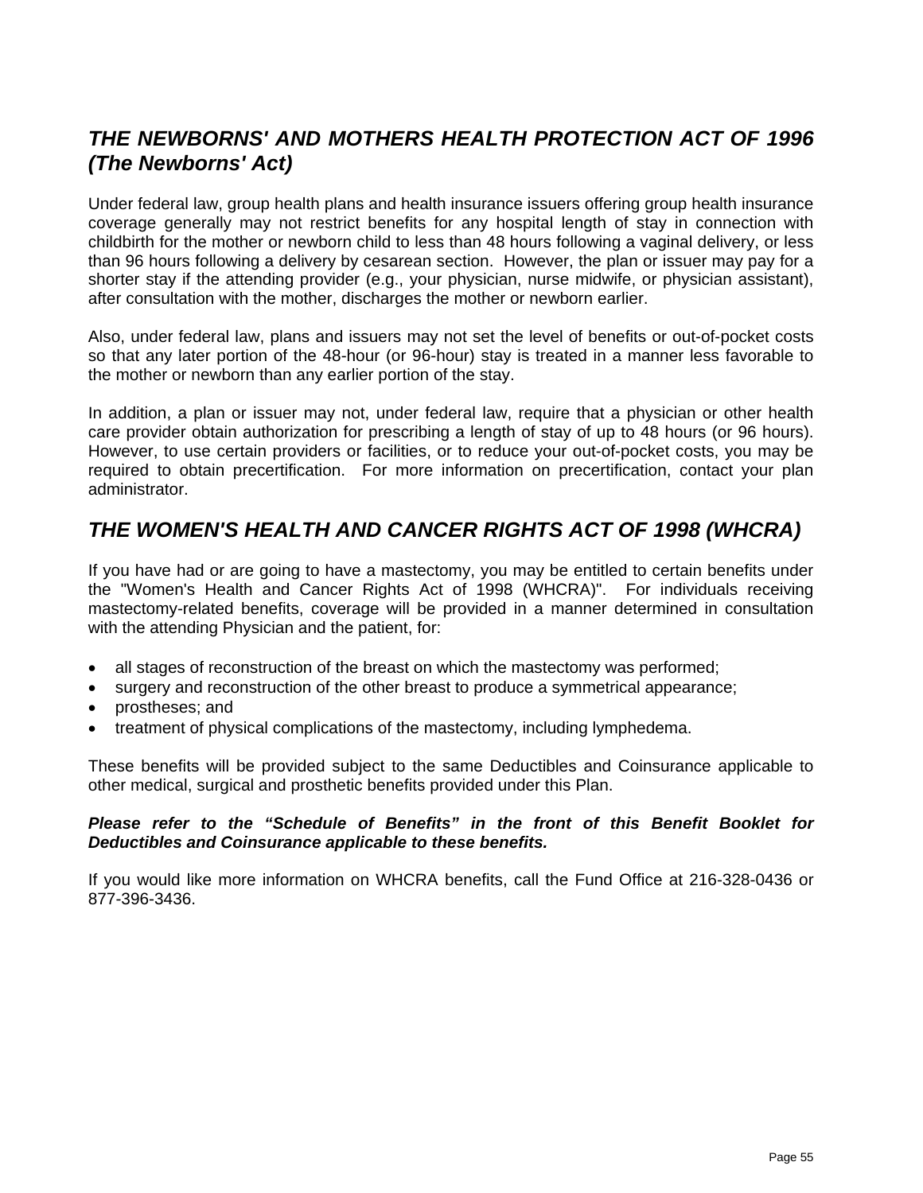## *THE NEWBORNS' AND MOTHERS HEALTH PROTECTION ACT OF 1996 (The Newborns' Act)*

Under federal law, group health plans and health insurance issuers offering group health insurance coverage generally may not restrict benefits for any hospital length of stay in connection with childbirth for the mother or newborn child to less than 48 hours following a vaginal delivery, or less than 96 hours following a delivery by cesarean section. However, the plan or issuer may pay for a shorter stay if the attending provider (e.g., your physician, nurse midwife, or physician assistant), after consultation with the mother, discharges the mother or newborn earlier.

Also, under federal law, plans and issuers may not set the level of benefits or out-of-pocket costs so that any later portion of the 48-hour (or 96-hour) stay is treated in a manner less favorable to the mother or newborn than any earlier portion of the stay.

In addition, a plan or issuer may not, under federal law, require that a physician or other health care provider obtain authorization for prescribing a length of stay of up to 48 hours (or 96 hours). However, to use certain providers or facilities, or to reduce your out-of-pocket costs, you may be required to obtain precertification. For more information on precertification, contact your plan administrator.

## *THE WOMEN'S HEALTH AND CANCER RIGHTS ACT OF 1998 (WHCRA)*

If you have had or are going to have a mastectomy, you may be entitled to certain benefits under the "Women's Health and Cancer Rights Act of 1998 (WHCRA)". For individuals receiving mastectomy-related benefits, coverage will be provided in a manner determined in consultation with the attending Physician and the patient, for:

- all stages of reconstruction of the breast on which the mastectomy was performed;
- surgery and reconstruction of the other breast to produce a symmetrical appearance;
- prostheses; and
- treatment of physical complications of the mastectomy, including lymphedema.

These benefits will be provided subject to the same Deductibles and Coinsurance applicable to other medical, surgical and prosthetic benefits provided under this Plan.

***Please refer to the "Schedule of Benefits" in the front of this Benefit Booklet for Deductibles and Coinsurance applicable to these benefits.***

If you would like more information on WHCRA benefits, call the Fund Office at 216-328-0436 or 877-396-3436.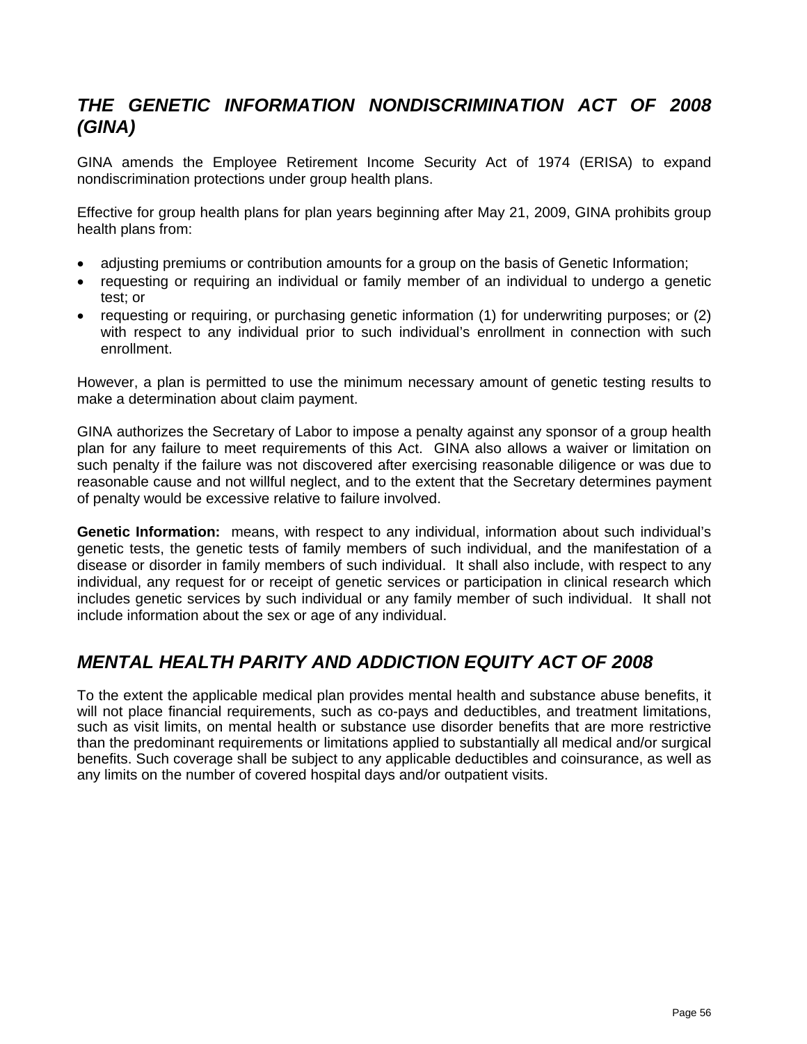## *THE GENETIC INFORMATION NONDISCRIMINATION ACT OF 2008 (GINA)*

GINA amends the Employee Retirement Income Security Act of 1974 (ERISA) to expand nondiscrimination protections under group health plans.

Effective for group health plans for plan years beginning after May 21, 2009, GINA prohibits group health plans from:

- adjusting premiums or contribution amounts for a group on the basis of Genetic Information;
- requesting or requiring an individual or family member of an individual to undergo a genetic test; or
- requesting or requiring, or purchasing genetic information (1) for underwriting purposes; or (2) with respect to any individual prior to such individual's enrollment in connection with such enrollment.

However, a plan is permitted to use the minimum necessary amount of genetic testing results to make a determination about claim payment.

GINA authorizes the Secretary of Labor to impose a penalty against any sponsor of a group health plan for any failure to meet requirements of this Act. GINA also allows a waiver or limitation on such penalty if the failure was not discovered after exercising reasonable diligence or was due to reasonable cause and not willful neglect, and to the extent that the Secretary determines payment of penalty would be excessive relative to failure involved.

**Genetic Information:** means, with respect to any individual, information about such individual's genetic tests, the genetic tests of family members of such individual, and the manifestation of a disease or disorder in family members of such individual. It shall also include, with respect to any individual, any request for or receipt of genetic services or participation in clinical research which includes genetic services by such individual or any family member of such individual. It shall not include information about the sex or age of any individual.

## *MENTAL HEALTH PARITY AND ADDICTION EQUITY ACT OF 2008*

To the extent the applicable medical plan provides mental health and substance abuse benefits, it will not place financial requirements, such as co-pays and deductibles, and treatment limitations, such as visit limits, on mental health or substance use disorder benefits that are more restrictive than the predominant requirements or limitations applied to substantially all medical and/or surgical benefits. Such coverage shall be subject to any applicable deductibles and coinsurance, as well as any limits on the number of covered hospital days and/or outpatient visits.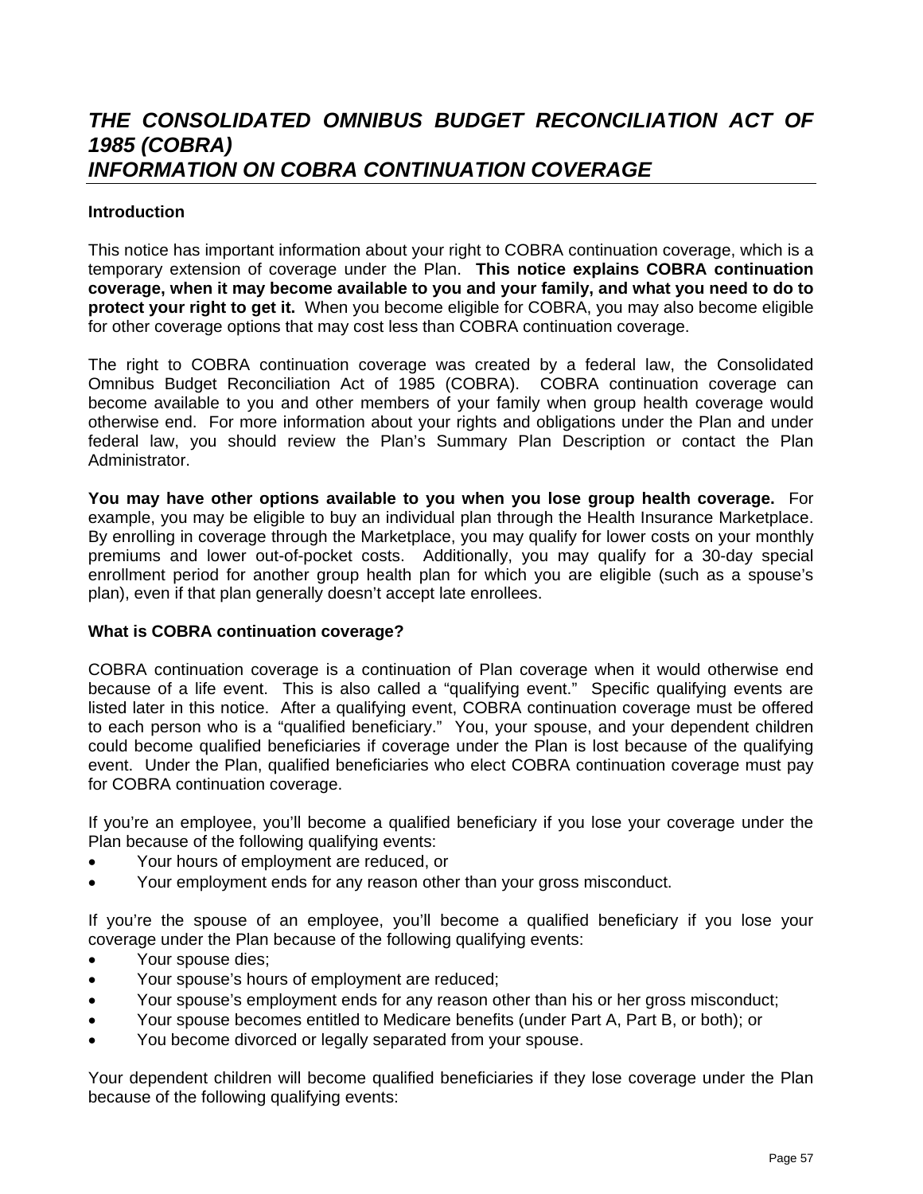# *THE CONSOLIDATED OMNIBUS BUDGET RECONCILIATION ACT OF 1985 (COBRA)*
# *INFORMATION ON COBRA CONTINUATION COVERAGE*

**Introduction**

This notice has important information about your right to COBRA continuation coverage, which is a temporary extension of coverage under the Plan. **This notice explains COBRA continuation coverage, when it may become available to you and your family, and what you need to do to protect your right to get it.** When you become eligible for COBRA, you may also become eligible for other coverage options that may cost less than COBRA continuation coverage.

The right to COBRA continuation coverage was created by a federal law, the Consolidated Omnibus Budget Reconciliation Act of 1985 (COBRA). COBRA continuation coverage can become available to you and other members of your family when group health coverage would otherwise end. For more information about your rights and obligations under the Plan and under federal law, you should review the Plan's Summary Plan Description or contact the Plan Administrator.

**You may have other options available to you when you lose group health coverage.** For example, you may be eligible to buy an individual plan through the Health Insurance Marketplace. By enrolling in coverage through the Marketplace, you may qualify for lower costs on your monthly premiums and lower out-of-pocket costs. Additionally, you may qualify for a 30-day special enrollment period for another group health plan for which you are eligible (such as a spouse's plan), even if that plan generally doesn't accept late enrollees.

**What is COBRA continuation coverage?**

COBRA continuation coverage is a continuation of Plan coverage when it would otherwise end because of a life event. This is also called a "qualifying event." Specific qualifying events are listed later in this notice. After a qualifying event, COBRA continuation coverage must be offered to each person who is a "qualified beneficiary." You, your spouse, and your dependent children could become qualified beneficiaries if coverage under the Plan is lost because of the qualifying event. Under the Plan, qualified beneficiaries who elect COBRA continuation coverage must pay for COBRA continuation coverage.

If you're an employee, you'll become a qualified beneficiary if you lose your coverage under the Plan because of the following qualifying events:

- Your hours of employment are reduced, or
- Your employment ends for any reason other than your gross misconduct.

If you're the spouse of an employee, you'll become a qualified beneficiary if you lose your coverage under the Plan because of the following qualifying events:

- Your spouse dies;
- Your spouse's hours of employment are reduced;
- Your spouse's employment ends for any reason other than his or her gross misconduct;
- Your spouse becomes entitled to Medicare benefits (under Part A, Part B, or both); or
- You become divorced or legally separated from your spouse.

Your dependent children will become qualified beneficiaries if they lose coverage under the Plan because of the following qualifying events: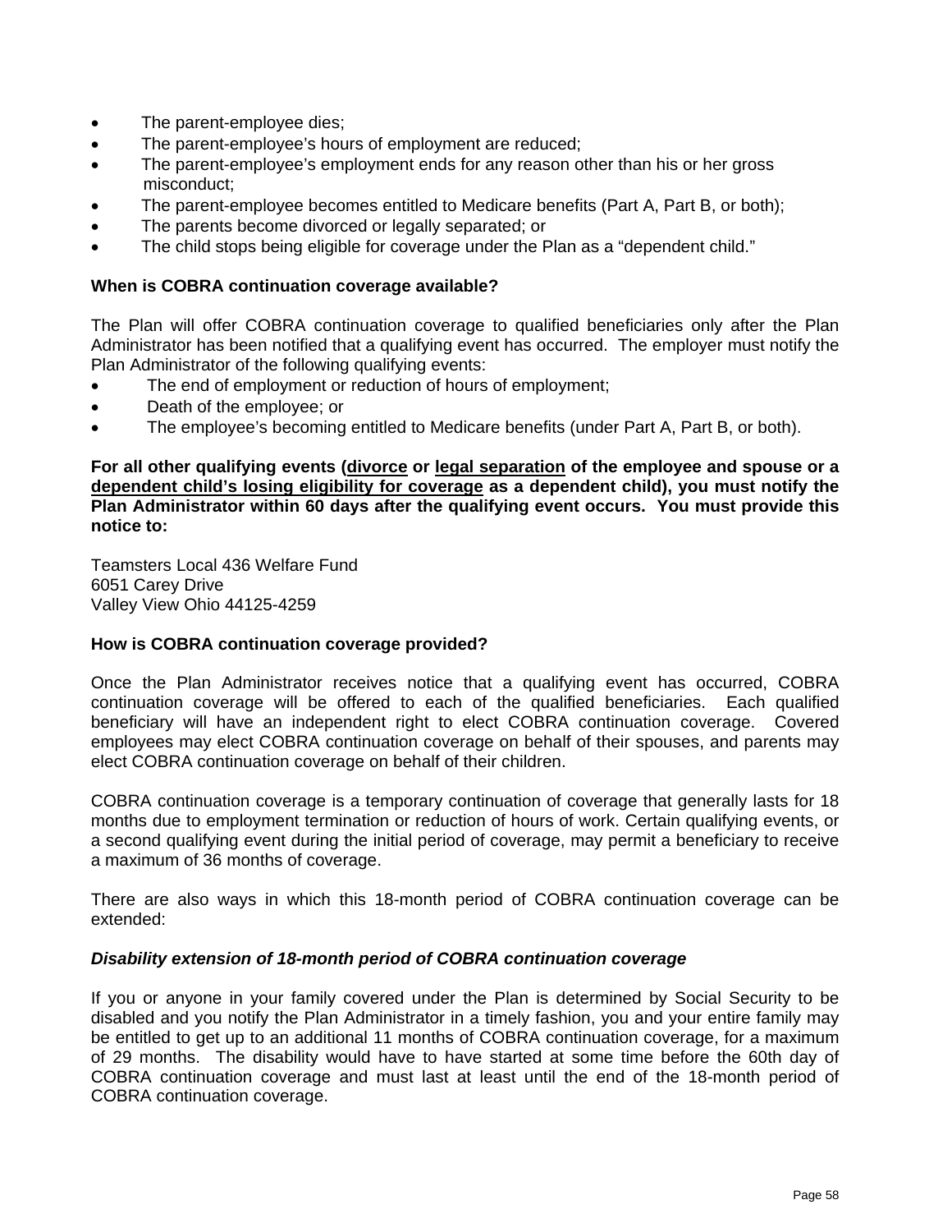- The parent-employee dies;
- The parent-employee's hours of employment are reduced;
- The parent-employee's employment ends for any reason other than his or her gross misconduct;
- The parent-employee becomes entitled to Medicare benefits (Part A, Part B, or both);
- The parents become divorced or legally separated; or
- The child stops being eligible for coverage under the Plan as a "dependent child."

**When is COBRA continuation coverage available?**

The Plan will offer COBRA continuation coverage to qualified beneficiaries only after the Plan Administrator has been notified that a qualifying event has occurred. The employer must notify the Plan Administrator of the following qualifying events:

- The end of employment or reduction of hours of employment;
- Death of the employee; or
- The employee's becoming entitled to Medicare benefits (under Part A, Part B, or both).

**For all other qualifying events (<u>divorce</u> or <u>legal separation</u> of the employee and spouse or a <u>dependent child's losing eligibility for coverage</u> as a dependent child), you must notify the Plan Administrator within 60 days after the qualifying event occurs. You must provide this notice to:**

Teamsters Local 436 Welfare Fund
6051 Carey Drive
Valley View Ohio 44125-4259

**How is COBRA continuation coverage provided?**

Once the Plan Administrator receives notice that a qualifying event has occurred, COBRA continuation coverage will be offered to each of the qualified beneficiaries. Each qualified beneficiary will have an independent right to elect COBRA continuation coverage. Covered employees may elect COBRA continuation coverage on behalf of their spouses, and parents may elect COBRA continuation coverage on behalf of their children.

COBRA continuation coverage is a temporary continuation of coverage that generally lasts for 18 months due to employment termination or reduction of hours of work. Certain qualifying events, or a second qualifying event during the initial period of coverage, may permit a beneficiary to receive a maximum of 36 months of coverage.

There are also ways in which this 18-month period of COBRA continuation coverage can be extended:

***Disability extension of 18-month period of COBRA continuation coverage***

If you or anyone in your family covered under the Plan is determined by Social Security to be disabled and you notify the Plan Administrator in a timely fashion, you and your entire family may be entitled to get up to an additional 11 months of COBRA continuation coverage, for a maximum of 29 months. The disability would have to have started at some time before the 60th day of COBRA continuation coverage and must last at least until the end of the 18-month period of COBRA continuation coverage.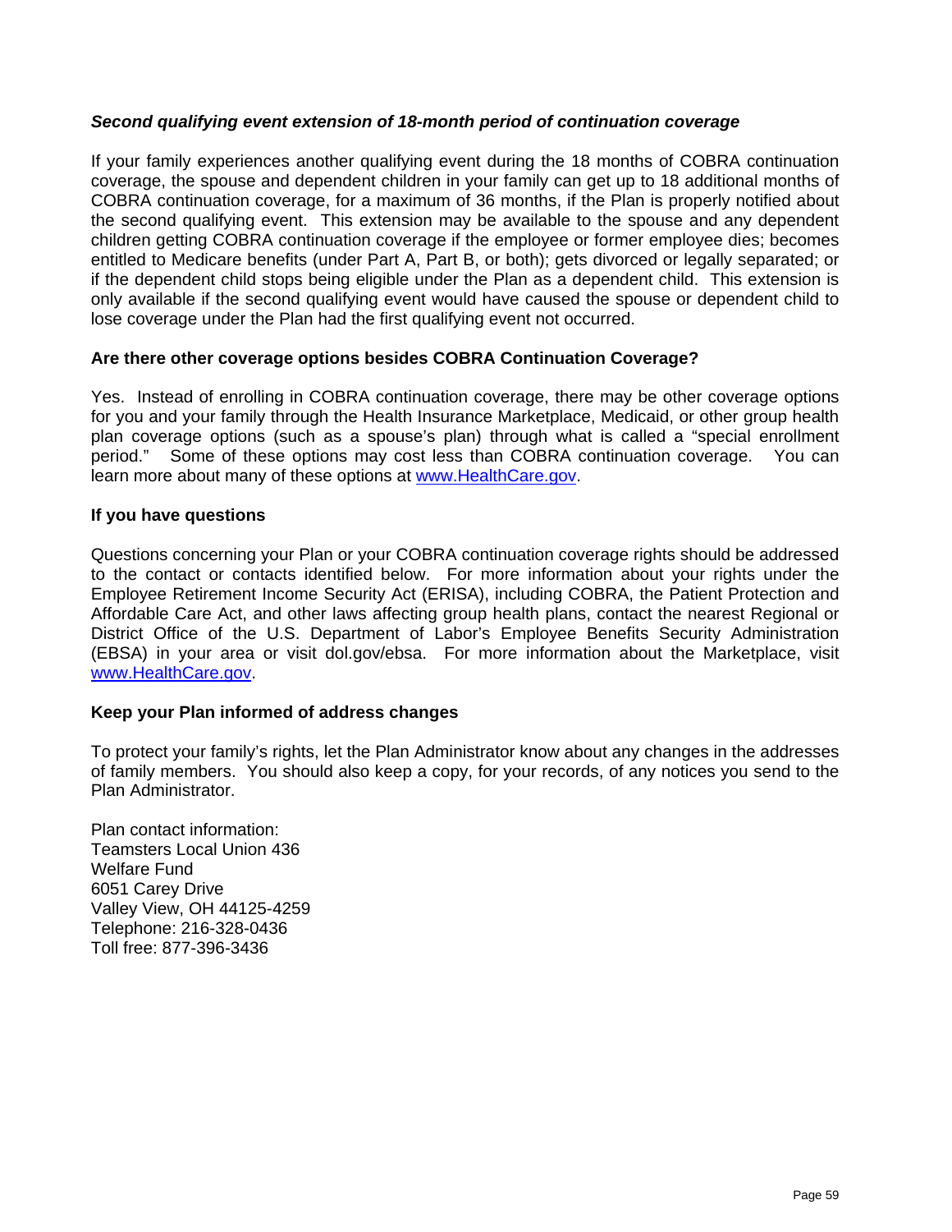***Second qualifying event extension of 18-month period of continuation coverage***

If your family experiences another qualifying event during the 18 months of COBRA continuation coverage, the spouse and dependent children in your family can get up to 18 additional months of COBRA continuation coverage, for a maximum of 36 months, if the Plan is properly notified about the second qualifying event. This extension may be available to the spouse and any dependent children getting COBRA continuation coverage if the employee or former employee dies; becomes entitled to Medicare benefits (under Part A, Part B, or both); gets divorced or legally separated; or if the dependent child stops being eligible under the Plan as a dependent child. This extension is only available if the second qualifying event would have caused the spouse or dependent child to lose coverage under the Plan had the first qualifying event not occurred.

**Are there other coverage options besides COBRA Continuation Coverage?**

Yes. Instead of enrolling in COBRA continuation coverage, there may be other coverage options for you and your family through the Health Insurance Marketplace, Medicaid, or other group health plan coverage options (such as a spouse's plan) through what is called a "special enrollment period." Some of these options may cost less than COBRA continuation coverage. You can learn more about many of these options at [www.HealthCare.gov](http://www.HealthCare.gov).

**If you have questions**

Questions concerning your Plan or your COBRA continuation coverage rights should be addressed to the contact or contacts identified below. For more information about your rights under the Employee Retirement Income Security Act (ERISA), including COBRA, the Patient Protection and Affordable Care Act, and other laws affecting group health plans, contact the nearest Regional or District Office of the U.S. Department of Labor's Employee Benefits Security Administration (EBSA) in your area or visit dol.gov/ebsa. For more information about the Marketplace, visit [www.HealthCare.gov](http://www.HealthCare.gov).

**Keep your Plan informed of address changes**

To protect your family's rights, let the Plan Administrator know about any changes in the addresses of family members. You should also keep a copy, for your records, of any notices you send to the Plan Administrator.

Plan contact information:
Teamsters Local Union 436
Welfare Fund
6051 Carey Drive
Valley View, OH 44125-4259
Telephone: 216-328-0436
Toll free: 877-396-3436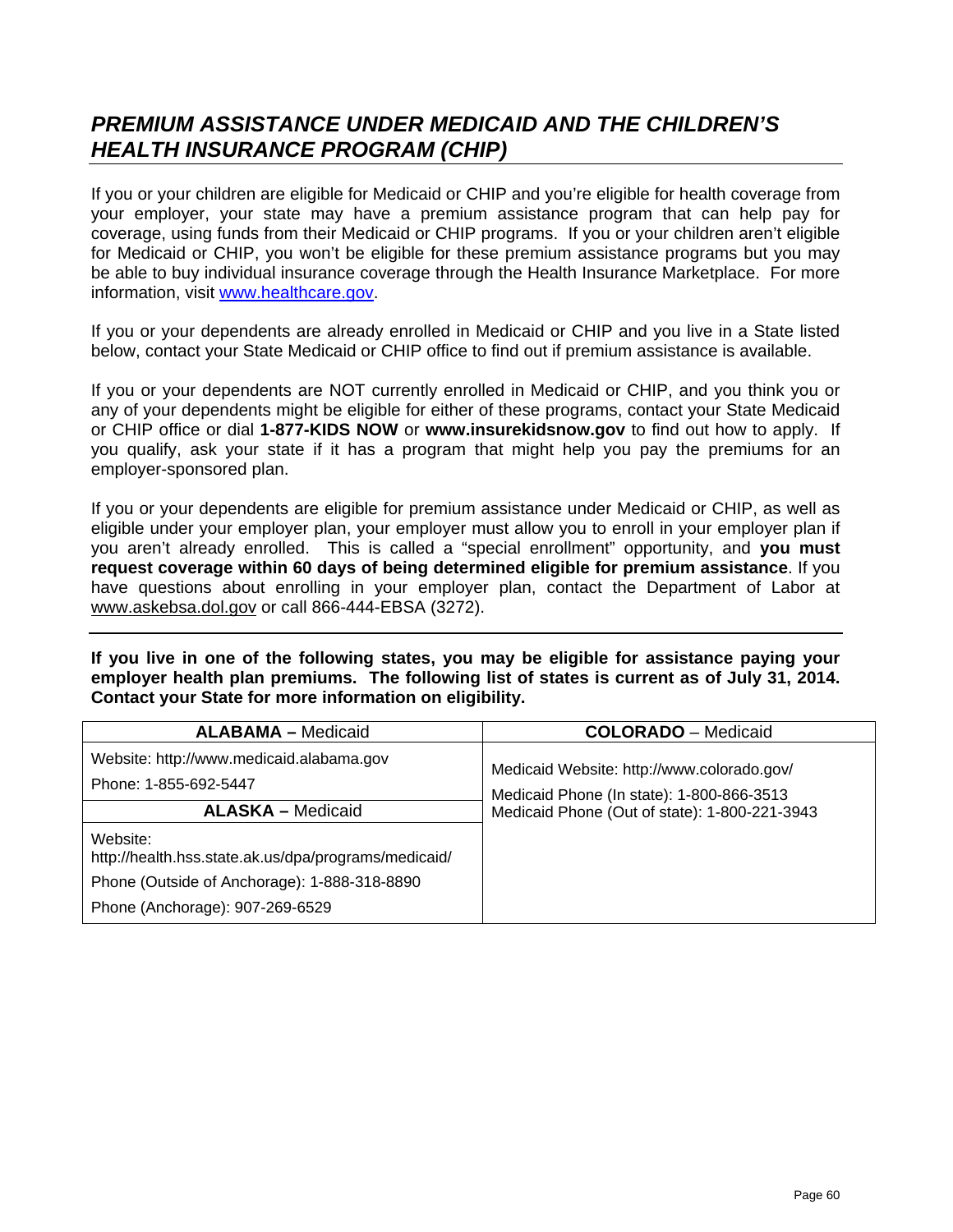## ***PREMIUM ASSISTANCE UNDER MEDICAID AND THE CHILDREN'S HEALTH INSURANCE PROGRAM (CHIP)***

If you or your children are eligible for Medicaid or CHIP and you're eligible for health coverage from your employer, your state may have a premium assistance program that can help pay for coverage, using funds from their Medicaid or CHIP programs. If you or your children aren't eligible for Medicaid or CHIP, you won't be eligible for these premium assistance programs but you may be able to buy individual insurance coverage through the Health Insurance Marketplace. For more information, visit www.healthcare.gov.

If you or your dependents are already enrolled in Medicaid or CHIP and you live in a State listed below, contact your State Medicaid or CHIP office to find out if premium assistance is available.

If you or your dependents are NOT currently enrolled in Medicaid or CHIP, and you think you or any of your dependents might be eligible for either of these programs, contact your State Medicaid or CHIP office or dial **1-877-KIDS NOW** or **www.insurekidsnow.gov** to find out how to apply. If you qualify, ask your state if it has a program that might help you pay the premiums for an employer-sponsored plan.

If you or your dependents are eligible for premium assistance under Medicaid or CHIP, as well as eligible under your employer plan, your employer must allow you to enroll in your employer plan if you aren't already enrolled. This is called a "special enrollment" opportunity, and **you must request coverage within 60 days of being determined eligible for premium assistance**. If you have questions about enrolling in your employer plan, contact the Department of Labor at www.askebsa.dol.gov or call 866-444-EBSA (3272).

---

**If you live in one of the following states, you may be eligible for assistance paying your employer health plan premiums. The following list of states is current as of July 31, 2014. Contact your State for more information on eligibility.**

| **ALABAMA –** Medicaid | **COLORADO** – Medicaid |
|---|---|
| Website: http://www.medicaid.alabama.gov<br>Phone: 1-855-692-5447 | Medicaid Website: http://www.colorado.gov/<br>Medicaid Phone (In state): 1-800-866-3513<br>Medicaid Phone (Out of state): 1-800-221-3943 |
| **ALASKA –** Medicaid | |
| Website: http://health.hss.state.ak.us/dpa/programs/medicaid/<br>Phone (Outside of Anchorage): 1-888-318-8890<br>Phone (Anchorage): 907-269-6529 | |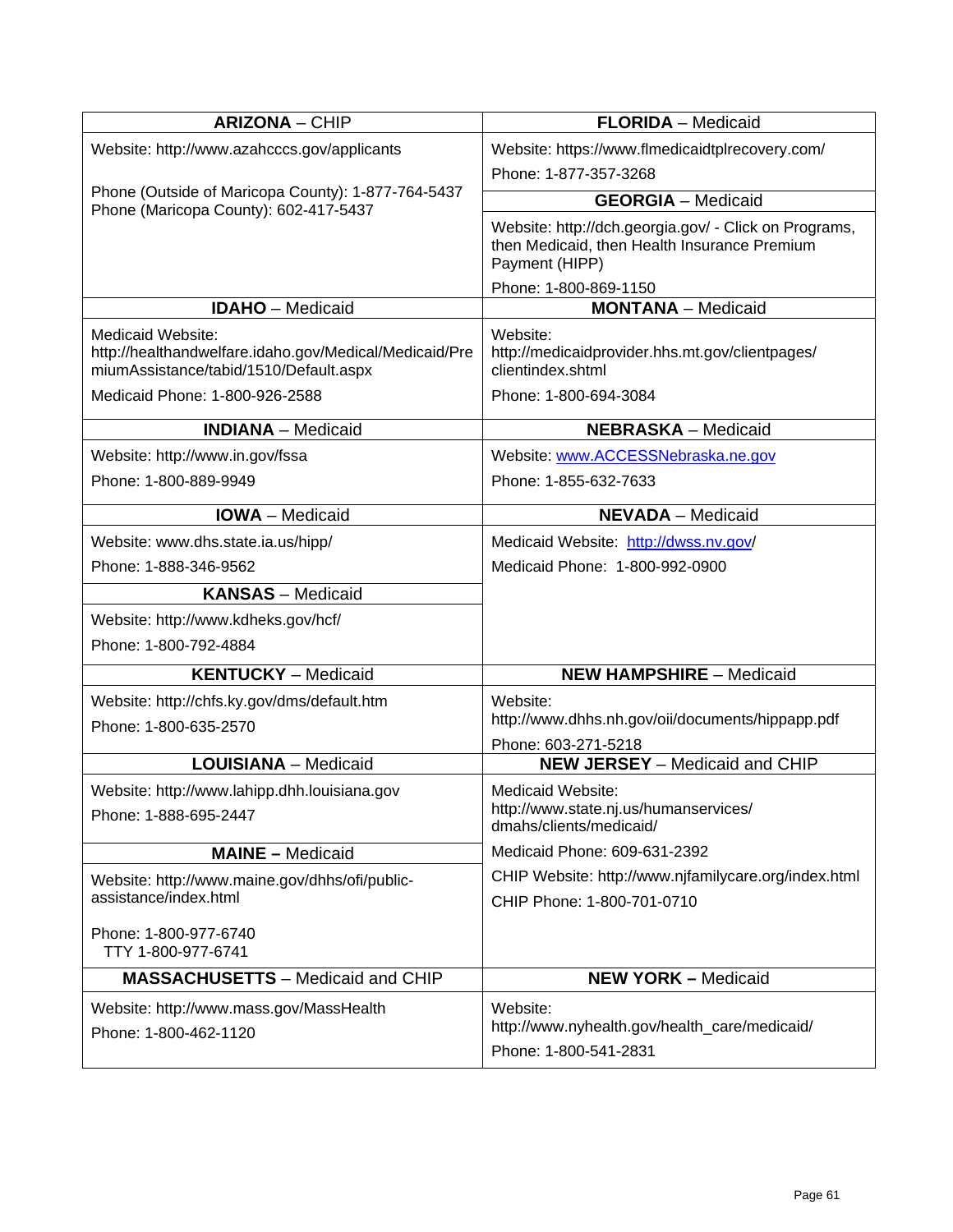| ARIZONA – CHIP | FLORIDA – Medicaid |
|---|---|
| Website: http://www.azahcccs.gov/applicants<br><br>Phone (Outside of Maricopa County): 1-877-764-5437<br>Phone (Maricopa County): 602-417-5437 | Website: https://www.flmedicaidtplrecovery.com/<br>Phone: 1-877-357-3268<br><br>**GEORGIA** – Medicaid<br><br>Website: http://dch.georgia.gov/ - Click on Programs, then Medicaid, then Health Insurance Premium Payment (HIPP)<br>Phone: 1-800-869-1150 |
| **IDAHO** – Medicaid | **MONTANA** – Medicaid |
| Medicaid Website: http://healthandwelfare.idaho.gov/Medical/Medicaid/PremiumAssistance/tabid/1510/Default.aspx<br>Medicaid Phone: 1-800-926-2588 | Website: http://medicaidprovider.hhs.mt.gov/clientpages/clientindex.shtml<br>Phone: 1-800-694-3084 |
| **INDIANA** – Medicaid | **NEBRASKA** – Medicaid |
| Website: http://www.in.gov/fssa<br>Phone: 1-800-889-9949 | Website: www.ACCESSNebraska.ne.gov<br>Phone: 1-855-632-7633 |
| **IOWA** – Medicaid | **NEVADA** – Medicaid |
| Website: www.dhs.state.ia.us/hipp/<br>Phone: 1-888-346-9562<br><br>**KANSAS** – Medicaid<br><br>Website: http://www.kdheks.gov/hcf/<br>Phone: 1-800-792-4884 | Medicaid Website: http://dwss.nv.gov/<br>Medicaid Phone: 1-800-992-0900 |
| **KENTUCKY** – Medicaid | **NEW HAMPSHIRE** – Medicaid |
| Website: http://chfs.ky.gov/dms/default.htm<br>Phone: 1-800-635-2570 | Website: http://www.dhhs.nh.gov/oii/documents/hippapp.pdf<br>Phone: 603-271-5218 |
| **LOUISIANA** – Medicaid | **NEW JERSEY** – Medicaid and CHIP |
| Website: http://www.lahipp.dhh.louisiana.gov<br>Phone: 1-888-695-2447<br><br>**MAINE –** Medicaid<br><br>Website: http://www.maine.gov/dhhs/ofi/public-assistance/index.html<br>Phone: 1-800-977-6740<br>TTY 1-800-977-6741 | Medicaid Website: http://www.state.nj.us/humanservices/dmahs/clients/medicaid/<br>Medicaid Phone: 609-631-2392<br>CHIP Website: http://www.njfamilycare.org/index.html<br>CHIP Phone: 1-800-701-0710 |
| **MASSACHUSETTS** – Medicaid and CHIP | **NEW YORK –** Medicaid |
| Website: http://www.mass.gov/MassHealth<br>Phone: 1-800-462-1120 | Website: http://www.nyhealth.gov/health_care/medicaid/<br>Phone: 1-800-541-2831 |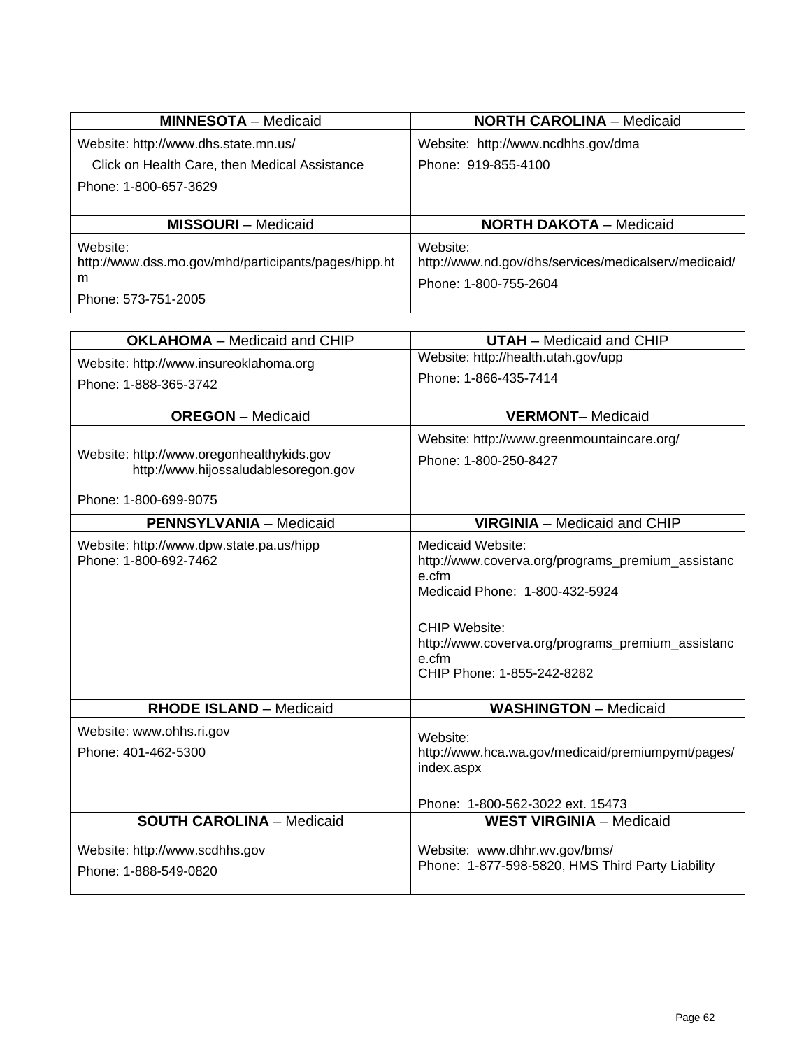| MINNESOTA – Medicaid | NORTH CAROLINA – Medicaid |
|---|---|
| Website: http://www.dhs.state.mn.us/<br>Click on Health Care, then Medical Assistance<br>Phone: 1-800-657-3629 | Website: http://www.ncdhhs.gov/dma<br>Phone: 919-855-4100 |
| **MISSOURI** – Medicaid | **NORTH DAKOTA** – Medicaid |
| Website: http://www.dss.mo.gov/mhd/participants/pages/hipp.htm<br>Phone: 573-751-2005 | Website: http://www.nd.gov/dhs/services/medicalserv/medicaid/<br>Phone: 1-800-755-2604 |

| OKLAHOMA – Medicaid and CHIP | UTAH – Medicaid and CHIP |
|---|---|
| Website: http://www.insureoklahoma.org<br>Phone: 1-888-365-3742 | Website: http://health.utah.gov/upp<br>Phone: 1-866-435-7414 |
| **OREGON** – Medicaid | **VERMONT**– Medicaid |
| Website: http://www.oregonhealthykids.gov<br>http://www.hijossaludablesoregon.gov<br>Phone: 1-800-699-9075 | Website: http://www.greenmountaincare.org/<br>Phone: 1-800-250-8427 |
| **PENNSYLVANIA** – Medicaid | **VIRGINIA** – Medicaid and CHIP |
| Website: http://www.dpw.state.pa.us/hipp<br>Phone: 1-800-692-7462 | Medicaid Website: http://www.coverva.org/programs_premium_assistance.cfm<br>Medicaid Phone: 1-800-432-5924<br><br>CHIP Website: http://www.coverva.org/programs_premium_assistance.cfm<br>CHIP Phone: 1-855-242-8282 |
| **RHODE ISLAND** – Medicaid | **WASHINGTON** – Medicaid |
| Website: www.ohhs.ri.gov<br>Phone: 401-462-5300 | Website: http://www.hca.wa.gov/medicaid/premiumpymt/pages/index.aspx<br><br>Phone: 1-800-562-3022 ext. 15473 |
| **SOUTH CAROLINA** – Medicaid | **WEST VIRGINIA** – Medicaid |
| Website: http://www.scdhhs.gov<br>Phone: 1-888-549-0820 | Website: www.dhhr.wv.gov/bms/<br>Phone: 1-877-598-5820, HMS Third Party Liability |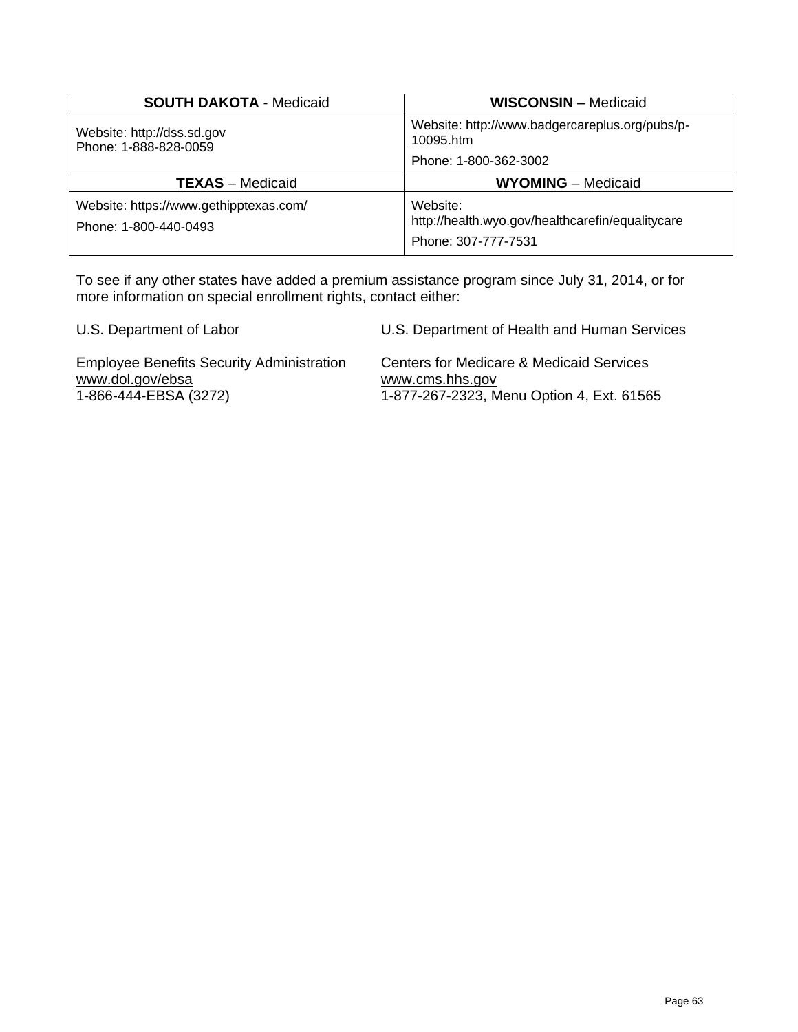| **SOUTH DAKOTA** - Medicaid | **WISCONSIN** – Medicaid |
|---|---|
| Website: http://dss.sd.gov<br>Phone: 1-888-828-0059 | Website: http://www.badgercareplus.org/pubs/p-10095.htm<br>Phone: 1-800-362-3002 |
| **TEXAS** – Medicaid | **WYOMING** – Medicaid |
| Website: https://www.gethipptexas.com/<br>Phone: 1-800-440-0493 | Website: http://health.wyo.gov/healthcarefin/equalitycare<br>Phone: 307-777-7531 |

To see if any other states have added a premium assistance program since July 31, 2014, or for more information on special enrollment rights, contact either:

U.S. Department of Labor
Employee Benefits Security Administration
www.dol.gov/ebsa
1-866-444-EBSA (3272)

U.S. Department of Health and Human Services
Centers for Medicare & Medicaid Services
www.cms.hhs.gov
1-877-267-2323, Menu Option 4, Ext. 61565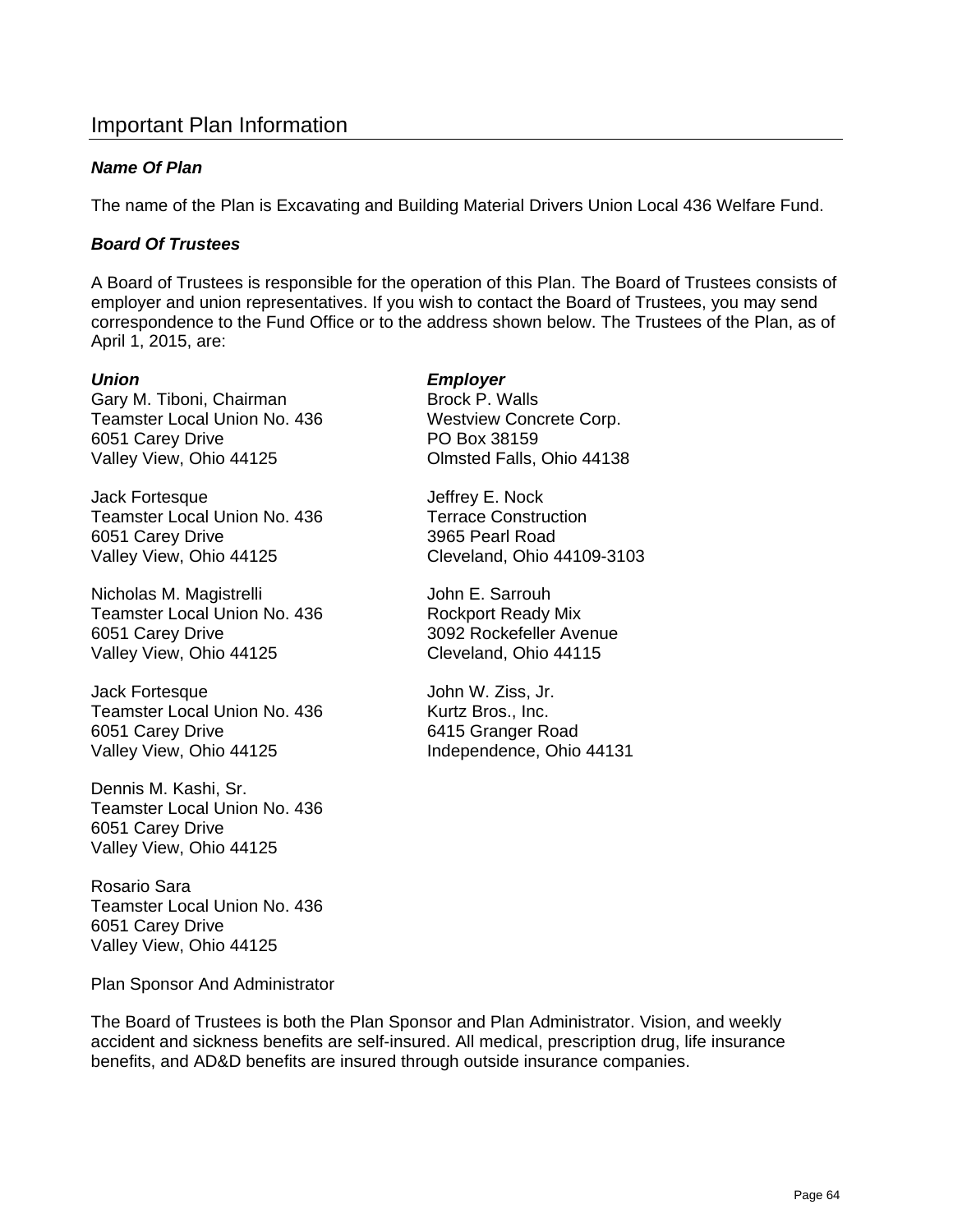## Important Plan Information

***Name Of Plan***

The name of the Plan is Excavating and Building Material Drivers Union Local 436 Welfare Fund.

***Board Of Trustees***

A Board of Trustees is responsible for the operation of this Plan. The Board of Trustees consists of employer and union representatives. If you wish to contact the Board of Trustees, you may send correspondence to the Fund Office or to the address shown below. The Trustees of the Plan, as of April 1, 2015, are:

***Union***

Gary M. Tiboni, Chairman
Teamster Local Union No. 436
6051 Carey Drive
Valley View, Ohio 44125

Jack Fortesque
Teamster Local Union No. 436
6051 Carey Drive
Valley View, Ohio 44125

Nicholas M. Magistrelli
Teamster Local Union No. 436
6051 Carey Drive
Valley View, Ohio 44125

Jack Fortesque
Teamster Local Union No. 436
6051 Carey Drive
Valley View, Ohio 44125

Dennis M. Kashi, Sr.
Teamster Local Union No. 436
6051 Carey Drive
Valley View, Ohio 44125

Rosario Sara
Teamster Local Union No. 436
6051 Carey Drive
Valley View, Ohio 44125

***Employer***

Brock P. Walls
Westview Concrete Corp.
PO Box 38159
Olmsted Falls, Ohio 44138

Jeffrey E. Nock
Terrace Construction
3965 Pearl Road
Cleveland, Ohio 44109-3103

John E. Sarrouh
Rockport Ready Mix
3092 Rockefeller Avenue
Cleveland, Ohio 44115

John W. Ziss, Jr.
Kurtz Bros., Inc.
6415 Granger Road
Independence, Ohio 44131

Plan Sponsor And Administrator

The Board of Trustees is both the Plan Sponsor and Plan Administrator. Vision, and weekly accident and sickness benefits are self-insured. All medical, prescription drug, life insurance benefits, and AD&D benefits are insured through outside insurance companies.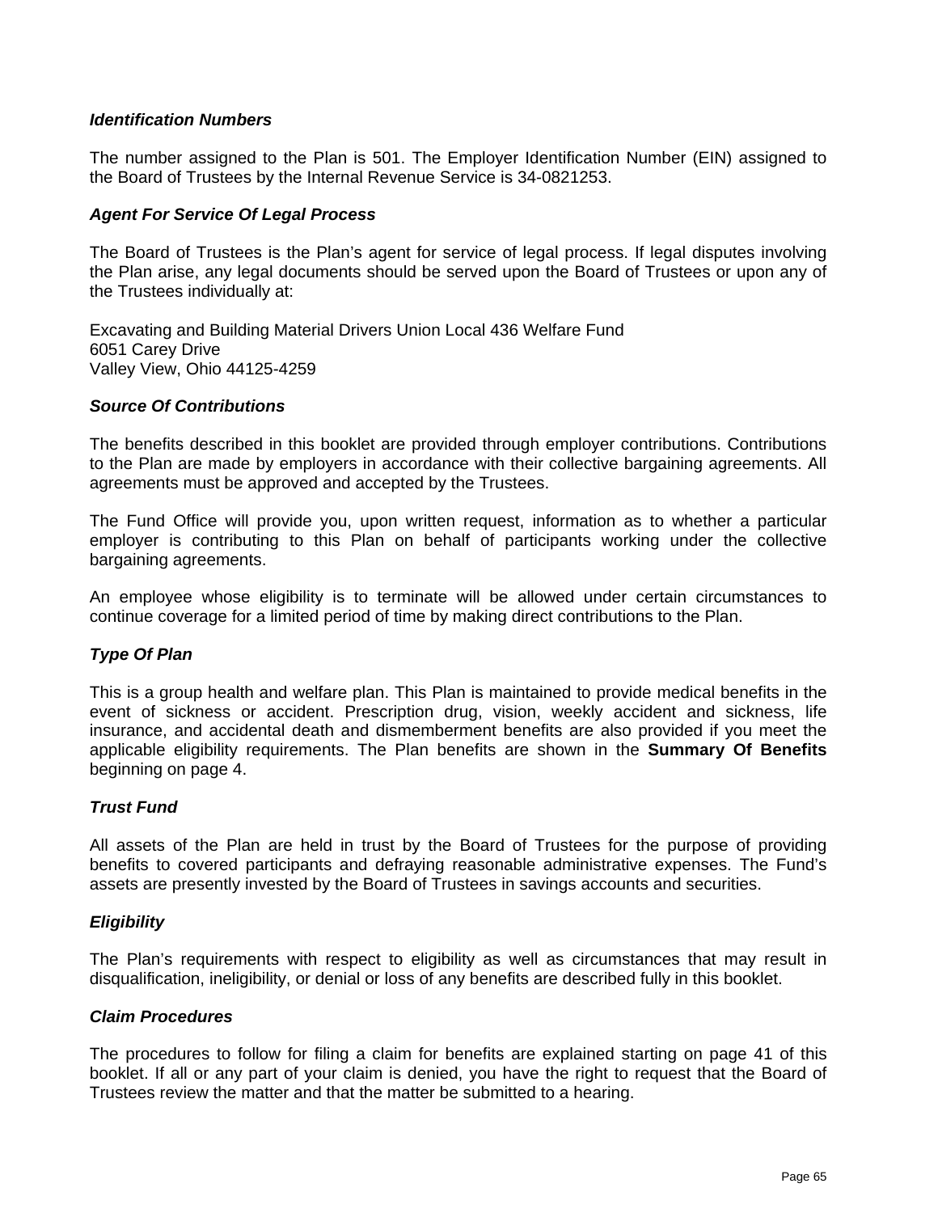### *Identification Numbers*

The number assigned to the Plan is 501. The Employer Identification Number (EIN) assigned to the Board of Trustees by the Internal Revenue Service is 34-0821253.

### *Agent For Service Of Legal Process*

The Board of Trustees is the Plan's agent for service of legal process. If legal disputes involving the Plan arise, any legal documents should be served upon the Board of Trustees or upon any of the Trustees individually at:

Excavating and Building Material Drivers Union Local 436 Welfare Fund
6051 Carey Drive
Valley View, Ohio 44125-4259

### *Source Of Contributions*

The benefits described in this booklet are provided through employer contributions. Contributions to the Plan are made by employers in accordance with their collective bargaining agreements. All agreements must be approved and accepted by the Trustees.

The Fund Office will provide you, upon written request, information as to whether a particular employer is contributing to this Plan on behalf of participants working under the collective bargaining agreements.

An employee whose eligibility is to terminate will be allowed under certain circumstances to continue coverage for a limited period of time by making direct contributions to the Plan.

### *Type Of Plan*

This is a group health and welfare plan. This Plan is maintained to provide medical benefits in the event of sickness or accident. Prescription drug, vision, weekly accident and sickness, life insurance, and accidental death and dismemberment benefits are also provided if you meet the applicable eligibility requirements. The Plan benefits are shown in the **Summary Of Benefits** beginning on page 4.

### *Trust Fund*

All assets of the Plan are held in trust by the Board of Trustees for the purpose of providing benefits to covered participants and defraying reasonable administrative expenses. The Fund's assets are presently invested by the Board of Trustees in savings accounts and securities.

### *Eligibility*

The Plan's requirements with respect to eligibility as well as circumstances that may result in disqualification, ineligibility, or denial or loss of any benefits are described fully in this booklet.

### *Claim Procedures*

The procedures to follow for filing a claim for benefits are explained starting on page 41 of this booklet. If all or any part of your claim is denied, you have the right to request that the Board of Trustees review the matter and that the matter be submitted to a hearing.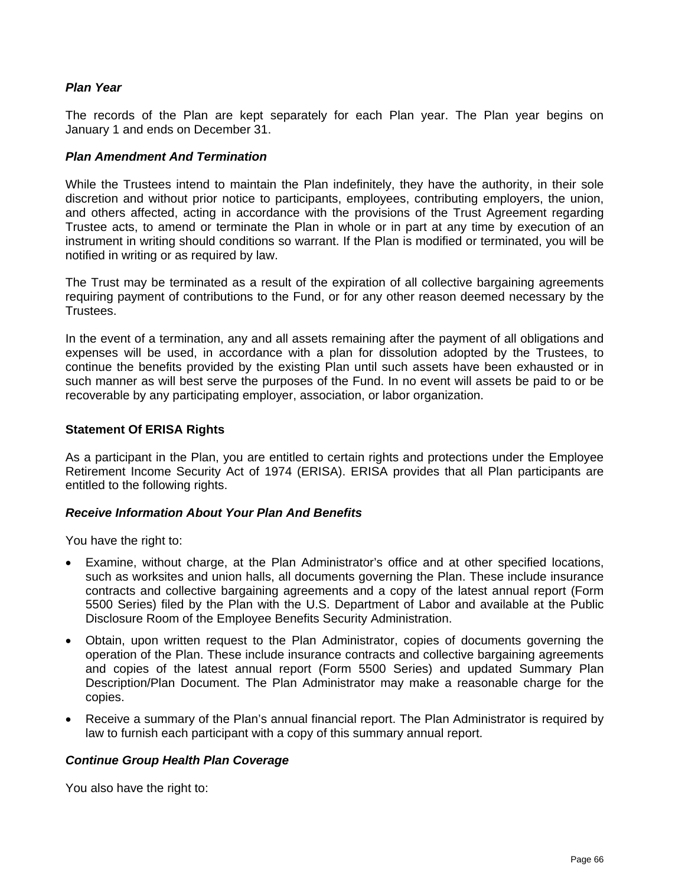### *Plan Year*

The records of the Plan are kept separately for each Plan year. The Plan year begins on January 1 and ends on December 31.

### *Plan Amendment And Termination*

While the Trustees intend to maintain the Plan indefinitely, they have the authority, in their sole discretion and without prior notice to participants, employees, contributing employers, the union, and others affected, acting in accordance with the provisions of the Trust Agreement regarding Trustee acts, to amend or terminate the Plan in whole or in part at any time by execution of an instrument in writing should conditions so warrant. If the Plan is modified or terminated, you will be notified in writing or as required by law.

The Trust may be terminated as a result of the expiration of all collective bargaining agreements requiring payment of contributions to the Fund, or for any other reason deemed necessary by the Trustees.

In the event of a termination, any and all assets remaining after the payment of all obligations and expenses will be used, in accordance with a plan for dissolution adopted by the Trustees, to continue the benefits provided by the existing Plan until such assets have been exhausted or in such manner as will best serve the purposes of the Fund. In no event will assets be paid to or be recoverable by any participating employer, association, or labor organization.

## Statement Of ERISA Rights

As a participant in the Plan, you are entitled to certain rights and protections under the Employee Retirement Income Security Act of 1974 (ERISA). ERISA provides that all Plan participants are entitled to the following rights.

### *Receive Information About Your Plan And Benefits*

You have the right to:

- Examine, without charge, at the Plan Administrator's office and at other specified locations, such as worksites and union halls, all documents governing the Plan. These include insurance contracts and collective bargaining agreements and a copy of the latest annual report (Form 5500 Series) filed by the Plan with the U.S. Department of Labor and available at the Public Disclosure Room of the Employee Benefits Security Administration.
- Obtain, upon written request to the Plan Administrator, copies of documents governing the operation of the Plan. These include insurance contracts and collective bargaining agreements and copies of the latest annual report (Form 5500 Series) and updated Summary Plan Description/Plan Document. The Plan Administrator may make a reasonable charge for the copies.
- Receive a summary of the Plan's annual financial report. The Plan Administrator is required by law to furnish each participant with a copy of this summary annual report.

### *Continue Group Health Plan Coverage*

You also have the right to: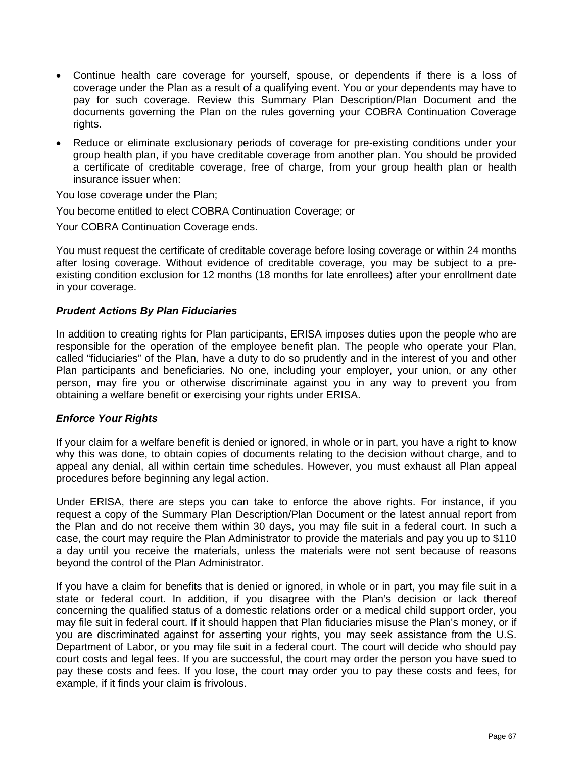- Continue health care coverage for yourself, spouse, or dependents if there is a loss of coverage under the Plan as a result of a qualifying event. You or your dependents may have to pay for such coverage. Review this Summary Plan Description/Plan Document and the documents governing the Plan on the rules governing your COBRA Continuation Coverage rights.
- Reduce or eliminate exclusionary periods of coverage for pre-existing conditions under your group health plan, if you have creditable coverage from another plan. You should be provided a certificate of creditable coverage, free of charge, from your group health plan or health insurance issuer when:

You lose coverage under the Plan;

You become entitled to elect COBRA Continuation Coverage; or

Your COBRA Continuation Coverage ends.

You must request the certificate of creditable coverage before losing coverage or within 24 months after losing coverage. Without evidence of creditable coverage, you may be subject to a pre-existing condition exclusion for 12 months (18 months for late enrollees) after your enrollment date in your coverage.

***Prudent Actions By Plan Fiduciaries***

In addition to creating rights for Plan participants, ERISA imposes duties upon the people who are responsible for the operation of the employee benefit plan. The people who operate your Plan, called "fiduciaries" of the Plan, have a duty to do so prudently and in the interest of you and other Plan participants and beneficiaries. No one, including your employer, your union, or any other person, may fire you or otherwise discriminate against you in any way to prevent you from obtaining a welfare benefit or exercising your rights under ERISA.

***Enforce Your Rights***

If your claim for a welfare benefit is denied or ignored, in whole or in part, you have a right to know why this was done, to obtain copies of documents relating to the decision without charge, and to appeal any denial, all within certain time schedules. However, you must exhaust all Plan appeal procedures before beginning any legal action.

Under ERISA, there are steps you can take to enforce the above rights. For instance, if you request a copy of the Summary Plan Description/Plan Document or the latest annual report from the Plan and do not receive them within 30 days, you may file suit in a federal court. In such a case, the court may require the Plan Administrator to provide the materials and pay you up to $110 a day until you receive the materials, unless the materials were not sent because of reasons beyond the control of the Plan Administrator.

If you have a claim for benefits that is denied or ignored, in whole or in part, you may file suit in a state or federal court. In addition, if you disagree with the Plan's decision or lack thereof concerning the qualified status of a domestic relations order or a medical child support order, you may file suit in federal court. If it should happen that Plan fiduciaries misuse the Plan's money, or if you are discriminated against for asserting your rights, you may seek assistance from the U.S. Department of Labor, or you may file suit in a federal court. The court will decide who should pay court costs and legal fees. If you are successful, the court may order the person you have sued to pay these costs and fees. If you lose, the court may order you to pay these costs and fees, for example, if it finds your claim is frivolous.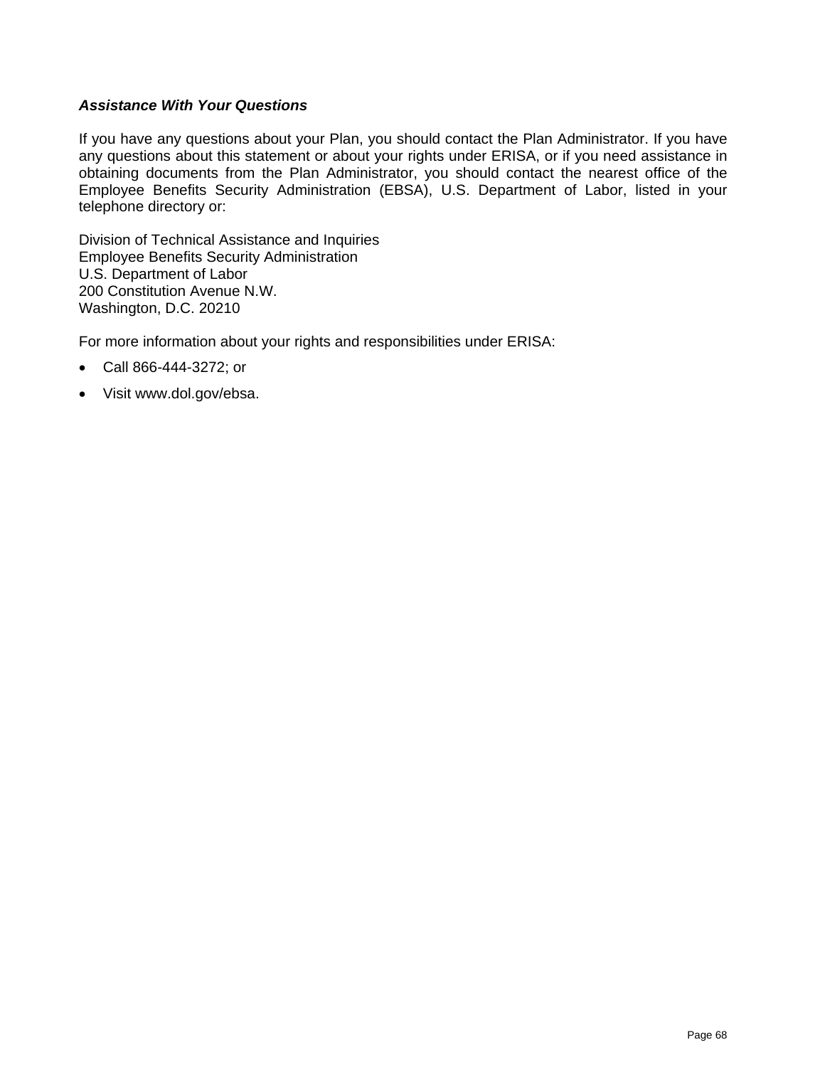***Assistance With Your Questions***

If you have any questions about your Plan, you should contact the Plan Administrator. If you have any questions about this statement or about your rights under ERISA, or if you need assistance in obtaining documents from the Plan Administrator, you should contact the nearest office of the Employee Benefits Security Administration (EBSA), U.S. Department of Labor, listed in your telephone directory or:

Division of Technical Assistance and Inquiries
Employee Benefits Security Administration
U.S. Department of Labor
200 Constitution Avenue N.W.
Washington, D.C. 20210

For more information about your rights and responsibilities under ERISA:

- Call 866-444-3272; or
- Visit www.dol.gov/ebsa.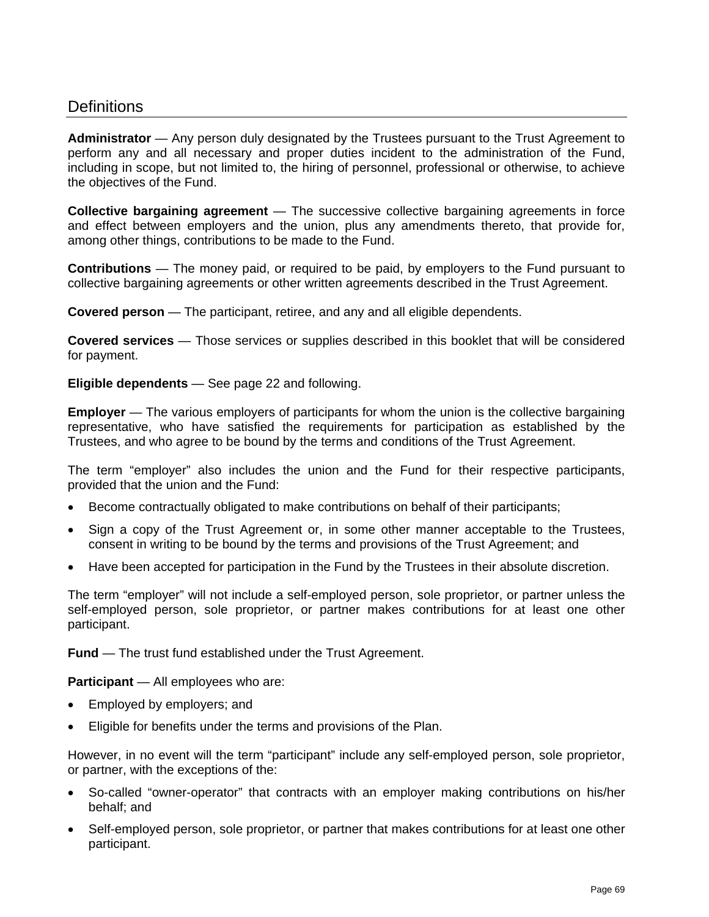## Definitions

**Administrator** — Any person duly designated by the Trustees pursuant to the Trust Agreement to perform any and all necessary and proper duties incident to the administration of the Fund, including in scope, but not limited to, the hiring of personnel, professional or otherwise, to achieve the objectives of the Fund.

**Collective bargaining agreement** — The successive collective bargaining agreements in force and effect between employers and the union, plus any amendments thereto, that provide for, among other things, contributions to be made to the Fund.

**Contributions** — The money paid, or required to be paid, by employers to the Fund pursuant to collective bargaining agreements or other written agreements described in the Trust Agreement.

**Covered person** — The participant, retiree, and any and all eligible dependents.

**Covered services** — Those services or supplies described in this booklet that will be considered for payment.

**Eligible dependents** — See page 22 and following.

**Employer** — The various employers of participants for whom the union is the collective bargaining representative, who have satisfied the requirements for participation as established by the Trustees, and who agree to be bound by the terms and conditions of the Trust Agreement.

The term "employer" also includes the union and the Fund for their respective participants, provided that the union and the Fund:

- Become contractually obligated to make contributions on behalf of their participants;
- Sign a copy of the Trust Agreement or, in some other manner acceptable to the Trustees, consent in writing to be bound by the terms and provisions of the Trust Agreement; and
- Have been accepted for participation in the Fund by the Trustees in their absolute discretion.

The term "employer" will not include a self-employed person, sole proprietor, or partner unless the self-employed person, sole proprietor, or partner makes contributions for at least one other participant.

**Fund** — The trust fund established under the Trust Agreement.

**Participant** — All employees who are:

- Employed by employers; and
- Eligible for benefits under the terms and provisions of the Plan.

However, in no event will the term "participant" include any self-employed person, sole proprietor, or partner, with the exceptions of the:

- So-called "owner-operator" that contracts with an employer making contributions on his/her behalf; and
- Self-employed person, sole proprietor, or partner that makes contributions for at least one other participant.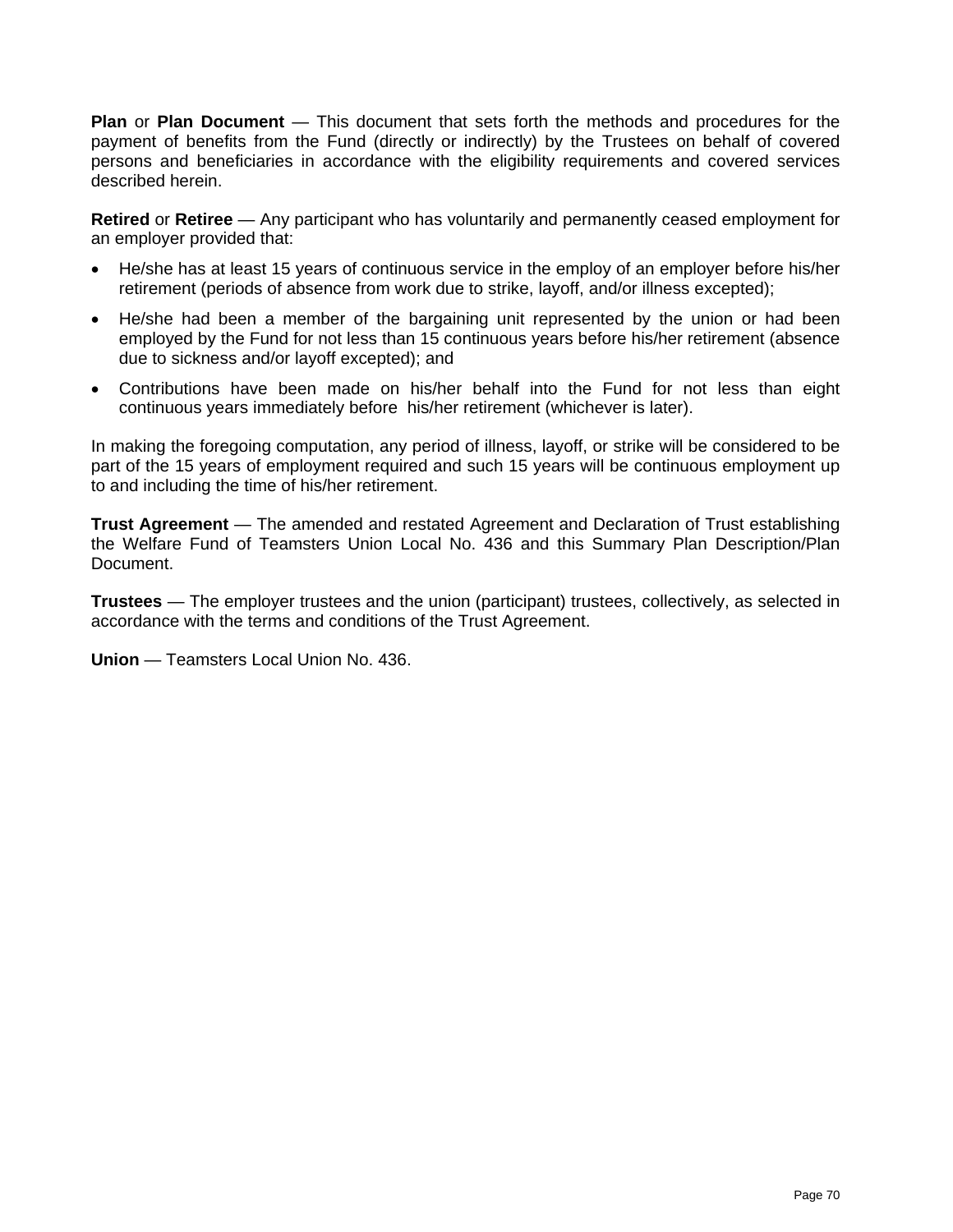**Plan** or **Plan Document** — This document that sets forth the methods and procedures for the payment of benefits from the Fund (directly or indirectly) by the Trustees on behalf of covered persons and beneficiaries in accordance with the eligibility requirements and covered services described herein.

**Retired** or **Retiree** — Any participant who has voluntarily and permanently ceased employment for an employer provided that:

- He/she has at least 15 years of continuous service in the employ of an employer before his/her retirement (periods of absence from work due to strike, layoff, and/or illness excepted);
- He/she had been a member of the bargaining unit represented by the union or had been employed by the Fund for not less than 15 continuous years before his/her retirement (absence due to sickness and/or layoff excepted); and
- Contributions have been made on his/her behalf into the Fund for not less than eight continuous years immediately before his/her retirement (whichever is later).

In making the foregoing computation, any period of illness, layoff, or strike will be considered to be part of the 15 years of employment required and such 15 years will be continuous employment up to and including the time of his/her retirement.

**Trust Agreement** — The amended and restated Agreement and Declaration of Trust establishing the Welfare Fund of Teamsters Union Local No. 436 and this Summary Plan Description/Plan Document.

**Trustees** — The employer trustees and the union (participant) trustees, collectively, as selected in accordance with the terms and conditions of the Trust Agreement.

**Union** — Teamsters Local Union No. 436.